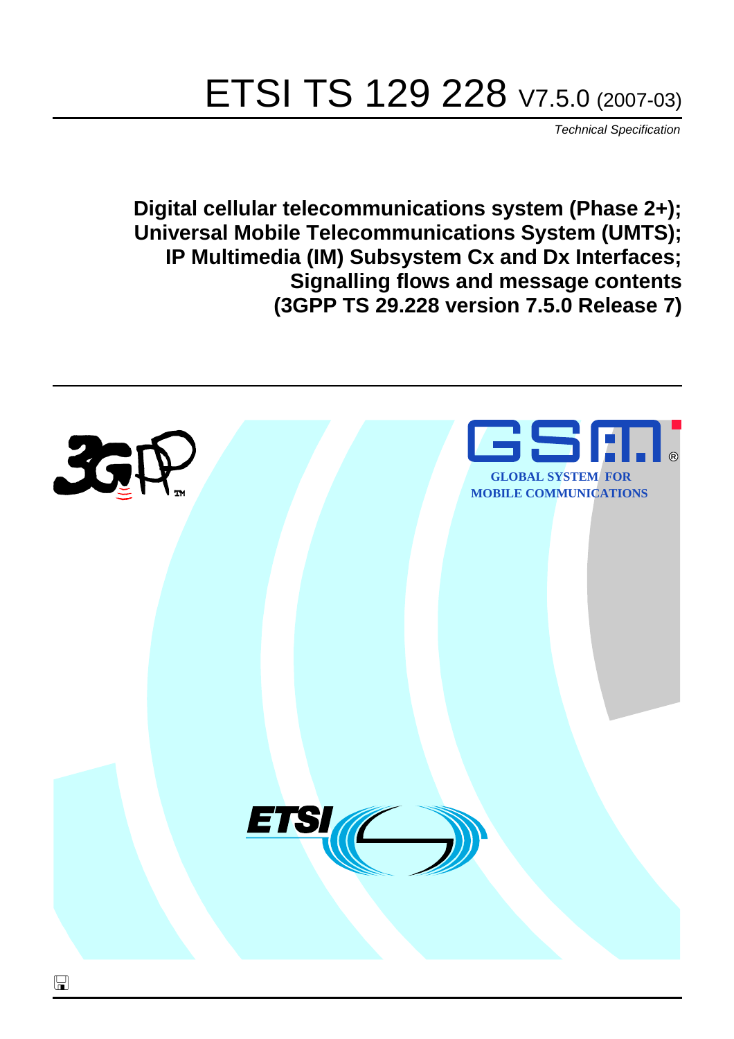# ETSI TS 129 228 V7.5.0 (2007-03)

*Technical Specification*

**Digital cellular telecommunications system (Phase 2+);
Universal Mobile Telecommunications System (UMTS);
IP Multimedia (IM) Subsystem Cx and Dx Interfaces;
Signalling flows and message contents
(3GPP TS 29.228 version 7.5.0 Release 7)**

GLOBAL SYSTEM FOR MOBILE COMMUNICATIONS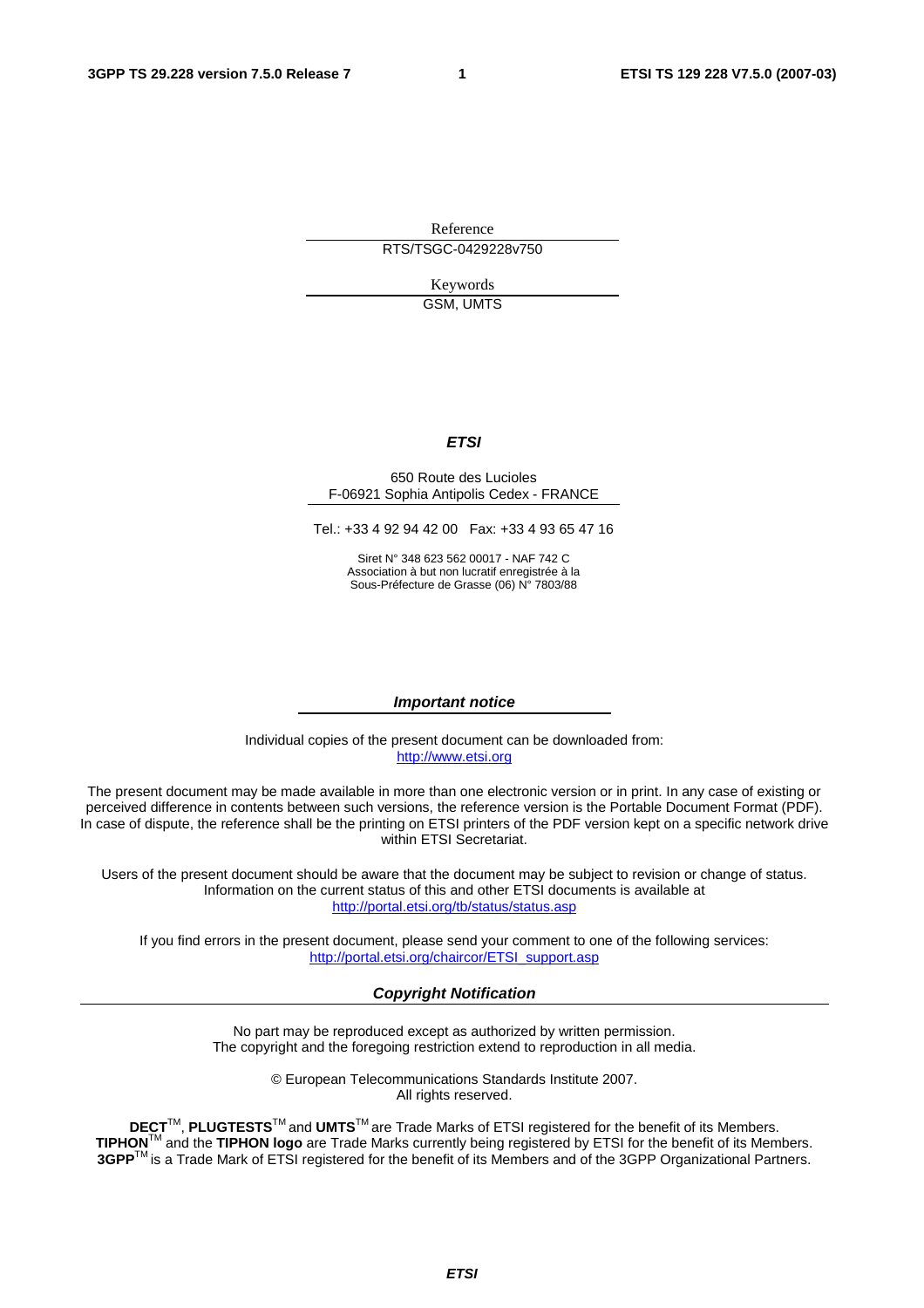Reference

RTS/TSGC-0429228v750

Keywords

GSM, UMTS

***ETSI***

650 Route des Lucioles
F-06921 Sophia Antipolis Cedex - FRANCE

Tel.: +33 4 92 94 42 00 Fax: +33 4 93 65 47 16

Siret N° 348 623 562 00017 - NAF 742 C
Association à but non lucratif enregistrée à la
Sous-Préfecture de Grasse (06) N° 7803/88

***Important notice***

Individual copies of the present document can be downloaded from:
http://www.etsi.org

The present document may be made available in more than one electronic version or in print. In any case of existing or perceived difference in contents between such versions, the reference version is the Portable Document Format (PDF). In case of dispute, the reference shall be the printing on ETSI printers of the PDF version kept on a specific network drive within ETSI Secretariat.

Users of the present document should be aware that the document may be subject to revision or change of status. Information on the current status of this and other ETSI documents is available at
http://portal.etsi.org/tb/status/status.asp

If you find errors in the present document, please send your comment to one of the following services:
http://portal.etsi.org/chaircor/ETSI_support.asp

***Copyright Notification***

No part may be reproduced except as authorized by written permission.
The copyright and the foregoing restriction extend to reproduction in all media.

© European Telecommunications Standards Institute 2007.
All rights reserved.

**DECT**™, **PLUGTESTS**™ and **UMTS**™ are Trade Marks of ETSI registered for the benefit of its Members.
**TIPHON**™ and the **TIPHON logo** are Trade Marks currently being registered by ETSI for the benefit of its Members.
**3GPP**™ is a Trade Mark of ETSI registered for the benefit of its Members and of the 3GPP Organizational Partners.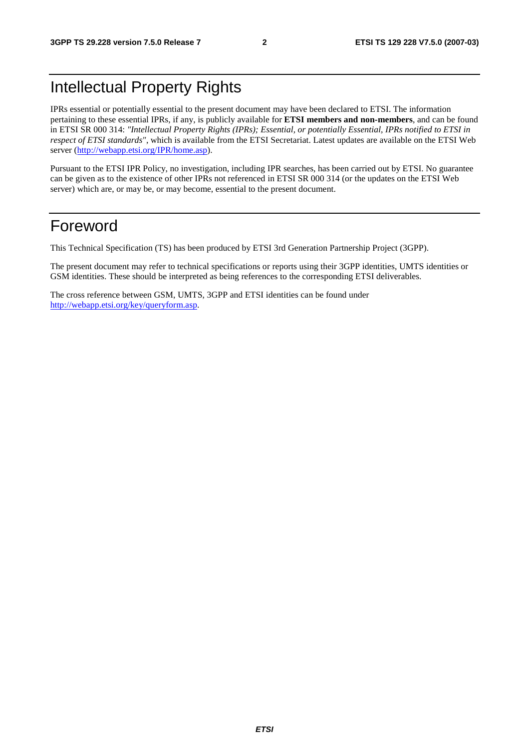# Intellectual Property Rights

IPRs essential or potentially essential to the present document may have been declared to ETSI. The information pertaining to these essential IPRs, if any, is publicly available for **ETSI members and non-members**, and can be found in ETSI SR 000 314: *"Intellectual Property Rights (IPRs); Essential, or potentially Essential, IPRs notified to ETSI in respect of ETSI standards"*, which is available from the ETSI Secretariat. Latest updates are available on the ETSI Web server (http://webapp.etsi.org/IPR/home.asp).

Pursuant to the ETSI IPR Policy, no investigation, including IPR searches, has been carried out by ETSI. No guarantee can be given as to the existence of other IPRs not referenced in ETSI SR 000 314 (or the updates on the ETSI Web server) which are, or may be, or may become, essential to the present document.

# Foreword

This Technical Specification (TS) has been produced by ETSI 3rd Generation Partnership Project (3GPP).

The present document may refer to technical specifications or reports using their 3GPP identities, UMTS identities or GSM identities. These should be interpreted as being references to the corresponding ETSI deliverables.

The cross reference between GSM, UMTS, 3GPP and ETSI identities can be found under http://webapp.etsi.org/key/queryform.asp.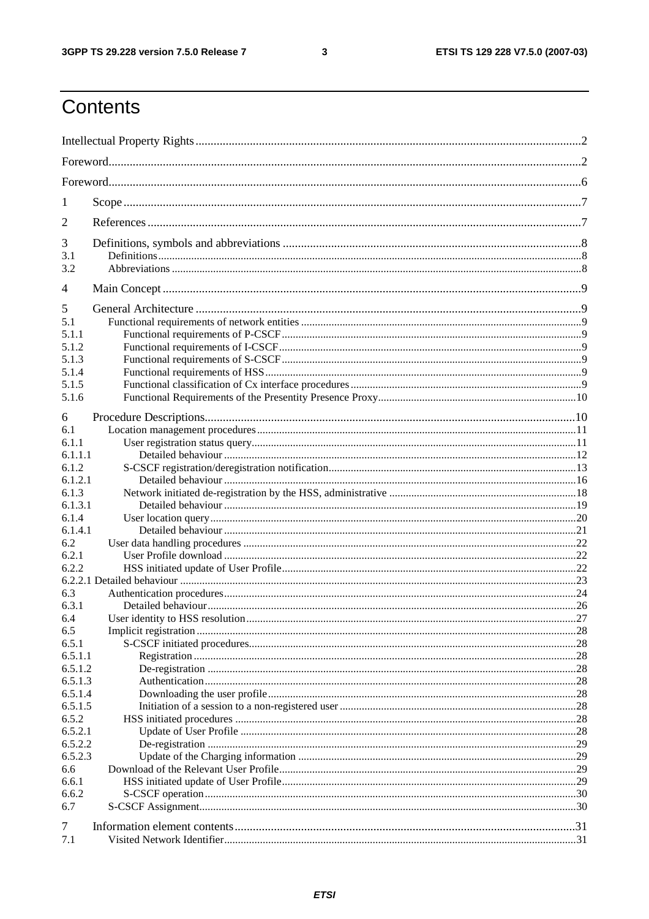# Contents

Intellectual Property Rights ....................................................................................................................2

Foreword....................................................................................................................................................2

Foreword....................................................................................................................................................6

1 Scope ......................................................................................................................................................7

2 References ..............................................................................................................................................7

3 Definitions, symbols and abbreviations ..................................................................................................8
3.1 Definitions.......................................................................................................................................8
3.2 Abbreviations ..................................................................................................................................8

4 Main Concept .........................................................................................................................................9

5 General Architecture ..............................................................................................................................9
5.1 Functional requirements of network entities ....................................................................................9
5.1.1 Functional requirements of P-CSCF ..............................................................................................9
5.1.2 Functional requirements of I-CSCF...............................................................................................9
5.1.3 Functional requirements of S-CSCF .............................................................................................9
5.1.4 Functional requirements of HSS ...................................................................................................9
5.1.5 Functional classification of Cx interface procedures ....................................................................9
5.1.6 Functional Requirements of the Presentity Presence Proxy.........................................................10

6 Procedure Descriptions.........................................................................................................................10
6.1 Location management procedures ...................................................................................................11
6.1.1 User registration status query.......................................................................................................11
6.1.1.1 Detailed behaviour ...................................................................................................................12
6.1.2 S-CSCF registration/deregistration notification............................................................................13
6.1.2.1 Detailed behaviour ...................................................................................................................16
6.1.3 Network initiated de-registration by the HSS, administrative .......................................................18
6.1.3.1 Detailed behaviour ...................................................................................................................19
6.1.4 User location query .......................................................................................................................20
6.1.4.1 Detailed behaviour ...................................................................................................................21
6.2 User data handling procedures ........................................................................................................22
6.2.1 User Profile download ..................................................................................................................22
6.2.2 HSS initiated update of User Profile.............................................................................................22
6.2.2.1 Detailed behaviour ...................................................................................................................23
6.3 Authentication procedures...............................................................................................................24
6.3.1 Detailed behaviour........................................................................................................................26
6.4 User identity to HSS resolution........................................................................................................27
6.5 Implicit registration .........................................................................................................................28
6.5.1 S-CSCF initiated procedures.........................................................................................................28
6.5.1.1 Registration ..............................................................................................................................28
6.5.1.2 De-registration .........................................................................................................................28
6.5.1.3 Authentication..........................................................................................................................28
6.5.1.4 Downloading the user profile...................................................................................................28
6.5.1.5 Initiation of a session to a non-registered user ........................................................................28
6.5.2 HSS initiated procedures ..............................................................................................................28
6.5.2.1 Update of User Profile .............................................................................................................28
6.5.2.2 De-registration .........................................................................................................................29
6.5.2.3 Update of the Charging information ........................................................................................29
6.6 Download of the Relevant User Profile............................................................................................29
6.6.1 HSS initiated update of User Profile.............................................................................................29
6.6.2 S-CSCF operation..........................................................................................................................30
6.7 S-CSCF Assignment.........................................................................................................................30

7 Information element contents................................................................................................................31
7.1 Visited Network Identifier................................................................................................................31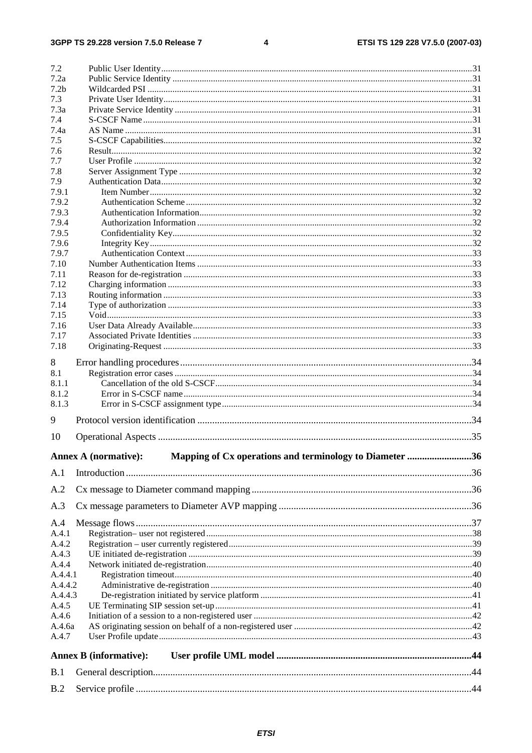7.2 Public User Identity ........................................................................................................................................31
7.2a Public Service Identity ....................................................................................................................................31
7.2b Wildcarded PSI ................................................................................................................................................31
7.3 Private User Identity.........................................................................................................................................31
7.3a Private Service Identity ....................................................................................................................................31
7.4 S-CSCF Name ..................................................................................................................................................31
7.4a AS Name ..........................................................................................................................................................31
7.5 S-CSCF Capabilities.........................................................................................................................................32
7.6 Result................................................................................................................................................................32
7.7 User Profile ......................................................................................................................................................32
7.8 Server Assignment Type ..................................................................................................................................32
7.9 Authentication Data..........................................................................................................................................32
7.9.1 Item Number...............................................................................................................................................32
7.9.2 Authentication Scheme...............................................................................................................................32
7.9.3 Authentication Information.........................................................................................................................32
7.9.4 Authorization Information ..........................................................................................................................32
7.9.5 Confidentiality Key.....................................................................................................................................32
7.9.6 Integrity Key...............................................................................................................................................32
7.9.7 Authentication Context...............................................................................................................................33
7.10 Number Authentication Items ..........................................................................................................................33
7.11 Reason for de-registration ................................................................................................................................33
7.12 Charging information .......................................................................................................................................33
7.13 Routing information .........................................................................................................................................33
7.14 Type of authorization .......................................................................................................................................33
7.15 Void..................................................................................................................................................................33
7.16 User Data Already Available............................................................................................................................33
7.17 Associated Private Identities ............................................................................................................................33
7.18 Originating-Request .........................................................................................................................................33

8 Error handling procedures......................................................................................................................34
8.1 Registration error cases ....................................................................................................................................34
8.1.1 Cancellation of the old S-CSCF..................................................................................................................34
8.1.2 Error in S-CSCF name ................................................................................................................................34
8.1.3 Error in S-CSCF assignment type...............................................................................................................34

9 Protocol version identification ...............................................................................................................34

10 Operational Aspects ...............................................................................................................................35

Annex A (normative): Mapping of Cx operations and terminology to Diameter ..........................36

A.1 Introduction............................................................................................................................................36

A.2 Cx message to Diameter command mapping .........................................................................................36

A.3 Cx message parameters to Diameter AVP mapping ..............................................................................36

A.4 Message flows........................................................................................................................................37
A.4.1 Registration– user not registered ......................................................................................................................38
A.4.2 Registration – user currently registered............................................................................................................39
A.4.3 UE initiated de-registration ..............................................................................................................................39
A.4.4 Network initiated de-registration......................................................................................................................40
A.4.4.1 Registration timeout....................................................................................................................................40
A.4.4.2 Administrative de-registration ....................................................................................................................40
A.4.4.3 De-registration initiated by service platform ..............................................................................................41
A.4.5 UE Terminating SIP session set-up ..................................................................................................................41
A.4.6 Initiation of a session to a non-registered user .................................................................................................42
A.4.6a AS originating session on behalf of a non-registered user ...............................................................................42
A.4.7 User Profile update...........................................................................................................................................43

Annex B (informative): User profile UML model ..............................................................................44

B.1 General description.................................................................................................................................44

B.2 Service profile ........................................................................................................................................44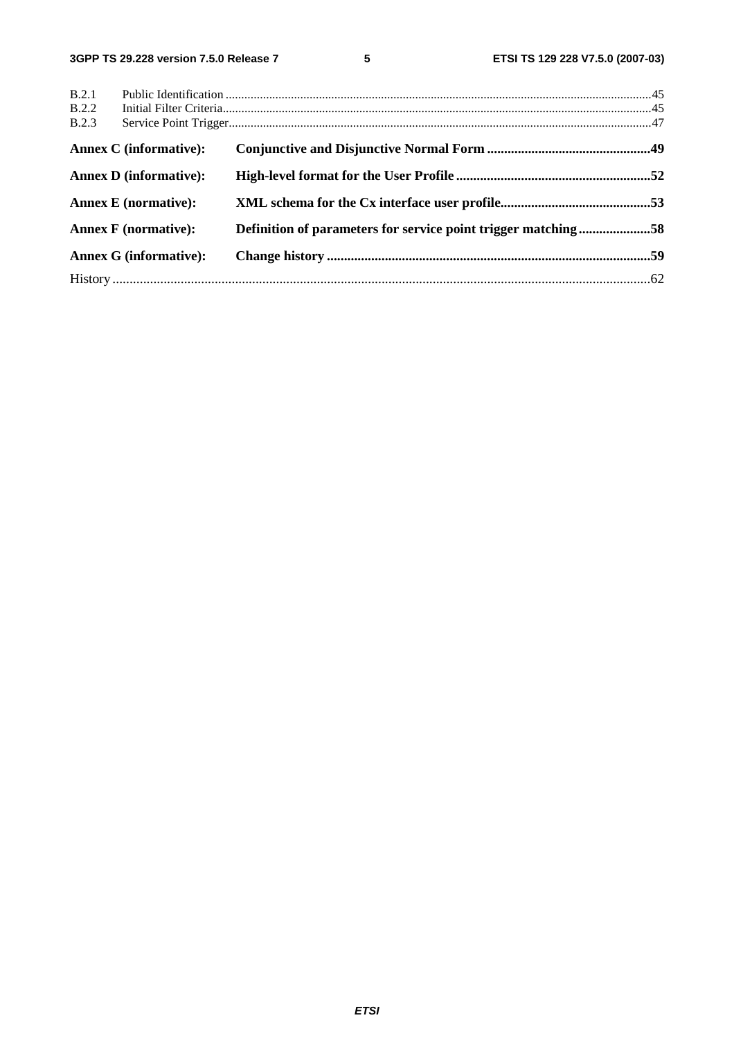B.2.1 Public Identification ........................................................................................................................................45
B.2.2 Initial Filter Criteria.........................................................................................................................................45
B.2.3 Service Point Trigger.......................................................................................................................................47

**Annex C (informative): Conjunctive and Disjunctive Normal Form ................................................49**

**Annex D (informative): High-level format for the User Profile .........................................................52**

**Annex E (normative): XML schema for the Cx interface user profile............................................53**

**Annex F (normative): Definition of parameters for service point trigger matching .....................58**

**Annex G (informative): Change history ..............................................................................................59**

History ............................................................................................................................................................62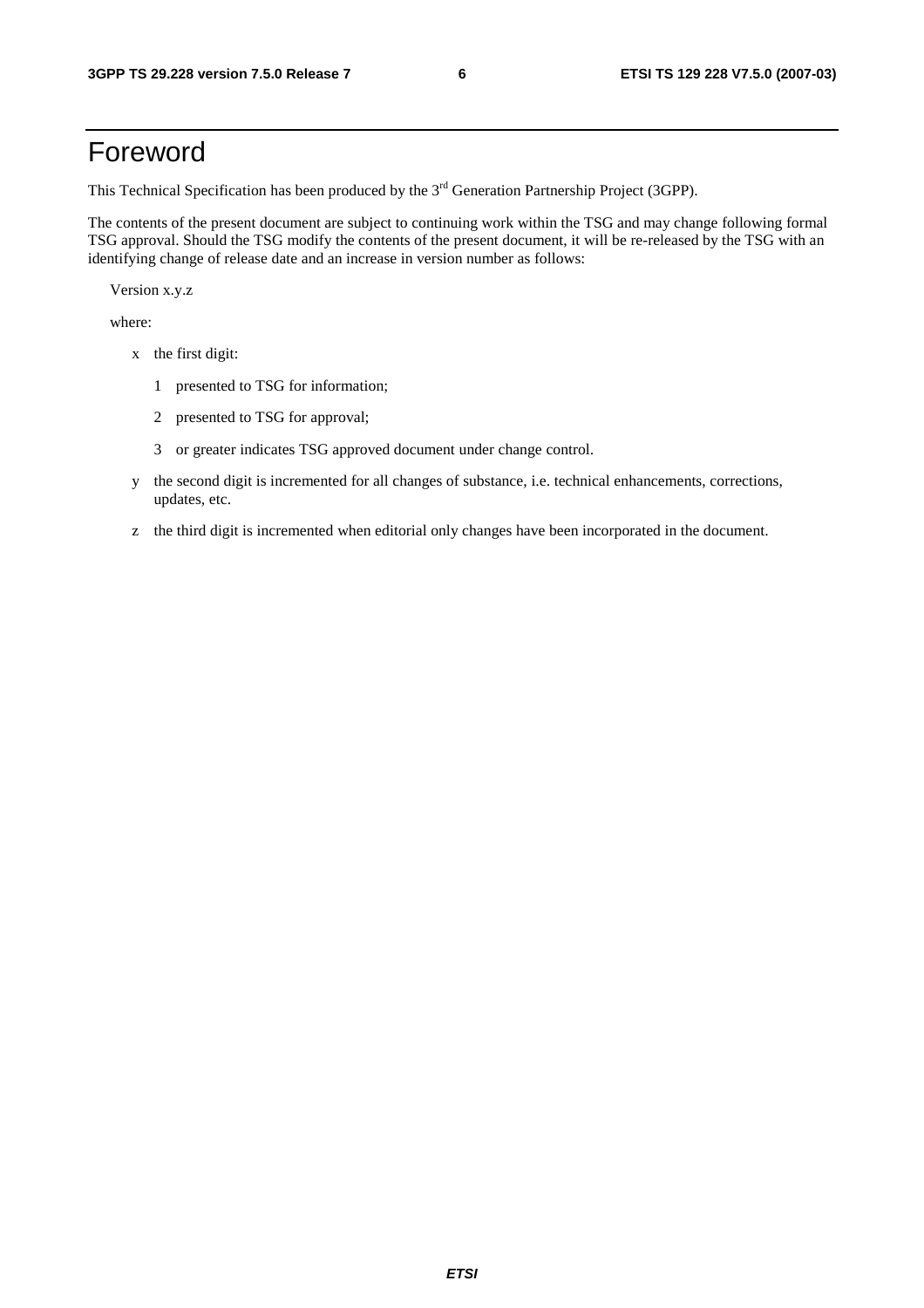# Foreword

This Technical Specification has been produced by the 3rd Generation Partnership Project (3GPP).

The contents of the present document are subject to continuing work within the TSG and may change following formal TSG approval. Should the TSG modify the contents of the present document, it will be re-released by the TSG with an identifying change of release date and an increase in version number as follows:

Version x.y.z

where:

- x the first digit:
  - 1 presented to TSG for information;
  - 2 presented to TSG for approval;
  - 3 or greater indicates TSG approved document under change control.
- y the second digit is incremented for all changes of substance, i.e. technical enhancements, corrections, updates, etc.
- z the third digit is incremented when editorial only changes have been incorporated in the document.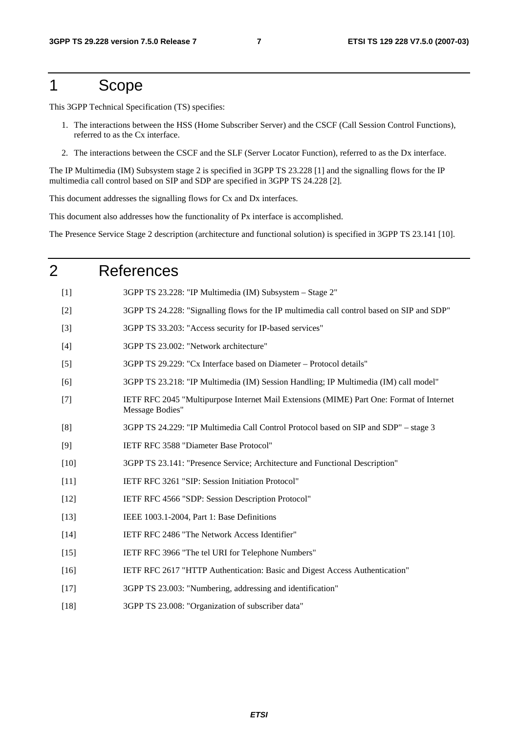# 1 Scope

This 3GPP Technical Specification (TS) specifies:

1. The interactions between the HSS (Home Subscriber Server) and the CSCF (Call Session Control Functions), referred to as the Cx interface.
2. The interactions between the CSCF and the SLF (Server Locator Function), referred to as the Dx interface.

The IP Multimedia (IM) Subsystem stage 2 is specified in 3GPP TS 23.228 [1] and the signalling flows for the IP multimedia call control based on SIP and SDP are specified in 3GPP TS 24.228 [2].

This document addresses the signalling flows for Cx and Dx interfaces.

This document also addresses how the functionality of Px interface is accomplished.

The Presence Service Stage 2 description (architecture and functional solution) is specified in 3GPP TS 23.141 [10].

# 2 References

[1] 3GPP TS 23.228: "IP Multimedia (IM) Subsystem – Stage 2"

[2] 3GPP TS 24.228: "Signalling flows for the IP multimedia call control based on SIP and SDP"

[3] 3GPP TS 33.203: "Access security for IP-based services"

[4] 3GPP TS 23.002: "Network architecture"

[5] 3GPP TS 29.229: "Cx Interface based on Diameter – Protocol details"

[6] 3GPP TS 23.218: "IP Multimedia (IM) Session Handling; IP Multimedia (IM) call model"

[7] IETF RFC 2045 "Multipurpose Internet Mail Extensions (MIME) Part One: Format of Internet Message Bodies"

[8] 3GPP TS 24.229: "IP Multimedia Call Control Protocol based on SIP and SDP" – stage 3

[9] IETF RFC 3588 "Diameter Base Protocol"

[10] 3GPP TS 23.141: "Presence Service; Architecture and Functional Description"

[11] IETF RFC 3261 "SIP: Session Initiation Protocol"

[12] IETF RFC 4566 "SDP: Session Description Protocol"

[13] IEEE 1003.1-2004, Part 1: Base Definitions

[14] IETF RFC 2486 "The Network Access Identifier"

[15] IETF RFC 3966 "The tel URI for Telephone Numbers"

[16] IETF RFC 2617 "HTTP Authentication: Basic and Digest Access Authentication"

[17] 3GPP TS 23.003: "Numbering, addressing and identification"

[18] 3GPP TS 23.008: "Organization of subscriber data"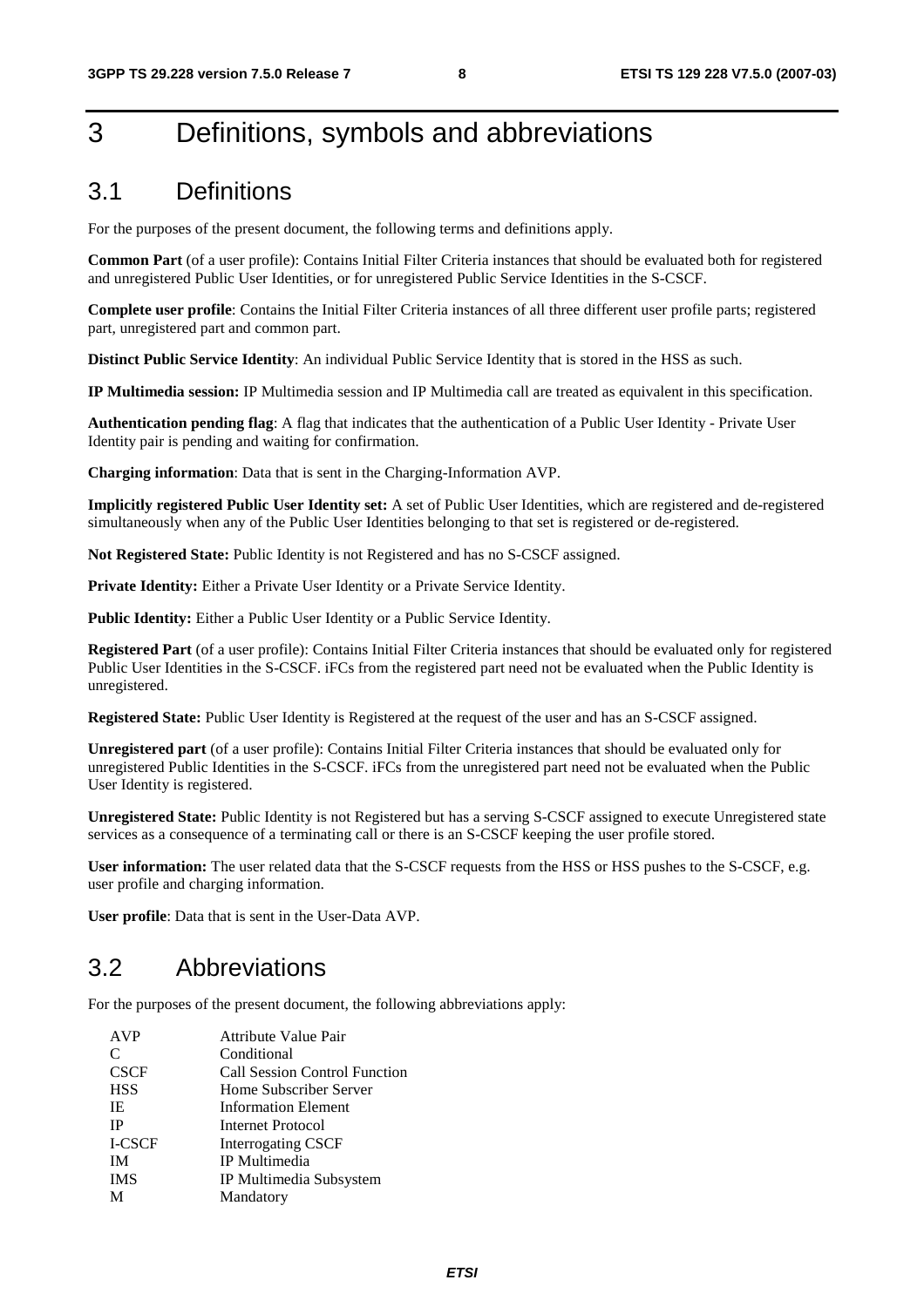# 3 Definitions, symbols and abbreviations

## 3.1 Definitions

For the purposes of the present document, the following terms and definitions apply.

**Common Part** (of a user profile): Contains Initial Filter Criteria instances that should be evaluated both for registered and unregistered Public User Identities, or for unregistered Public Service Identities in the S-CSCF.

**Complete user profile**: Contains the Initial Filter Criteria instances of all three different user profile parts; registered part, unregistered part and common part.

**Distinct Public Service Identity**: An individual Public Service Identity that is stored in the HSS as such.

**IP Multimedia session:** IP Multimedia session and IP Multimedia call are treated as equivalent in this specification.

**Authentication pending flag**: A flag that indicates that the authentication of a Public User Identity - Private User Identity pair is pending and waiting for confirmation.

**Charging information**: Data that is sent in the Charging-Information AVP.

**Implicitly registered Public User Identity set:** A set of Public User Identities, which are registered and de-registered simultaneously when any of the Public User Identities belonging to that set is registered or de-registered.

**Not Registered State:** Public Identity is not Registered and has no S-CSCF assigned.

**Private Identity:** Either a Private User Identity or a Private Service Identity.

**Public Identity:** Either a Public User Identity or a Public Service Identity.

**Registered Part** (of a user profile): Contains Initial Filter Criteria instances that should be evaluated only for registered Public User Identities in the S-CSCF. iFCs from the registered part need not be evaluated when the Public Identity is unregistered.

**Registered State:** Public User Identity is Registered at the request of the user and has an S-CSCF assigned.

**Unregistered part** (of a user profile): Contains Initial Filter Criteria instances that should be evaluated only for unregistered Public Identities in the S-CSCF. iFCs from the unregistered part need not be evaluated when the Public User Identity is registered.

**Unregistered State:** Public Identity is not Registered but has a serving S-CSCF assigned to execute Unregistered state services as a consequence of a terminating call or there is an S-CSCF keeping the user profile stored.

**User information:** The user related data that the S-CSCF requests from the HSS or HSS pushes to the S-CSCF, e.g. user profile and charging information.

**User profile**: Data that is sent in the User-Data AVP.

## 3.2 Abbreviations

For the purposes of the present document, the following abbreviations apply:

| | |
|---|---|
| AVP | Attribute Value Pair |
| C | Conditional |
| CSCF | Call Session Control Function |
| HSS | Home Subscriber Server |
| IE | Information Element |
| IP | Internet Protocol |
| I-CSCF | Interrogating CSCF |
| IM | IP Multimedia |
| IMS | IP Multimedia Subsystem |
| M | Mandatory |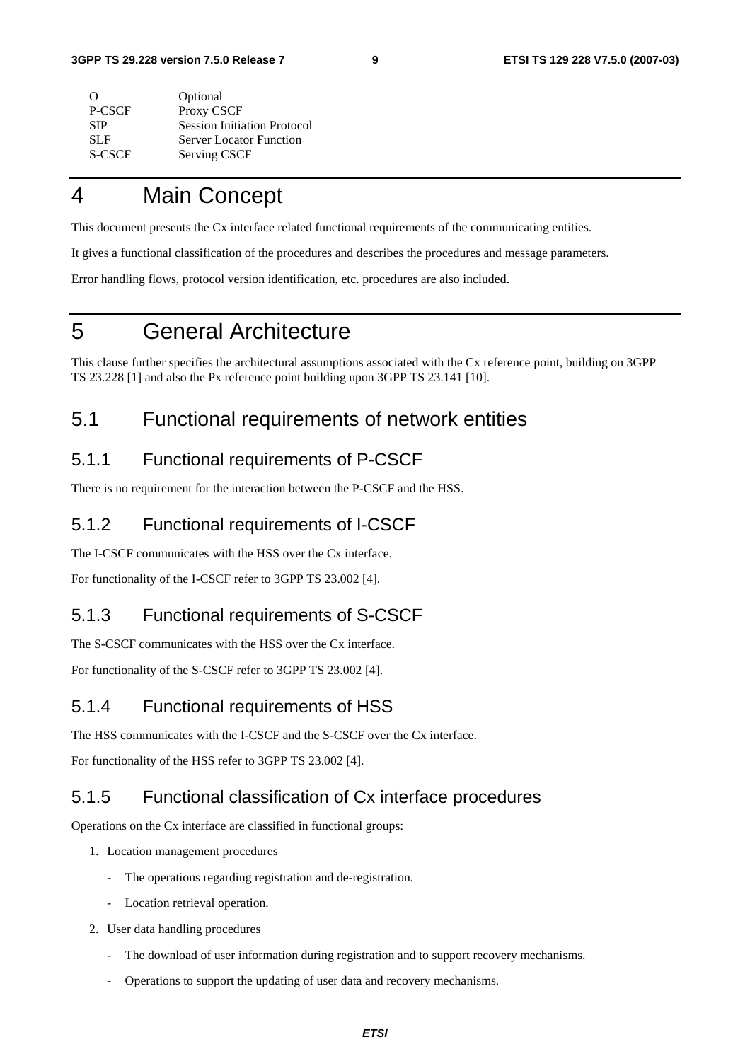| | |
|---|---|
| O | Optional |
| P-CSCF | Proxy CSCF |
| SIP | Session Initiation Protocol |
| SLF | Server Locator Function |
| S-CSCF | Serving CSCF |

# 4 Main Concept

This document presents the Cx interface related functional requirements of the communicating entities.

It gives a functional classification of the procedures and describes the procedures and message parameters.

Error handling flows, protocol version identification, etc. procedures are also included.

# 5 General Architecture

This clause further specifies the architectural assumptions associated with the Cx reference point, building on 3GPP TS 23.228 [1] and also the Px reference point building upon 3GPP TS 23.141 [10].

## 5.1 Functional requirements of network entities

### 5.1.1 Functional requirements of P-CSCF

There is no requirement for the interaction between the P-CSCF and the HSS.

### 5.1.2 Functional requirements of I-CSCF

The I-CSCF communicates with the HSS over the Cx interface.

For functionality of the I-CSCF refer to 3GPP TS 23.002 [4].

### 5.1.3 Functional requirements of S-CSCF

The S-CSCF communicates with the HSS over the Cx interface.

For functionality of the S-CSCF refer to 3GPP TS 23.002 [4].

### 5.1.4 Functional requirements of HSS

The HSS communicates with the I-CSCF and the S-CSCF over the Cx interface.

For functionality of the HSS refer to 3GPP TS 23.002 [4].

### 5.1.5 Functional classification of Cx interface procedures

Operations on the Cx interface are classified in functional groups:

1. Location management procedures
   - The operations regarding registration and de-registration.
   - Location retrieval operation.
2. User data handling procedures
   - The download of user information during registration and to support recovery mechanisms.
   - Operations to support the updating of user data and recovery mechanisms.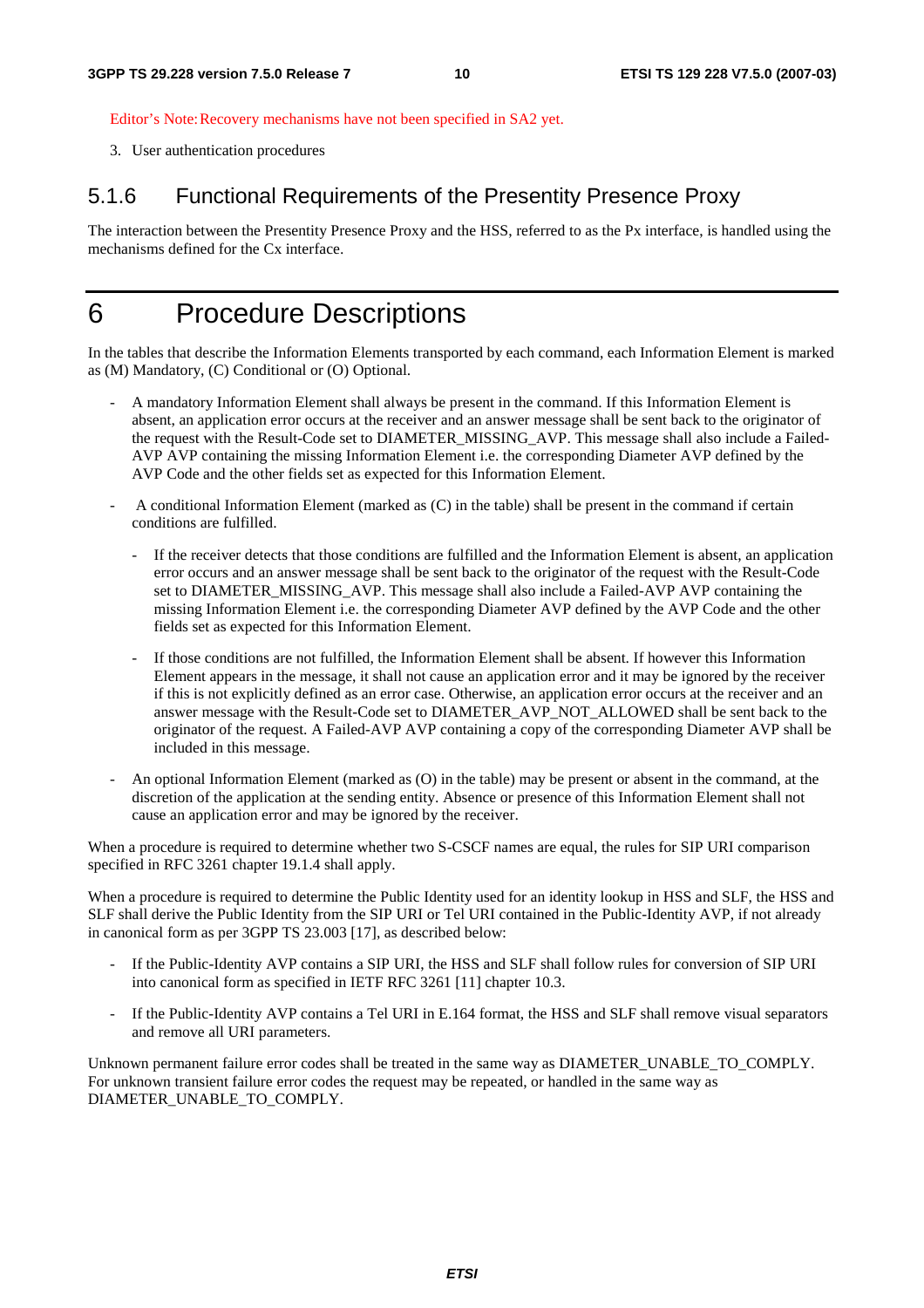Editor's Note: Recovery mechanisms have not been specified in SA2 yet.

3. User authentication procedures

### 5.1.6 Functional Requirements of the Presentity Presence Proxy

The interaction between the Presentity Presence Proxy and the HSS, referred to as the Px interface, is handled using the mechanisms defined for the Cx interface.

# 6 Procedure Descriptions

In the tables that describe the Information Elements transported by each command, each Information Element is marked as (M) Mandatory, (C) Conditional or (O) Optional.

- A mandatory Information Element shall always be present in the command. If this Information Element is absent, an application error occurs at the receiver and an answer message shall be sent back to the originator of the request with the Result-Code set to DIAMETER_MISSING_AVP. This message shall also include a Failed-AVP AVP containing the missing Information Element i.e. the corresponding Diameter AVP defined by the AVP Code and the other fields set as expected for this Information Element.
- A conditional Information Element (marked as (C) in the table) shall be present in the command if certain conditions are fulfilled.
  - If the receiver detects that those conditions are fulfilled and the Information Element is absent, an application error occurs and an answer message shall be sent back to the originator of the request with the Result-Code set to DIAMETER_MISSING_AVP. This message shall also include a Failed-AVP AVP containing the missing Information Element i.e. the corresponding Diameter AVP defined by the AVP Code and the other fields set as expected for this Information Element.
  - If those conditions are not fulfilled, the Information Element shall be absent. If however this Information Element appears in the message, it shall not cause an application error and it may be ignored by the receiver if this is not explicitly defined as an error case. Otherwise, an application error occurs at the receiver and an answer message with the Result-Code set to DIAMETER_AVP_NOT_ALLOWED shall be sent back to the originator of the request. A Failed-AVP AVP containing a copy of the corresponding Diameter AVP shall be included in this message.
- An optional Information Element (marked as (O) in the table) may be present or absent in the command, at the discretion of the application at the sending entity. Absence or presence of this Information Element shall not cause an application error and may be ignored by the receiver.

When a procedure is required to determine whether two S-CSCF names are equal, the rules for SIP URI comparison specified in RFC 3261 chapter 19.1.4 shall apply.

When a procedure is required to determine the Public Identity used for an identity lookup in HSS and SLF, the HSS and SLF shall derive the Public Identity from the SIP URI or Tel URI contained in the Public-Identity AVP, if not already in canonical form as per 3GPP TS 23.003 [17], as described below:

- If the Public-Identity AVP contains a SIP URI, the HSS and SLF shall follow rules for conversion of SIP URI into canonical form as specified in IETF RFC 3261 [11] chapter 10.3.
- If the Public-Identity AVP contains a Tel URI in E.164 format, the HSS and SLF shall remove visual separators and remove all URI parameters.

Unknown permanent failure error codes shall be treated in the same way as DIAMETER_UNABLE_TO_COMPLY. For unknown transient failure error codes the request may be repeated, or handled in the same way as DIAMETER_UNABLE_TO_COMPLY.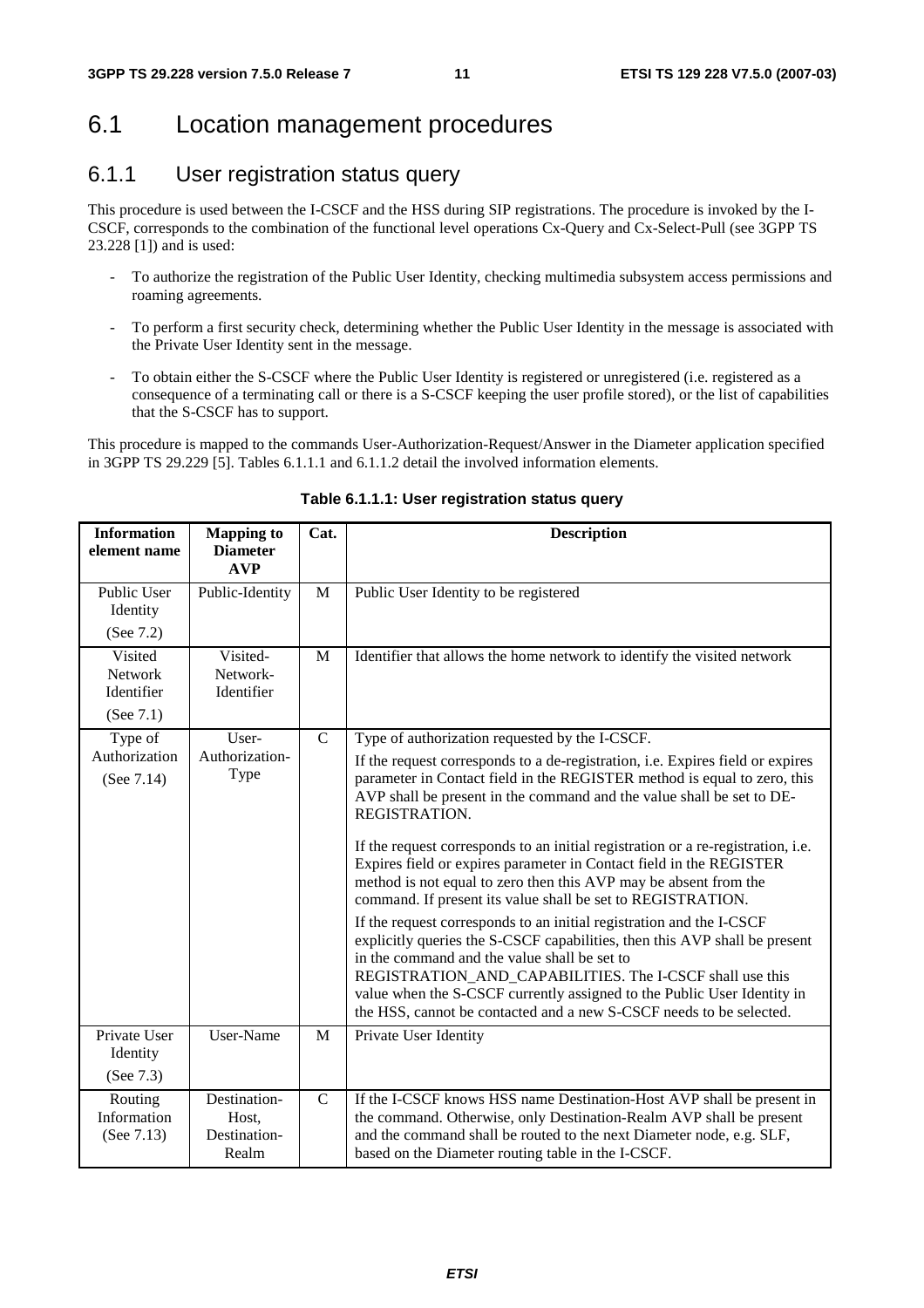## 6.1 Location management procedures

### 6.1.1 User registration status query

This procedure is used between the I-CSCF and the HSS during SIP registrations. The procedure is invoked by the I-CSCF, corresponds to the combination of the functional level operations Cx-Query and Cx-Select-Pull (see 3GPP TS 23.228 [1]) and is used:

- To authorize the registration of the Public User Identity, checking multimedia subsystem access permissions and roaming agreements.
- To perform a first security check, determining whether the Public User Identity in the message is associated with the Private User Identity sent in the message.
- To obtain either the S-CSCF where the Public User Identity is registered or unregistered (i.e. registered as a consequence of a terminating call or there is a S-CSCF keeping the user profile stored), or the list of capabilities that the S-CSCF has to support.

This procedure is mapped to the commands User-Authorization-Request/Answer in the Diameter application specified in 3GPP TS 29.229 [5]. Tables 6.1.1.1 and 6.1.1.2 detail the involved information elements.

**Table 6.1.1.1: User registration status query**

| Information element name | Mapping to Diameter AVP | Cat. | Description |
|---|---|---|---|
| Public User Identity (See 7.2) | Public-Identity | M | Public User Identity to be registered |
| Visited Network Identifier (See 7.1) | Visited-Network-Identifier | M | Identifier that allows the home network to identify the visited network |
| Type of Authorization (See 7.14) | User-Authorization-Type | C | Type of authorization requested by the I-CSCF.<br>If the request corresponds to a de-registration, i.e. Expires field or expires parameter in Contact field in the REGISTER method is equal to zero, this AVP shall be present in the command and the value shall be set to DE-REGISTRATION.<br>If the request corresponds to an initial registration or a re-registration, i.e. Expires field or expires parameter in Contact field in the REGISTER method is not equal to zero then this AVP may be absent from the command. If present its value shall be set to REGISTRATION.<br>If the request corresponds to an initial registration and the I-CSCF explicitly queries the S-CSCF capabilities, then this AVP shall be present in the command and the value shall be set to REGISTRATION_AND_CAPABILITIES. The I-CSCF shall use this value when the S-CSCF currently assigned to the Public User Identity in the HSS, cannot be contacted and a new S-CSCF needs to be selected. |
| Private User Identity (See 7.3) | User-Name | M | Private User Identity |
| Routing Information (See 7.13) | Destination-Host, Destination-Realm | C | If the I-CSCF knows HSS name Destination-Host AVP shall be present in the command. Otherwise, only Destination-Realm AVP shall be present and the command shall be routed to the next Diameter node, e.g. SLF, based on the Diameter routing table in the I-CSCF. |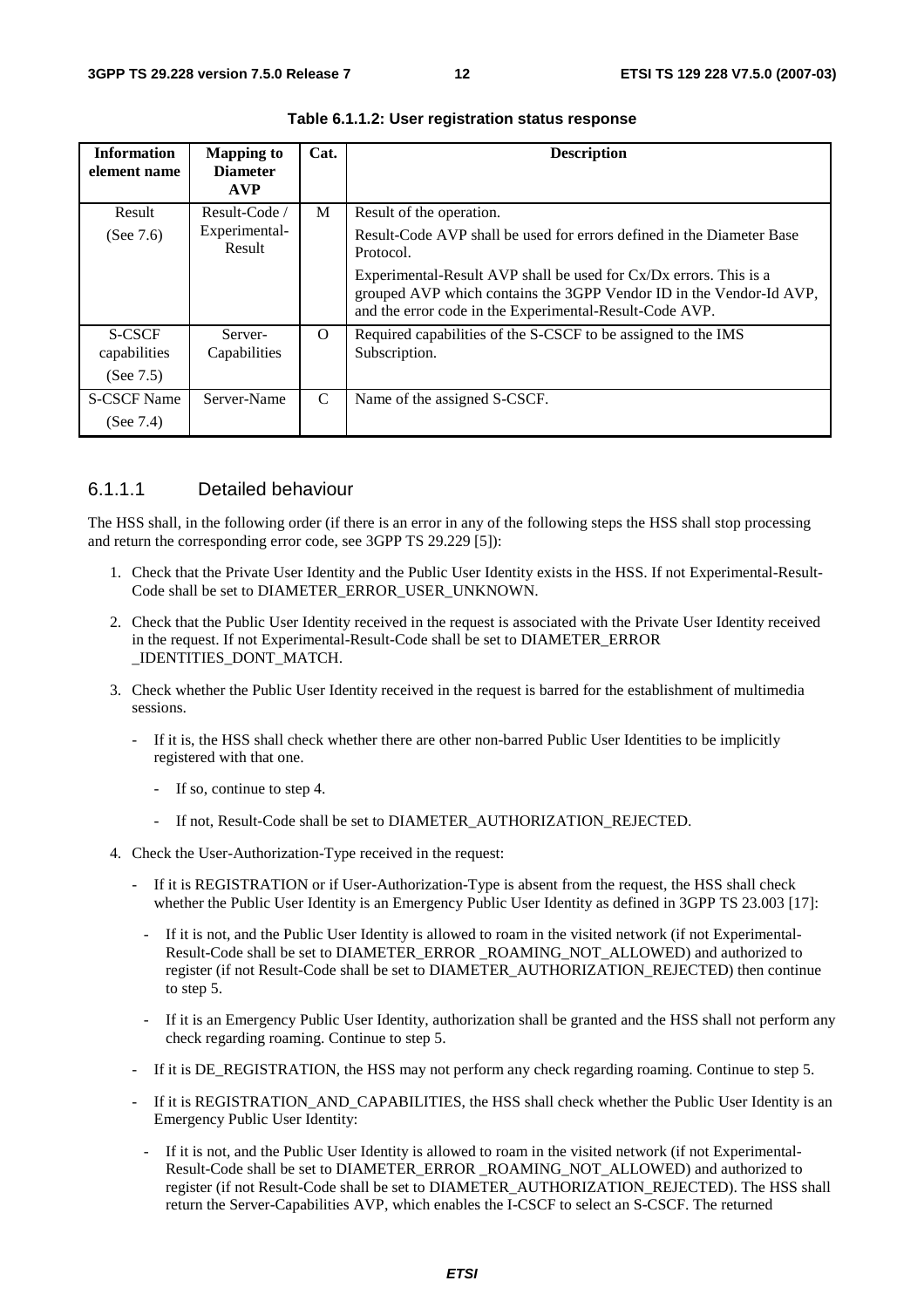**Table 6.1.1.2: User registration status response**

| Information element name | Mapping to Diameter AVP | Cat. | Description |
|---|---|---|---|
| Result (See 7.6) | Result-Code / Experimental-Result | M | Result of the operation.<br>Result-Code AVP shall be used for errors defined in the Diameter Base Protocol.<br>Experimental-Result AVP shall be used for Cx/Dx errors. This is a grouped AVP which contains the 3GPP Vendor ID in the Vendor-Id AVP, and the error code in the Experimental-Result-Code AVP. |
| S-CSCF capabilities (See 7.5) | Server-Capabilities | O | Required capabilities of the S-CSCF to be assigned to the IMS Subscription. |
| S-CSCF Name (See 7.4) | Server-Name | C | Name of the assigned S-CSCF. |

#### 6.1.1.1 Detailed behaviour

The HSS shall, in the following order (if there is an error in any of the following steps the HSS shall stop processing and return the corresponding error code, see 3GPP TS 29.229 [5]):

1. Check that the Private User Identity and the Public User Identity exists in the HSS. If not Experimental-Result-Code shall be set to DIAMETER_ERROR_USER_UNKNOWN.

2. Check that the Public User Identity received in the request is associated with the Private User Identity received in the request. If not Experimental-Result-Code shall be set to DIAMETER_ERROR _IDENTITIES_DONT_MATCH.

3. Check whether the Public User Identity received in the request is barred for the establishment of multimedia sessions.

   - If it is, the HSS shall check whether there are other non-barred Public User Identities to be implicitly registered with that one.

     - If so, continue to step 4.

     - If not, Result-Code shall be set to DIAMETER_AUTHORIZATION_REJECTED.

4. Check the User-Authorization-Type received in the request:

   - If it is REGISTRATION or if User-Authorization-Type is absent from the request, the HSS shall check whether the Public User Identity is an Emergency Public User Identity as defined in 3GPP TS 23.003 [17]:

     - If it is not, and the Public User Identity is allowed to roam in the visited network (if not Experimental-Result-Code shall be set to DIAMETER_ERROR _ROAMING_NOT_ALLOWED) and authorized to register (if not Result-Code shall be set to DIAMETER_AUTHORIZATION_REJECTED) then continue to step 5.

     - If it is an Emergency Public User Identity, authorization shall be granted and the HSS shall not perform any check regarding roaming. Continue to step 5.

   - If it is DE_REGISTRATION, the HSS may not perform any check regarding roaming. Continue to step 5.

   - If it is REGISTRATION_AND_CAPABILITIES, the HSS shall check whether the Public User Identity is an Emergency Public User Identity:

     - If it is not, and the Public User Identity is allowed to roam in the visited network (if not Experimental-Result-Code shall be set to DIAMETER_ERROR _ROAMING_NOT_ALLOWED) and authorized to register (if not Result-Code shall be set to DIAMETER_AUTHORIZATION_REJECTED). The HSS shall return the Server-Capabilities AVP, which enables the I-CSCF to select an S-CSCF. The returned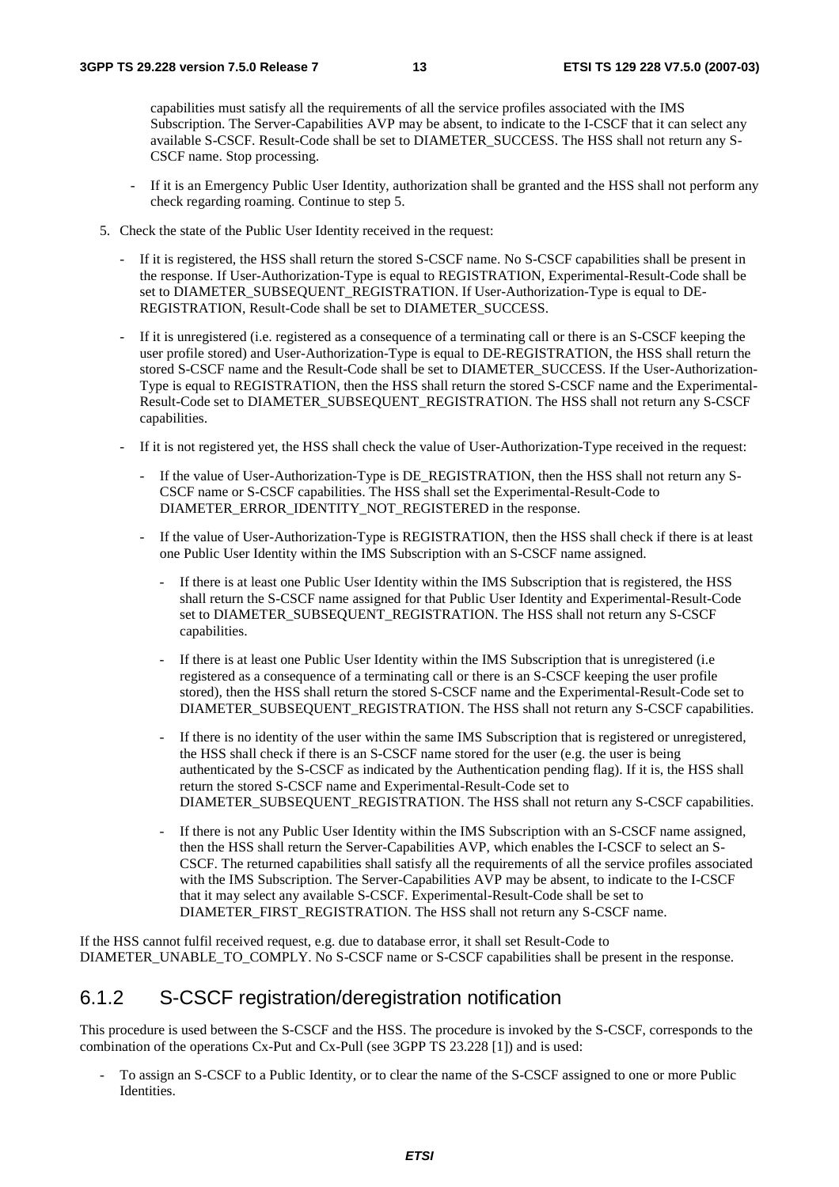capabilities must satisfy all the requirements of all the service profiles associated with the IMS Subscription. The Server-Capabilities AVP may be absent, to indicate to the I-CSCF that it can select any available S-CSCF. Result-Code shall be set to DIAMETER_SUCCESS. The HSS shall not return any S-CSCF name. Stop processing.

- If it is an Emergency Public User Identity, authorization shall be granted and the HSS shall not perform any check regarding roaming. Continue to step 5.

5. Check the state of the Public User Identity received in the request:

   - If it is registered, the HSS shall return the stored S-CSCF name. No S-CSCF capabilities shall be present in the response. If User-Authorization-Type is equal to REGISTRATION, Experimental-Result-Code shall be set to DIAMETER_SUBSEQUENT_REGISTRATION. If User-Authorization-Type is equal to DE-REGISTRATION, Result-Code shall be set to DIAMETER_SUCCESS.

   - If it is unregistered (i.e. registered as a consequence of a terminating call or there is an S-CSCF keeping the user profile stored) and User-Authorization-Type is equal to DE-REGISTRATION, the HSS shall return the stored S-CSCF name and the Result-Code shall be set to DIAMETER_SUCCESS. If the User-Authorization-Type is equal to REGISTRATION, then the HSS shall return the stored S-CSCF name and the Experimental-Result-Code set to DIAMETER_SUBSEQUENT_REGISTRATION. The HSS shall not return any S-CSCF capabilities.

   - If it is not registered yet, the HSS shall check the value of User-Authorization-Type received in the request:

     - If the value of User-Authorization-Type is DE_REGISTRATION, then the HSS shall not return any S-CSCF name or S-CSCF capabilities. The HSS shall set the Experimental-Result-Code to DIAMETER_ERROR_IDENTITY_NOT_REGISTERED in the response.

     - If the value of User-Authorization-Type is REGISTRATION, then the HSS shall check if there is at least one Public User Identity within the IMS Subscription with an S-CSCF name assigned.

       - If there is at least one Public User Identity within the IMS Subscription that is registered, the HSS shall return the S-CSCF name assigned for that Public User Identity and Experimental-Result-Code set to DIAMETER_SUBSEQUENT_REGISTRATION. The HSS shall not return any S-CSCF capabilities.

       - If there is at least one Public User Identity within the IMS Subscription that is unregistered (i.e registered as a consequence of a terminating call or there is an S-CSCF keeping the user profile stored), then the HSS shall return the stored S-CSCF name and the Experimental-Result-Code set to DIAMETER_SUBSEQUENT_REGISTRATION. The HSS shall not return any S-CSCF capabilities.

       - If there is no identity of the user within the same IMS Subscription that is registered or unregistered, the HSS shall check if there is an S-CSCF name stored for the user (e.g. the user is being authenticated by the S-CSCF as indicated by the Authentication pending flag). If it is, the HSS shall return the stored S-CSCF name and Experimental-Result-Code set to DIAMETER_SUBSEQUENT_REGISTRATION. The HSS shall not return any S-CSCF capabilities.

       - If there is not any Public User Identity within the IMS Subscription with an S-CSCF name assigned, then the HSS shall return the Server-Capabilities AVP, which enables the I-CSCF to select an S-CSCF. The returned capabilities shall satisfy all the requirements of all the service profiles associated with the IMS Subscription. The Server-Capabilities AVP may be absent, to indicate to the I-CSCF that it may select any available S-CSCF. Experimental-Result-Code shall be set to DIAMETER_FIRST_REGISTRATION. The HSS shall not return any S-CSCF name.

If the HSS cannot fulfil received request, e.g. due to database error, it shall set Result-Code to DIAMETER_UNABLE_TO_COMPLY. No S-CSCF name or S-CSCF capabilities shall be present in the response.

### 6.1.2 S-CSCF registration/deregistration notification

This procedure is used between the S-CSCF and the HSS. The procedure is invoked by the S-CSCF, corresponds to the combination of the operations Cx-Put and Cx-Pull (see 3GPP TS 23.228 [1]) and is used:

- To assign an S-CSCF to a Public Identity, or to clear the name of the S-CSCF assigned to one or more Public Identities.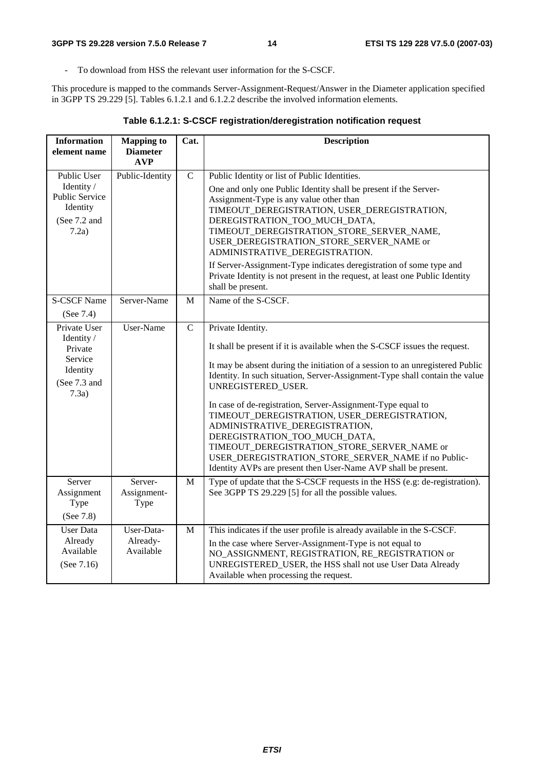- To download from HSS the relevant user information for the S-CSCF.

This procedure is mapped to the commands Server-Assignment-Request/Answer in the Diameter application specified in 3GPP TS 29.229 [5]. Tables 6.1.2.1 and 6.1.2.2 describe the involved information elements.

**Table 6.1.2.1: S-CSCF registration/deregistration notification request**

| Information element name | Mapping to Diameter AVP | Cat. | Description |
|---|---|---|---|
| Public User Identity / Public Service Identity (See 7.2 and 7.2a) | Public-Identity | C | Public Identity or list of Public Identities. One and only one Public Identity shall be present if the Server-Assignment-Type is any value other than TIMEOUT_DEREGISTRATION, USER_DEREGISTRATION, DEREGISTRATION_TOO_MUCH_DATA, TIMEOUT_DEREGISTRATION_STORE_SERVER_NAME, USER_DEREGISTRATION_STORE_SERVER_NAME or ADMINISTRATIVE_DEREGISTRATION. If Server-Assignment-Type indicates deregistration of some type and Private Identity is not present in the request, at least one Public Identity shall be present. |
| S-CSCF Name (See 7.4) | Server-Name | M | Name of the S-CSCF. |
| Private User Identity / Private Service Identity (See 7.3 and 7.3a) | User-Name | C | Private Identity. It shall be present if it is available when the S-CSCF issues the request. It may be absent during the initiation of a session to an unregistered Public Identity. In such situation, Server-Assignment-Type shall contain the value UNREGISTERED_USER. In case of de-registration, Server-Assignment-Type equal to TIMEOUT_DEREGISTRATION, USER_DEREGISTRATION, ADMINISTRATIVE_DEREGISTRATION, DEREGISTRATION_TOO_MUCH_DATA, TIMEOUT_DEREGISTRATION_STORE_SERVER_NAME or USER_DEREGISTRATION_STORE_SERVER_NAME if no Public-Identity AVPs are present then User-Name AVP shall be present. |
| Server Assignment Type (See 7.8) | Server-Assignment-Type | M | Type of update that the S-CSCF requests in the HSS (e.g: de-registration). See 3GPP TS 29.229 [5] for all the possible values. |
| User Data Already Available (See 7.16) | User-Data-Already-Available | M | This indicates if the user profile is already available in the S-CSCF. In the case where Server-Assignment-Type is not equal to NO_ASSIGNMENT, REGISTRATION, RE_REGISTRATION or UNREGISTERED_USER, the HSS shall not use User Data Already Available when processing the request. |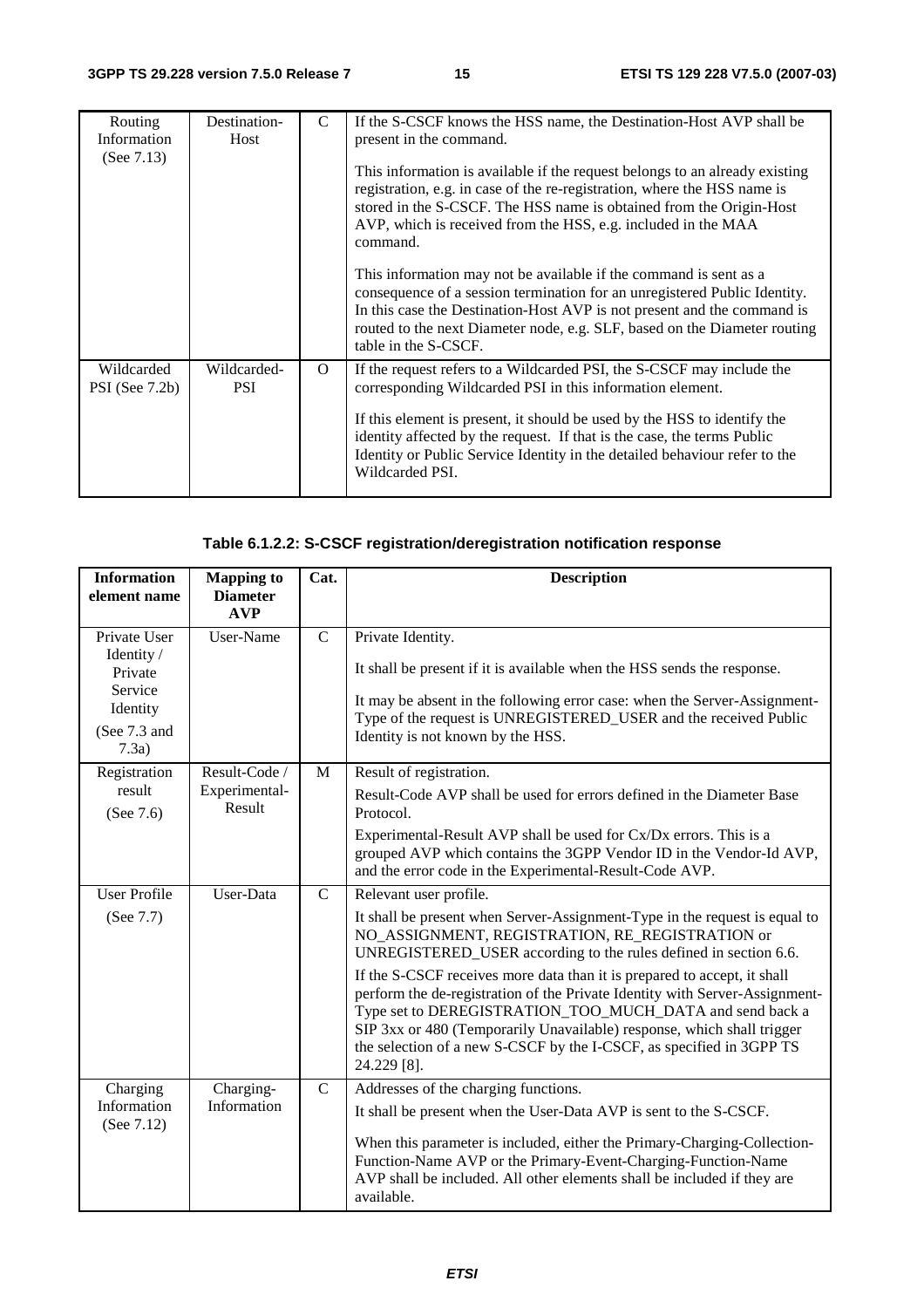| Routing Information (See 7.13) | Destination-Host | C | If the S-CSCF knows the HSS name, the Destination-Host AVP shall be present in the command. This information is available if the request belongs to an already existing registration, e.g. in case of the re-registration, where the HSS name is stored in the S-CSCF. The HSS name is obtained from the Origin-Host AVP, which is received from the HSS, e.g. included in the MAA command. This information may not be available if the command is sent as a consequence of a session termination for an unregistered Public Identity. In this case the Destination-Host AVP is not present and the command is routed to the next Diameter node, e.g. SLF, based on the Diameter routing table in the S-CSCF. |
|---|---|---|---|
| Wildcarded PSI (See 7.2b) | Wildcarded-PSI | O | If the request refers to a Wildcarded PSI, the S-CSCF may include the corresponding Wildcarded PSI in this information element. If this element is present, it should be used by the HSS to identify the identity affected by the request. If that is the case, the terms Public Identity or Public Service Identity in the detailed behaviour refer to the Wildcarded PSI. |

**Table 6.1.2.2: S-CSCF registration/deregistration notification response**

| Information element name | Mapping to Diameter AVP | Cat. | Description |
|---|---|---|---|
| Private User Identity / Private Service Identity (See 7.3 and 7.3a) | User-Name | C | Private Identity. It shall be present if it is available when the HSS sends the response. It may be absent in the following error case: when the Server-Assignment-Type of the request is UNREGISTERED_USER and the received Public Identity is not known by the HSS. |
| Registration result (See 7.6) | Result-Code / Experimental-Result | M | Result of registration. Result-Code AVP shall be used for errors defined in the Diameter Base Protocol. Experimental-Result AVP shall be used for Cx/Dx errors. This is a grouped AVP which contains the 3GPP Vendor ID in the Vendor-Id AVP, and the error code in the Experimental-Result-Code AVP. |
| User Profile (See 7.7) | User-Data | C | Relevant user profile. It shall be present when Server-Assignment-Type in the request is equal to NO_ASSIGNMENT, REGISTRATION, RE_REGISTRATION or UNREGISTERED_USER according to the rules defined in section 6.6. If the S-CSCF receives more data than it is prepared to accept, it shall perform the de-registration of the Private Identity with Server-Assignment-Type set to DEREGISTRATION_TOO_MUCH_DATA and send back a SIP 3xx or 480 (Temporarily Unavailable) response, which shall trigger the selection of a new S-CSCF by the I-CSCF, as specified in 3GPP TS 24.229 [8]. |
| Charging Information (See 7.12) | Charging-Information | C | Addresses of the charging functions. It shall be present when the User-Data AVP is sent to the S-CSCF. When this parameter is included, either the Primary-Charging-Collection-Function-Name AVP or the Primary-Event-Charging-Function-Name AVP shall be included. All other elements shall be included if they are available. |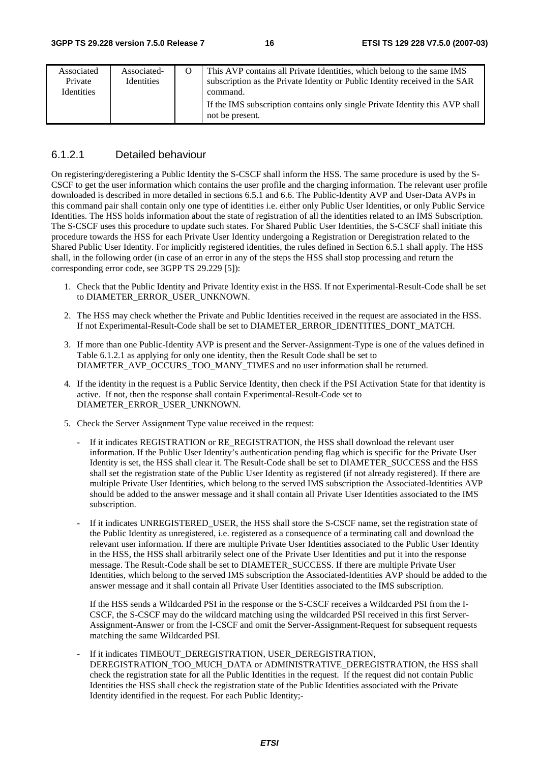| Associated Private Identities | Associated-Identities | O | This AVP contains all Private Identities, which belong to the same IMS subscription as the Private Identity or Public Identity received in the SAR command.<br>If the IMS subscription contains only single Private Identity this AVP shall not be present. |
|---|---|---|---|

### 6.1.2.1 Detailed behaviour

On registering/deregistering a Public Identity the S-CSCF shall inform the HSS. The same procedure is used by the S-CSCF to get the user information which contains the user profile and the charging information. The relevant user profile downloaded is described in more detailed in sections 6.5.1 and 6.6. The Public-Identity AVP and User-Data AVPs in this command pair shall contain only one type of identities i.e. either only Public User Identities, or only Public Service Identities. The HSS holds information about the state of registration of all the identities related to an IMS Subscription. The S-CSCF uses this procedure to update such states. For Shared Public User Identities, the S-CSCF shall initiate this procedure towards the HSS for each Private User Identity undergoing a Registration or Deregistration related to the Shared Public User Identity. For implicitly registered identities, the rules defined in Section 6.5.1 shall apply. The HSS shall, in the following order (in case of an error in any of the steps the HSS shall stop processing and return the corresponding error code, see 3GPP TS 29.229 [5]):

1. Check that the Public Identity and Private Identity exist in the HSS. If not Experimental-Result-Code shall be set to DIAMETER_ERROR_USER_UNKNOWN.
2. The HSS may check whether the Private and Public Identities received in the request are associated in the HSS. If not Experimental-Result-Code shall be set to DIAMETER_ERROR_IDENTITIES_DONT_MATCH.
3. If more than one Public-Identity AVP is present and the Server-Assignment-Type is one of the values defined in Table 6.1.2.1 as applying for only one identity, then the Result Code shall be set to DIAMETER_AVP_OCCURS_TOO_MANY_TIMES and no user information shall be returned.
4. If the identity in the request is a Public Service Identity, then check if the PSI Activation State for that identity is active. If not, then the response shall contain Experimental-Result-Code set to DIAMETER_ERROR_USER_UNKNOWN.
5. Check the Server Assignment Type value received in the request:
   - If it indicates REGISTRATION or RE_REGISTRATION, the HSS shall download the relevant user information. If the Public User Identity's authentication pending flag which is specific for the Private User Identity is set, the HSS shall clear it. The Result-Code shall be set to DIAMETER_SUCCESS and the HSS shall set the registration state of the Public User Identity as registered (if not already registered). If there are multiple Private User Identities, which belong to the served IMS subscription the Associated-Identities AVP should be added to the answer message and it shall contain all Private User Identities associated to the IMS subscription.
   - If it indicates UNREGISTERED_USER, the HSS shall store the S-CSCF name, set the registration state of the Public Identity as unregistered, i.e. registered as a consequence of a terminating call and download the relevant user information. If there are multiple Private User Identities associated to the Public User Identity in the HSS, the HSS shall arbitrarily select one of the Private User Identities and put it into the response message. The Result-Code shall be set to DIAMETER_SUCCESS. If there are multiple Private User Identities, which belong to the served IMS subscription the Associated-Identities AVP should be added to the answer message and it shall contain all Private User Identities associated to the IMS subscription.

     If the HSS sends a Wildcarded PSI in the response or the S-CSCF receives a Wildcarded PSI from the I-CSCF, the S-CSCF may do the wildcard matching using the wildcarded PSI received in this first Server-Assignment-Answer or from the I-CSCF and omit the Server-Assignment-Request for subsequent requests matching the same Wildcarded PSI.
   - If it indicates TIMEOUT_DEREGISTRATION, USER_DEREGISTRATION, DEREGISTRATION_TOO_MUCH_DATA or ADMINISTRATIVE_DEREGISTRATION, the HSS shall check the registration state for all the Public Identities in the request. If the request did not contain Public Identities the HSS shall check the registration state of the Public Identities associated with the Private Identity identified in the request. For each Public Identity;-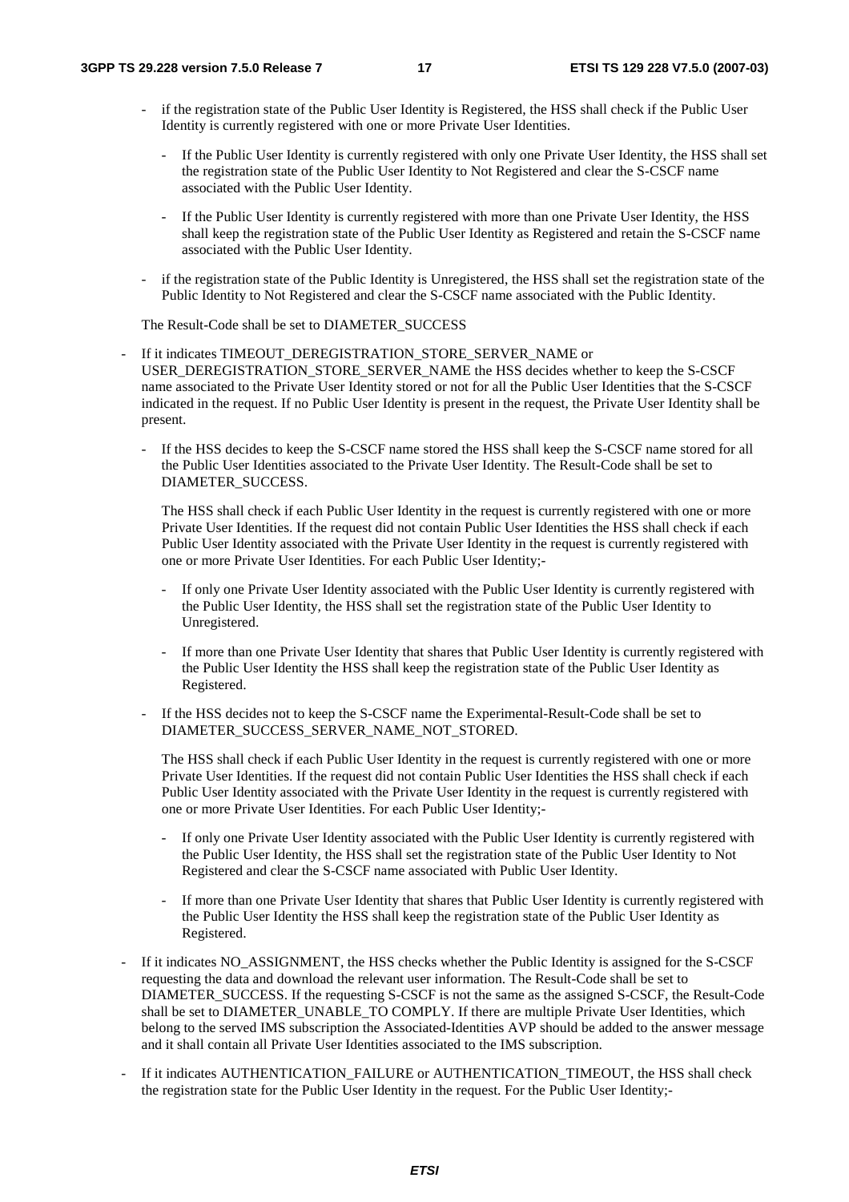- if the registration state of the Public User Identity is Registered, the HSS shall check if the Public User Identity is currently registered with one or more Private User Identities.

  - If the Public User Identity is currently registered with only one Private User Identity, the HSS shall set the registration state of the Public User Identity to Not Registered and clear the S-CSCF name associated with the Public User Identity.

  - If the Public User Identity is currently registered with more than one Private User Identity, the HSS shall keep the registration state of the Public User Identity as Registered and retain the S-CSCF name associated with the Public User Identity.

- if the registration state of the Public Identity is Unregistered, the HSS shall set the registration state of the Public Identity to Not Registered and clear the S-CSCF name associated with the Public Identity.

The Result-Code shall be set to DIAMETER_SUCCESS

- If it indicates TIMEOUT_DEREGISTRATION_STORE_SERVER_NAME or USER_DEREGISTRATION_STORE_SERVER_NAME the HSS decides whether to keep the S-CSCF name associated to the Private User Identity stored or not for all the Public User Identities that the S-CSCF indicated in the request. If no Public User Identity is present in the request, the Private User Identity shall be present.

  - If the HSS decides to keep the S-CSCF name stored the HSS shall keep the S-CSCF name stored for all the Public User Identities associated to the Private User Identity. The Result-Code shall be set to DIAMETER_SUCCESS.

    The HSS shall check if each Public User Identity in the request is currently registered with one or more Private User Identities. If the request did not contain Public User Identities the HSS shall check if each Public User Identity associated with the Private User Identity in the request is currently registered with one or more Private User Identities. For each Public User Identity;-

    - If only one Private User Identity associated with the Public User Identity is currently registered with the Public User Identity, the HSS shall set the registration state of the Public User Identity to Unregistered.

    - If more than one Private User Identity that shares that Public User Identity is currently registered with the Public User Identity the HSS shall keep the registration state of the Public User Identity as Registered.

  - If the HSS decides not to keep the S-CSCF name the Experimental-Result-Code shall be set to DIAMETER_SUCCESS_SERVER_NAME_NOT_STORED.

    The HSS shall check if each Public User Identity in the request is currently registered with one or more Private User Identities. If the request did not contain Public User Identities the HSS shall check if each Public User Identity associated with the Private User Identity in the request is currently registered with one or more Private User Identities. For each Public User Identity;-

    - If only one Private User Identity associated with the Public User Identity is currently registered with the Public User Identity, the HSS shall set the registration state of the Public User Identity to Not Registered and clear the S-CSCF name associated with Public User Identity.

    - If more than one Private User Identity that shares that Public User Identity is currently registered with the Public User Identity the HSS shall keep the registration state of the Public User Identity as Registered.

- If it indicates NO_ASSIGNMENT, the HSS checks whether the Public Identity is assigned for the S-CSCF requesting the data and download the relevant user information. The Result-Code shall be set to DIAMETER_SUCCESS. If the requesting S-CSCF is not the same as the assigned S-CSCF, the Result-Code shall be set to DIAMETER_UNABLE_TO COMPLY. If there are multiple Private User Identities, which belong to the served IMS subscription the Associated-Identities AVP should be added to the answer message and it shall contain all Private User Identities associated to the IMS subscription.

- If it indicates AUTHENTICATION_FAILURE or AUTHENTICATION_TIMEOUT, the HSS shall check the registration state for the Public User Identity in the request. For the Public User Identity;-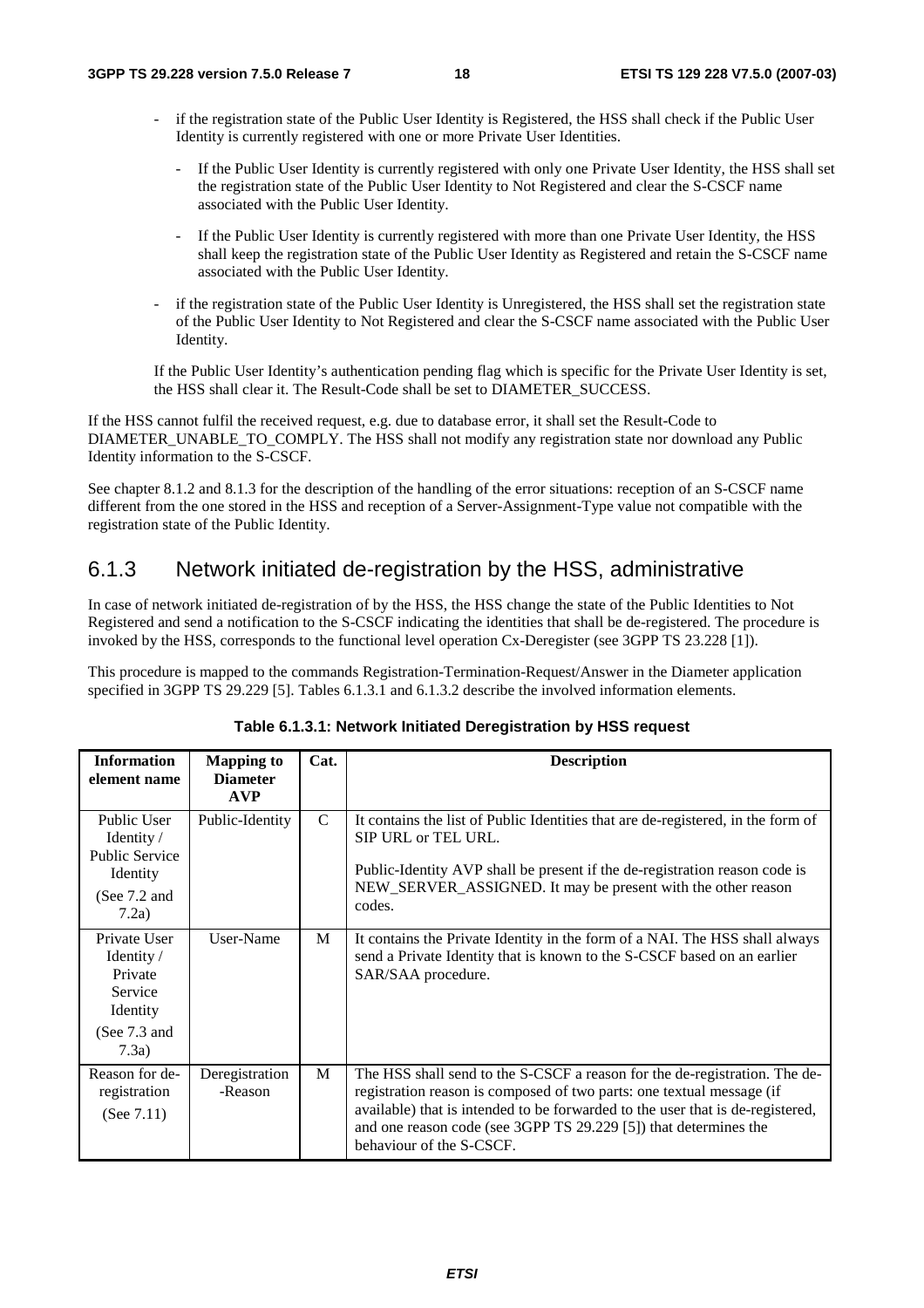- if the registration state of the Public User Identity is Registered, the HSS shall check if the Public User Identity is currently registered with one or more Private User Identities.
  - If the Public User Identity is currently registered with only one Private User Identity, the HSS shall set the registration state of the Public User Identity to Not Registered and clear the S-CSCF name associated with the Public User Identity.
  - If the Public User Identity is currently registered with more than one Private User Identity, the HSS shall keep the registration state of the Public User Identity as Registered and retain the S-CSCF name associated with the Public User Identity.
- if the registration state of the Public User Identity is Unregistered, the HSS shall set the registration state of the Public User Identity to Not Registered and clear the S-CSCF name associated with the Public User Identity.

If the Public User Identity's authentication pending flag which is specific for the Private User Identity is set, the HSS shall clear it. The Result-Code shall be set to DIAMETER_SUCCESS.

If the HSS cannot fulfil the received request, e.g. due to database error, it shall set the Result-Code to DIAMETER_UNABLE_TO_COMPLY. The HSS shall not modify any registration state nor download any Public Identity information to the S-CSCF.

See chapter 8.1.2 and 8.1.3 for the description of the handling of the error situations: reception of an S-CSCF name different from the one stored in the HSS and reception of a Server-Assignment-Type value not compatible with the registration state of the Public Identity.

## 6.1.3 Network initiated de-registration by the HSS, administrative

In case of network initiated de-registration of by the HSS, the HSS change the state of the Public Identities to Not Registered and send a notification to the S-CSCF indicating the identities that shall be de-registered. The procedure is invoked by the HSS, corresponds to the functional level operation Cx-Deregister (see 3GPP TS 23.228 [1]).

This procedure is mapped to the commands Registration-Termination-Request/Answer in the Diameter application specified in 3GPP TS 29.229 [5]. Tables 6.1.3.1 and 6.1.3.2 describe the involved information elements.

**Table 6.1.3.1: Network Initiated Deregistration by HSS request**

| Information element name | Mapping to Diameter AVP | Cat. | Description |
|---|---|---|---|
| Public User Identity / Public Service Identity (See 7.2 and 7.2a) | Public-Identity | C | It contains the list of Public Identities that are de-registered, in the form of SIP URL or TEL URL.<br><br>Public-Identity AVP shall be present if the de-registration reason code is NEW_SERVER_ASSIGNED. It may be present with the other reason codes. |
| Private User Identity / Private Service Identity (See 7.3 and 7.3a) | User-Name | M | It contains the Private Identity in the form of a NAI. The HSS shall always send a Private Identity that is known to the S-CSCF based on an earlier SAR/SAA procedure. |
| Reason for de-registration (See 7.11) | Deregistration-Reason | M | The HSS shall send to the S-CSCF a reason for the de-registration. The de-registration reason is composed of two parts: one textual message (if available) that is intended to be forwarded to the user that is de-registered, and one reason code (see 3GPP TS 29.229 [5]) that determines the behaviour of the S-CSCF. |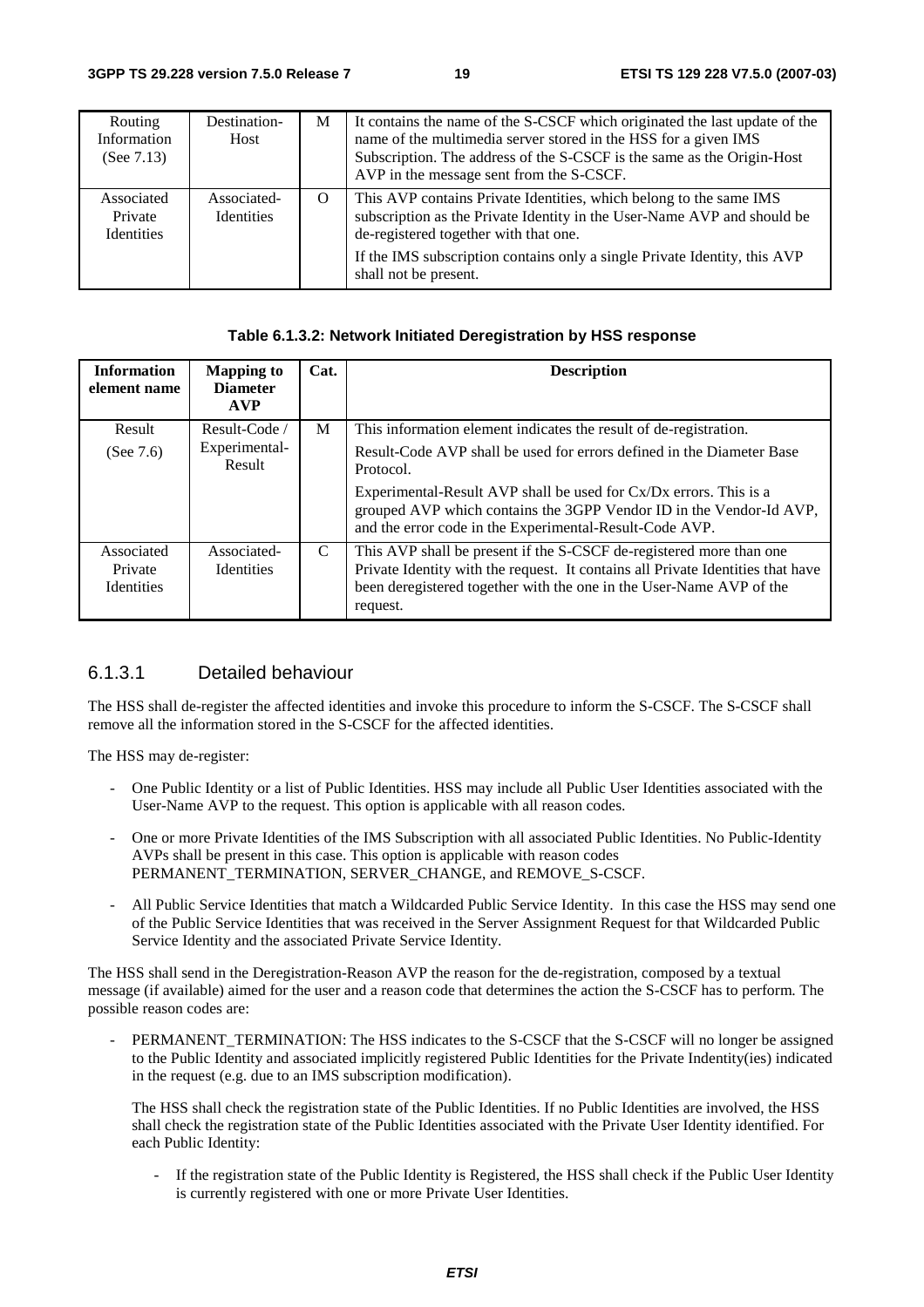| Routing Information (See 7.13) | Destination-Host | M | It contains the name of the S-CSCF which originated the last update of the name of the multimedia server stored in the HSS for a given IMS Subscription. The address of the S-CSCF is the same as the Origin-Host AVP in the message sent from the S-CSCF. |
|---|---|---|---|
| Associated Private Identities | Associated-Identities | O | This AVP contains Private Identities, which belong to the same IMS subscription as the Private Identity in the User-Name AVP and should be de-registered together with that one.<br><br>If the IMS subscription contains only a single Private Identity, this AVP shall not be present. |

**Table 6.1.3.2: Network Initiated Deregistration by HSS response**

| Information element name | Mapping to Diameter AVP | Cat. | Description |
|---|---|---|---|
| Result<br><br>(See 7.6) | Result-Code / Experimental-Result | M | This information element indicates the result of de-registration.<br><br>Result-Code AVP shall be used for errors defined in the Diameter Base Protocol.<br><br>Experimental-Result AVP shall be used for Cx/Dx errors. This is a grouped AVP which contains the 3GPP Vendor ID in the Vendor-Id AVP, and the error code in the Experimental-Result-Code AVP. |
| Associated Private Identities | Associated-Identities | C | This AVP shall be present if the S-CSCF de-registered more than one Private Identity with the request. It contains all Private Identities that have been deregistered together with the one in the User-Name AVP of the request. |

### 6.1.3.1 Detailed behaviour

The HSS shall de-register the affected identities and invoke this procedure to inform the S-CSCF. The S-CSCF shall remove all the information stored in the S-CSCF for the affected identities.

The HSS may de-register:

- One Public Identity or a list of Public Identities. HSS may include all Public User Identities associated with the User-Name AVP to the request. This option is applicable with all reason codes.
- One or more Private Identities of the IMS Subscription with all associated Public Identities. No Public-Identity AVPs shall be present in this case. This option is applicable with reason codes PERMANENT_TERMINATION, SERVER_CHANGE, and REMOVE_S-CSCF.
- All Public Service Identities that match a Wildcarded Public Service Identity. In this case the HSS may send one of the Public Service Identities that was received in the Server Assignment Request for that Wildcarded Public Service Identity and the associated Private Service Identity.

The HSS shall send in the Deregistration-Reason AVP the reason for the de-registration, composed by a textual message (if available) aimed for the user and a reason code that determines the action the S-CSCF has to perform. The possible reason codes are:

- PERMANENT_TERMINATION: The HSS indicates to the S-CSCF that the S-CSCF will no longer be assigned to the Public Identity and associated implicitly registered Public Identities for the Private Indentity(ies) indicated in the request (e.g. due to an IMS subscription modification).

  The HSS shall check the registration state of the Public Identities. If no Public Identities are involved, the HSS shall check the registration state of the Public Identities associated with the Private User Identity identified. For each Public Identity:

  - If the registration state of the Public Identity is Registered, the HSS shall check if the Public User Identity is currently registered with one or more Private User Identities.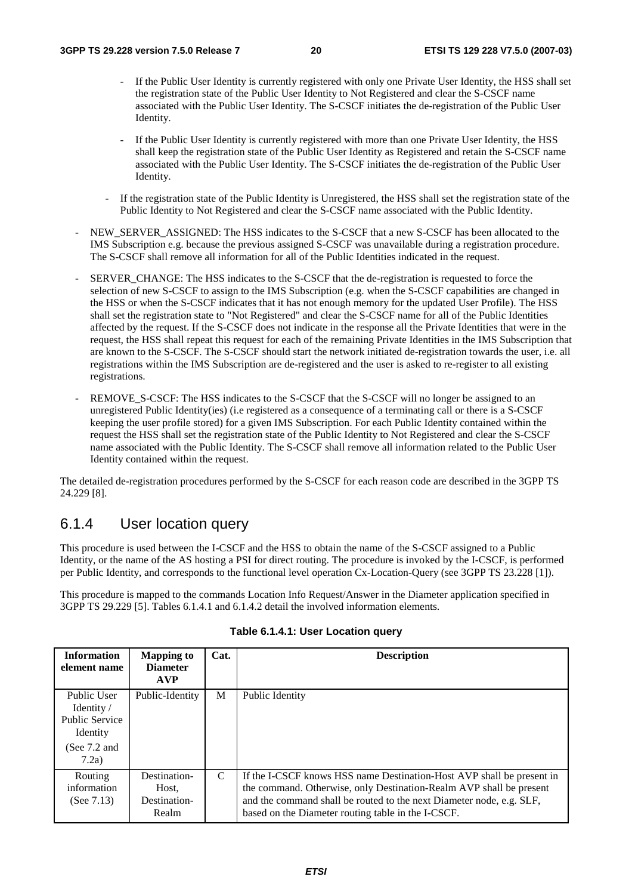- If the Public User Identity is currently registered with only one Private User Identity, the HSS shall set the registration state of the Public User Identity to Not Registered and clear the S-CSCF name associated with the Public User Identity. The S-CSCF initiates the de-registration of the Public User Identity.

- If the Public User Identity is currently registered with more than one Private User Identity, the HSS shall keep the registration state of the Public User Identity as Registered and retain the S-CSCF name associated with the Public User Identity. The S-CSCF initiates the de-registration of the Public User Identity.

- If the registration state of the Public Identity is Unregistered, the HSS shall set the registration state of the Public Identity to Not Registered and clear the S-CSCF name associated with the Public Identity.

- NEW_SERVER_ASSIGNED: The HSS indicates to the S-CSCF that a new S-CSCF has been allocated to the IMS Subscription e.g. because the previous assigned S-CSCF was unavailable during a registration procedure. The S-CSCF shall remove all information for all of the Public Identities indicated in the request.

- SERVER_CHANGE: The HSS indicates to the S-CSCF that the de-registration is requested to force the selection of new S-CSCF to assign to the IMS Subscription (e.g. when the S-CSCF capabilities are changed in the HSS or when the S-CSCF indicates that it has not enough memory for the updated User Profile). The HSS shall set the registration state to "Not Registered" and clear the S-CSCF name for all of the Public Identities affected by the request. If the S-CSCF does not indicate in the response all the Private Identities that were in the request, the HSS shall repeat this request for each of the remaining Private Identities in the IMS Subscription that are known to the S-CSCF. The S-CSCF should start the network initiated de-registration towards the user, i.e. all registrations within the IMS Subscription are de-registered and the user is asked to re-register to all existing registrations.

- REMOVE_S-CSCF: The HSS indicates to the S-CSCF that the S-CSCF will no longer be assigned to an unregistered Public Identity(ies) (i.e registered as a consequence of a terminating call or there is a S-CSCF keeping the user profile stored) for a given IMS Subscription. For each Public Identity contained within the request the HSS shall set the registration state of the Public Identity to Not Registered and clear the S-CSCF name associated with the Public Identity. The S-CSCF shall remove all information related to the Public User Identity contained within the request.

The detailed de-registration procedures performed by the S-CSCF for each reason code are described in the 3GPP TS 24.229 [8].

## 6.1.4 User location query

This procedure is used between the I-CSCF and the HSS to obtain the name of the S-CSCF assigned to a Public Identity, or the name of the AS hosting a PSI for direct routing. The procedure is invoked by the I-CSCF, is performed per Public Identity, and corresponds to the functional level operation Cx-Location-Query (see 3GPP TS 23.228 [1]).

This procedure is mapped to the commands Location Info Request/Answer in the Diameter application specified in 3GPP TS 29.229 [5]. Tables 6.1.4.1 and 6.1.4.2 detail the involved information elements.

**Table 6.1.4.1: User Location query**

| Information element name | Mapping to Diameter AVP | Cat. | Description |
|---|---|---|---|
| Public User Identity / Public Service Identity (See 7.2 and 7.2a) | Public-Identity | M | Public Identity |
| Routing information (See 7.13) | Destination-Host, Destination-Realm | C | If the I-CSCF knows HSS name Destination-Host AVP shall be present in the command. Otherwise, only Destination-Realm AVP shall be present and the command shall be routed to the next Diameter node, e.g. SLF, based on the Diameter routing table in the I-CSCF. |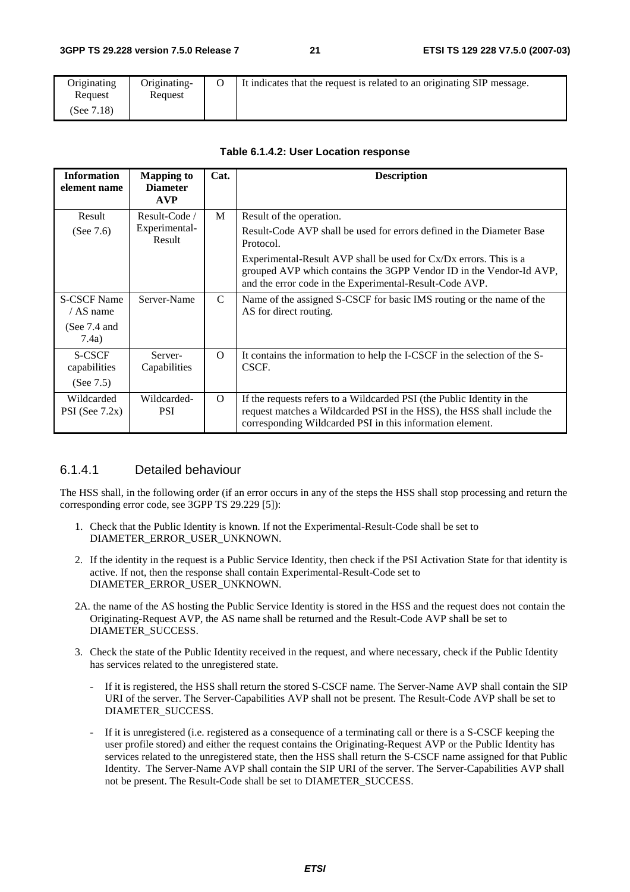| Originating Request (See 7.18) | Originating-Request | O | It indicates that the request is related to an originating SIP message. |
|---|---|---|---|

**Table 6.1.4.2: User Location response**

| Information element name | Mapping to Diameter AVP | Cat. | Description |
|---|---|---|---|
| Result (See 7.6) | Result-Code / Experimental-Result | M | Result of the operation.<br>Result-Code AVP shall be used for errors defined in the Diameter Base Protocol.<br>Experimental-Result AVP shall be used for Cx/Dx errors. This is a grouped AVP which contains the 3GPP Vendor ID in the Vendor-Id AVP, and the error code in the Experimental-Result-Code AVP. |
| S-CSCF Name / AS name (See 7.4 and 7.4a) | Server-Name | C | Name of the assigned S-CSCF for basic IMS routing or the name of the AS for direct routing. |
| S-CSCF capabilities (See 7.5) | Server-Capabilities | O | It contains the information to help the I-CSCF in the selection of the S-CSCF. |
| Wildcarded PSI (See 7.2x) | Wildcarded-PSI | O | If the requests refers to a Wildcarded PSI (the Public Identity in the request matches a Wildcarded PSI in the HSS), the HSS shall include the corresponding Wildcarded PSI in this information element. |

### 6.1.4.1 Detailed behaviour

The HSS shall, in the following order (if an error occurs in any of the steps the HSS shall stop processing and return the corresponding error code, see 3GPP TS 29.229 [5]):

1. Check that the Public Identity is known. If not the Experimental-Result-Code shall be set to DIAMETER_ERROR_USER_UNKNOWN.

2. If the identity in the request is a Public Service Identity, then check if the PSI Activation State for that identity is active. If not, then the response shall contain Experimental-Result-Code set to DIAMETER_ERROR_USER_UNKNOWN.

2A. the name of the AS hosting the Public Service Identity is stored in the HSS and the request does not contain the Originating-Request AVP, the AS name shall be returned and the Result-Code AVP shall be set to DIAMETER_SUCCESS.

3. Check the state of the Public Identity received in the request, and where necessary, check if the Public Identity has services related to the unregistered state.

   - If it is registered, the HSS shall return the stored S-CSCF name. The Server-Name AVP shall contain the SIP URI of the server. The Server-Capabilities AVP shall not be present. The Result-Code AVP shall be set to DIAMETER_SUCCESS.

   - If it is unregistered (i.e. registered as a consequence of a terminating call or there is a S-CSCF keeping the user profile stored) and either the request contains the Originating-Request AVP or the Public Identity has services related to the unregistered state, then the HSS shall return the S-CSCF name assigned for that Public Identity. The Server-Name AVP shall contain the SIP URI of the server. The Server-Capabilities AVP shall not be present. The Result-Code shall be set to DIAMETER_SUCCESS.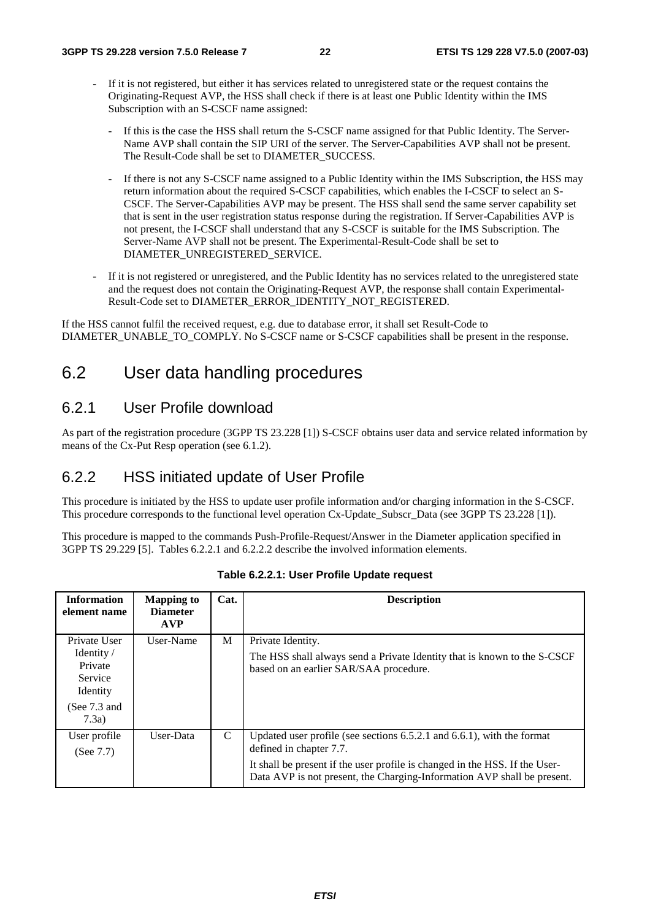- If it is not registered, but either it has services related to unregistered state or the request contains the Originating-Request AVP, the HSS shall check if there is at least one Public Identity within the IMS Subscription with an S-CSCF name assigned:
  - If this is the case the HSS shall return the S-CSCF name assigned for that Public Identity. The Server-Name AVP shall contain the SIP URI of the server. The Server-Capabilities AVP shall not be present. The Result-Code shall be set to DIAMETER_SUCCESS.
  - If there is not any S-CSCF name assigned to a Public Identity within the IMS Subscription, the HSS may return information about the required S-CSCF capabilities, which enables the I-CSCF to select an S-CSCF. The Server-Capabilities AVP may be present. The HSS shall send the same server capability set that is sent in the user registration status response during the registration. If Server-Capabilities AVP is not present, the I-CSCF shall understand that any S-CSCF is suitable for the IMS Subscription. The Server-Name AVP shall not be present. The Experimental-Result-Code shall be set to DIAMETER_UNREGISTERED_SERVICE.
- If it is not registered or unregistered, and the Public Identity has no services related to the unregistered state and the request does not contain the Originating-Request AVP, the response shall contain Experimental-Result-Code set to DIAMETER_ERROR_IDENTITY_NOT_REGISTERED.

If the HSS cannot fulfil the received request, e.g. due to database error, it shall set Result-Code to DIAMETER_UNABLE_TO_COMPLY. No S-CSCF name or S-CSCF capabilities shall be present in the response.

## 6.2 User data handling procedures

### 6.2.1 User Profile download

As part of the registration procedure (3GPP TS 23.228 [1]) S-CSCF obtains user data and service related information by means of the Cx-Put Resp operation (see 6.1.2).

### 6.2.2 HSS initiated update of User Profile

This procedure is initiated by the HSS to update user profile information and/or charging information in the S-CSCF. This procedure corresponds to the functional level operation Cx-Update_Subscr_Data (see 3GPP TS 23.228 [1]).

This procedure is mapped to the commands Push-Profile-Request/Answer in the Diameter application specified in 3GPP TS 29.229 [5]. Tables 6.2.2.1 and 6.2.2.2 describe the involved information elements.

**Table 6.2.2.1: User Profile Update request**

| Information element name | Mapping to Diameter AVP | Cat. | Description |
|---|---|---|---|
| Private User Identity / Private Service Identity (See 7.3 and 7.3a) | User-Name | M | Private Identity. The HSS shall always send a Private Identity that is known to the S-CSCF based on an earlier SAR/SAA procedure. |
| User profile (See 7.7) | User-Data | C | Updated user profile (see sections 6.5.2.1 and 6.6.1), with the format defined in chapter 7.7. It shall be present if the user profile is changed in the HSS. If the User-Data AVP is not present, the Charging-Information AVP shall be present. |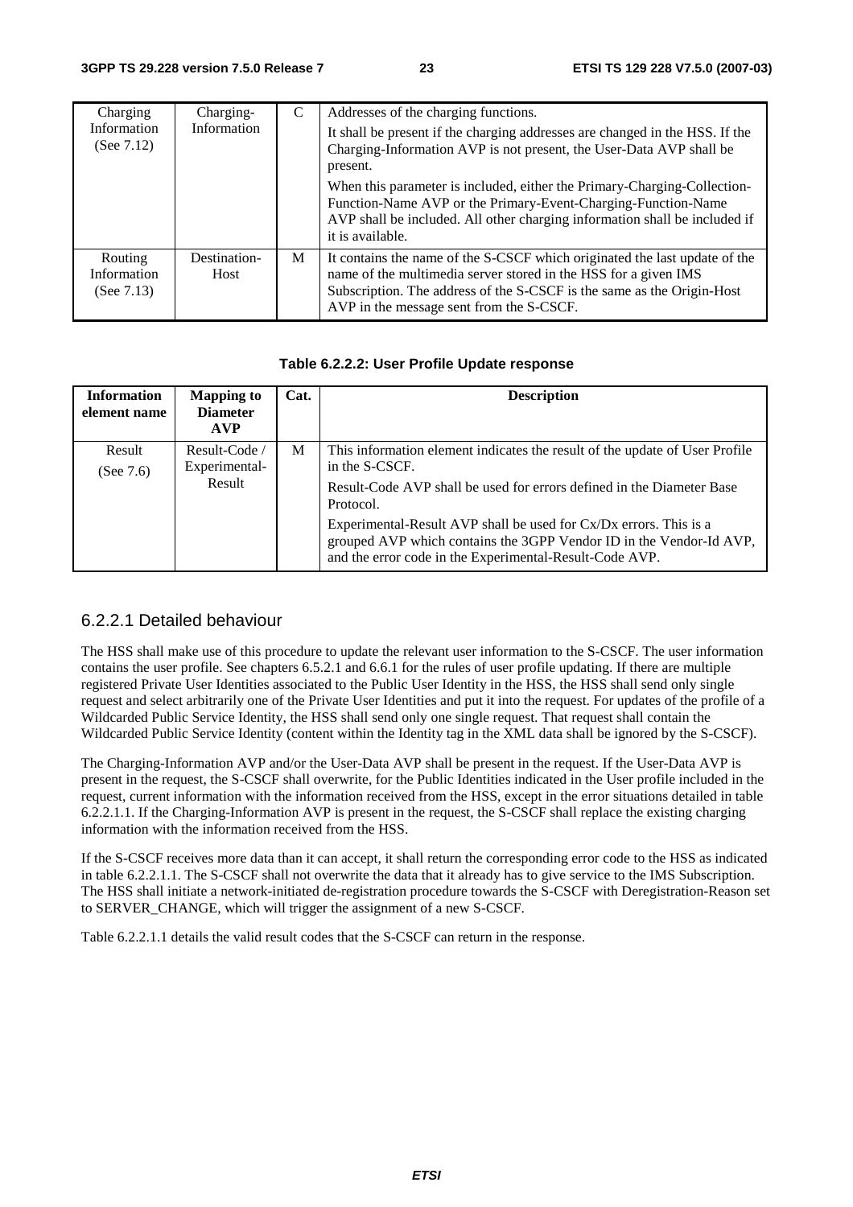| Charging Information (See 7.12) | Charging-Information | C | Addresses of the charging functions.<br>It shall be present if the charging addresses are changed in the HSS. If the Charging-Information AVP is not present, the User-Data AVP shall be present.<br>When this parameter is included, either the Primary-Charging-Collection-Function-Name AVP or the Primary-Event-Charging-Function-Name AVP shall be included. All other charging information shall be included if it is available. |
|---|---|---|---|
| Routing Information (See 7.13) | Destination-Host | M | It contains the name of the S-CSCF which originated the last update of the name of the multimedia server stored in the HSS for a given IMS Subscription. The address of the S-CSCF is the same as the Origin-Host AVP in the message sent from the S-CSCF. |

**Table 6.2.2.2: User Profile Update response**

| Information element name | Mapping to Diameter AVP | Cat. | Description |
|---|---|---|---|
| Result (See 7.6) | Result-Code / Experimental-Result | M | This information element indicates the result of the update of User Profile in the S-CSCF.<br>Result-Code AVP shall be used for errors defined in the Diameter Base Protocol.<br>Experimental-Result AVP shall be used for Cx/Dx errors. This is a grouped AVP which contains the 3GPP Vendor ID in the Vendor-Id AVP, and the error code in the Experimental-Result-Code AVP. |

### 6.2.2.1 Detailed behaviour

The HSS shall make use of this procedure to update the relevant user information to the S-CSCF. The user information contains the user profile. See chapters 6.5.2.1 and 6.6.1 for the rules of user profile updating. If there are multiple registered Private User Identities associated to the Public User Identity in the HSS, the HSS shall send only single request and select arbitrarily one of the Private User Identities and put it into the request. For updates of the profile of a Wildcarded Public Service Identity, the HSS shall send only one single request. That request shall contain the Wildcarded Public Service Identity (content within the Identity tag in the XML data shall be ignored by the S-CSCF).

The Charging-Information AVP and/or the User-Data AVP shall be present in the request. If the User-Data AVP is present in the request, the S-CSCF shall overwrite, for the Public Identities indicated in the User profile included in the request, current information with the information received from the HSS, except in the error situations detailed in table 6.2.2.1.1. If the Charging-Information AVP is present in the request, the S-CSCF shall replace the existing charging information with the information received from the HSS.

If the S-CSCF receives more data than it can accept, it shall return the corresponding error code to the HSS as indicated in table 6.2.2.1.1. The S-CSCF shall not overwrite the data that it already has to give service to the IMS Subscription. The HSS shall initiate a network-initiated de-registration procedure towards the S-CSCF with Deregistration-Reason set to SERVER_CHANGE, which will trigger the assignment of a new S-CSCF.

Table 6.2.2.1.1 details the valid result codes that the S-CSCF can return in the response.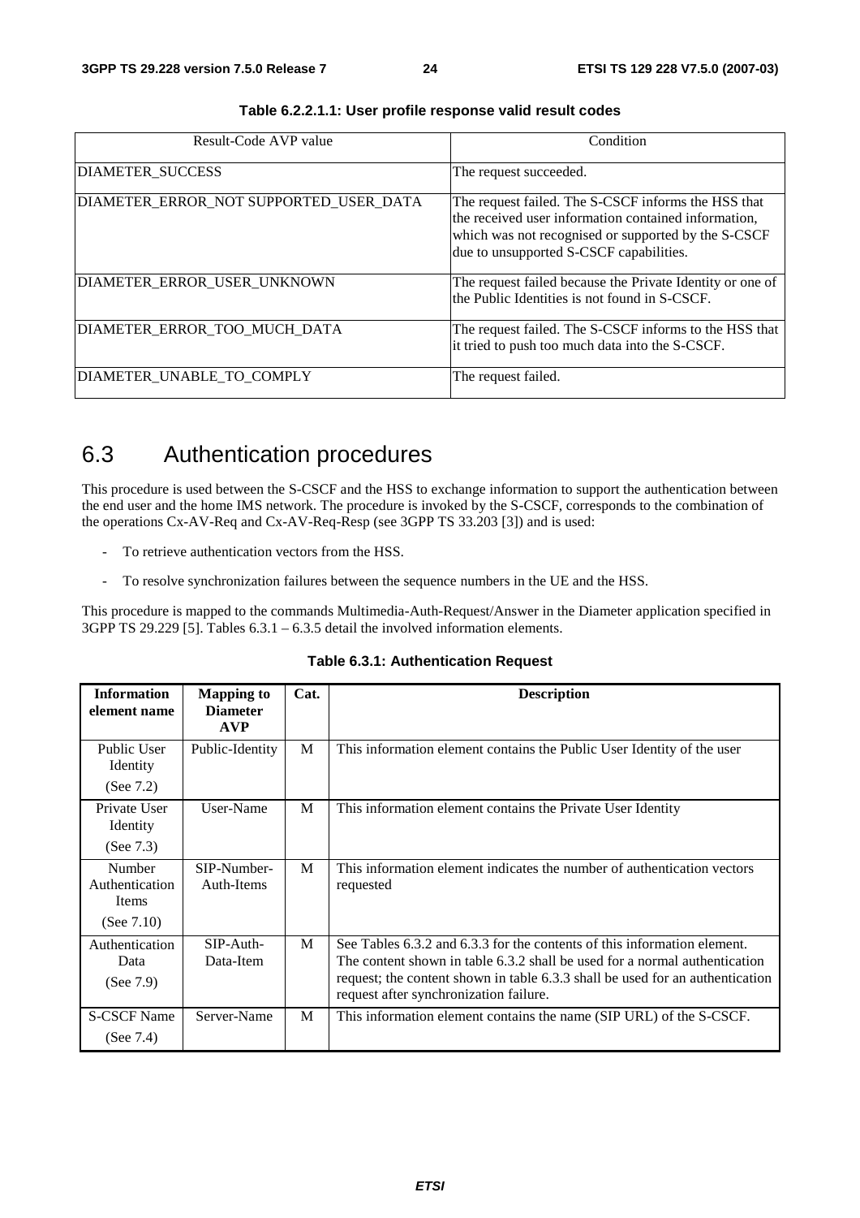**Table 6.2.2.1.1: User profile response valid result codes**

| Result-Code AVP value | Condition |
|---|---|
| DIAMETER_SUCCESS | The request succeeded. |
| DIAMETER_ERROR_NOT SUPPORTED_USER_DATA | The request failed. The S-CSCF informs the HSS that the received user information contained information, which was not recognised or supported by the S-CSCF due to unsupported S-CSCF capabilities. |
| DIAMETER_ERROR_USER_UNKNOWN | The request failed because the Private Identity or one of the Public Identities is not found in S-CSCF. |
| DIAMETER_ERROR_TOO_MUCH_DATA | The request failed. The S-CSCF informs to the HSS that it tried to push too much data into the S-CSCF. |
| DIAMETER_UNABLE_TO_COMPLY | The request failed. |

## 6.3 Authentication procedures

This procedure is used between the S-CSCF and the HSS to exchange information to support the authentication between the end user and the home IMS network. The procedure is invoked by the S-CSCF, corresponds to the combination of the operations Cx-AV-Req and Cx-AV-Req-Resp (see 3GPP TS 33.203 [3]) and is used:

- To retrieve authentication vectors from the HSS.
- To resolve synchronization failures between the sequence numbers in the UE and the HSS.

This procedure is mapped to the commands Multimedia-Auth-Request/Answer in the Diameter application specified in 3GPP TS 29.229 [5]. Tables 6.3.1 – 6.3.5 detail the involved information elements.

**Table 6.3.1: Authentication Request**

| Information element name | Mapping to Diameter AVP | Cat. | Description |
|---|---|---|---|
| Public User Identity (See 7.2) | Public-Identity | M | This information element contains the Public User Identity of the user |
| Private User Identity (See 7.3) | User-Name | M | This information element contains the Private User Identity |
| Number Authentication Items (See 7.10) | SIP-Number-Auth-Items | M | This information element indicates the number of authentication vectors requested |
| Authentication Data (See 7.9) | SIP-Auth-Data-Item | M | See Tables 6.3.2 and 6.3.3 for the contents of this information element. The content shown in table 6.3.2 shall be used for a normal authentication request; the content shown in table 6.3.3 shall be used for an authentication request after synchronization failure. |
| S-CSCF Name (See 7.4) | Server-Name | M | This information element contains the name (SIP URL) of the S-CSCF. |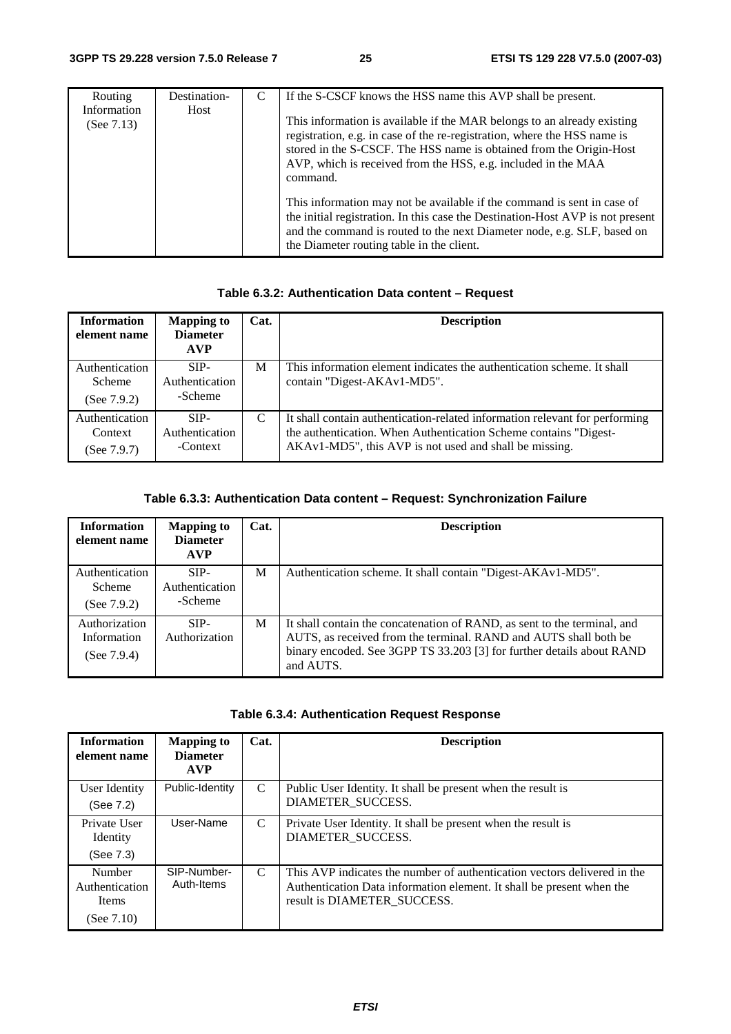| Routing Information (See 7.13) | Destination-Host | C | If the S-CSCF knows the HSS name this AVP shall be present.<br><br>This information is available if the MAR belongs to an already existing registration, e.g. in case of the re-registration, where the HSS name is stored in the S-CSCF. The HSS name is obtained from the Origin-Host AVP, which is received from the HSS, e.g. included in the MAA command.<br><br>This information may not be available if the command is sent in case of the initial registration. In this case the Destination-Host AVP is not present and the command is routed to the next Diameter node, e.g. SLF, based on the Diameter routing table in the client. |
|---|---|---|---|

**Table 6.3.2: Authentication Data content – Request**

| Information element name | Mapping to Diameter AVP | Cat. | Description |
|---|---|---|---|
| Authentication Scheme (See 7.9.2) | SIP-Authentication-Scheme | M | This information element indicates the authentication scheme. It shall contain "Digest-AKAv1-MD5". |
| Authentication Context (See 7.9.7) | SIP-Authentication-Context | C | It shall contain authentication-related information relevant for performing the authentication. When Authentication Scheme contains "Digest-AKAv1-MD5", this AVP is not used and shall be missing. |

**Table 6.3.3: Authentication Data content – Request: Synchronization Failure**

| Information element name | Mapping to Diameter AVP | Cat. | Description |
|---|---|---|---|
| Authentication Scheme (See 7.9.2) | SIP-Authentication-Scheme | M | Authentication scheme. It shall contain "Digest-AKAv1-MD5". |
| Authorization Information (See 7.9.4) | SIP-Authorization | M | It shall contain the concatenation of RAND, as sent to the terminal, and AUTS, as received from the terminal. RAND and AUTS shall both be binary encoded. See 3GPP TS 33.203 [3] for further details about RAND and AUTS. |

**Table 6.3.4: Authentication Request Response**

| Information element name | Mapping to Diameter AVP | Cat. | Description |
|---|---|---|---|
| User Identity (See 7.2) | Public-Identity | C | Public User Identity. It shall be present when the result is DIAMETER_SUCCESS. |
| Private User Identity (See 7.3) | User-Name | C | Private User Identity. It shall be present when the result is DIAMETER_SUCCESS. |
| Number Authentication Items (See 7.10) | SIP-Number-Auth-Items | C | This AVP indicates the number of authentication vectors delivered in the Authentication Data information element. It shall be present when the result is DIAMETER_SUCCESS. |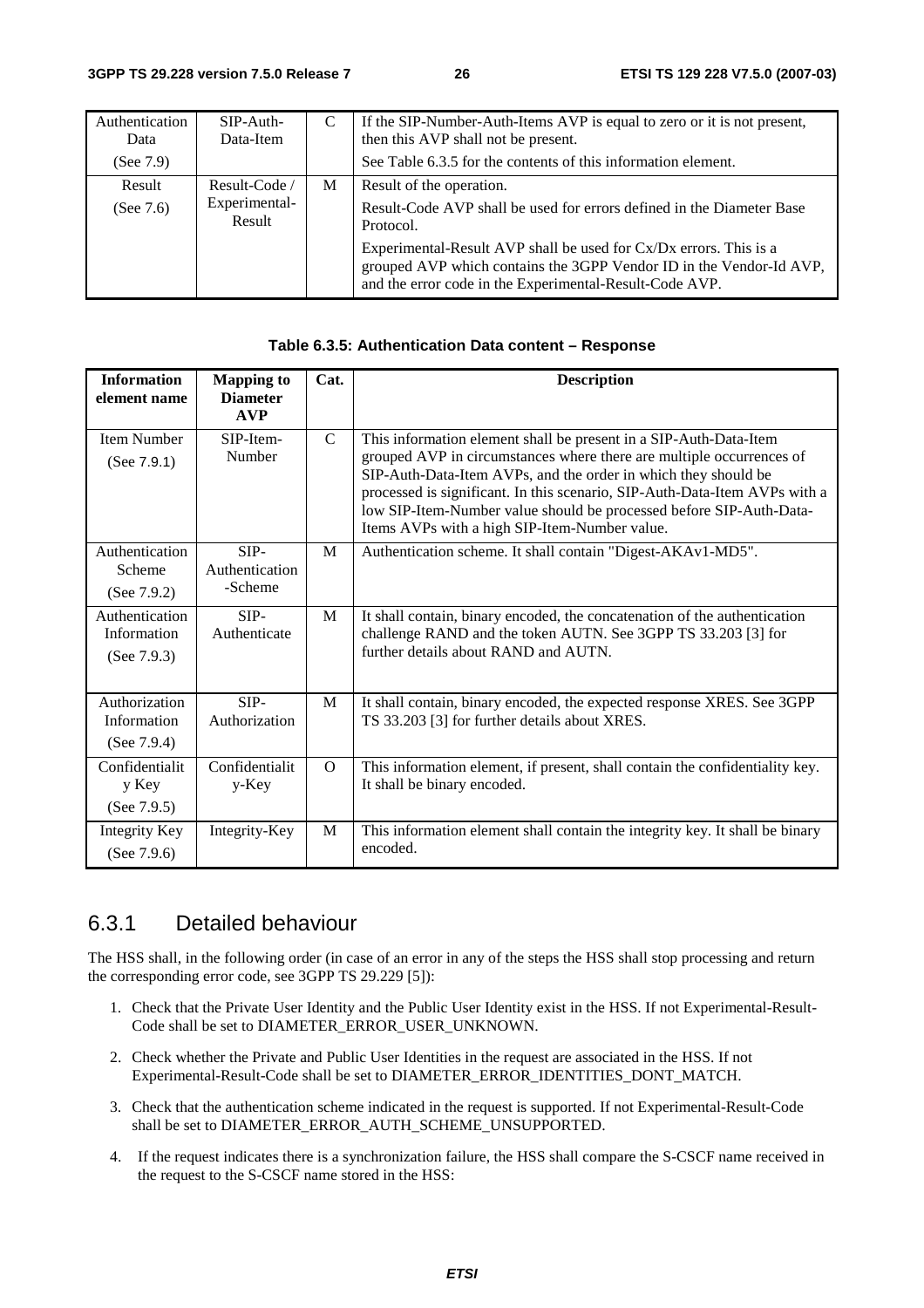| Authentication Data (See 7.9) | SIP-Auth-Data-Item | C | If the SIP-Number-Auth-Items AVP is equal to zero or it is not present, then this AVP shall not be present. See Table 6.3.5 for the contents of this information element. |
|---|---|---|---|
| Result (See 7.6) | Result-Code / Experimental-Result | M | Result of the operation. Result-Code AVP shall be used for errors defined in the Diameter Base Protocol. Experimental-Result AVP shall be used for Cx/Dx errors. This is a grouped AVP which contains the 3GPP Vendor ID in the Vendor-Id AVP, and the error code in the Experimental-Result-Code AVP. |

**Table 6.3.5: Authentication Data content – Response**

| Information element name | Mapping to Diameter AVP | Cat. | Description |
|---|---|---|---|
| Item Number (See 7.9.1) | SIP-Item-Number | C | This information element shall be present in a SIP-Auth-Data-Item grouped AVP in circumstances where there are multiple occurrences of SIP-Auth-Data-Item AVPs, and the order in which they should be processed is significant. In this scenario, SIP-Auth-Data-Item AVPs with a low SIP-Item-Number value should be processed before SIP-Auth-Data-Items AVPs with a high SIP-Item-Number value. |
| Authentication Scheme (See 7.9.2) | SIP-Authentication-Scheme | M | Authentication scheme. It shall contain "Digest-AKAv1-MD5". |
| Authentication Information (See 7.9.3) | SIP-Authenticate | M | It shall contain, binary encoded, the concatenation of the authentication challenge RAND and the token AUTN. See 3GPP TS 33.203 [3] for further details about RAND and AUTN. |
| Authorization Information (See 7.9.4) | SIP-Authorization | M | It shall contain, binary encoded, the expected response XRES. See 3GPP TS 33.203 [3] for further details about XRES. |
| Confidentiality Key (See 7.9.5) | Confidentiality-Key | O | This information element, if present, shall contain the confidentiality key. It shall be binary encoded. |
| Integrity Key (See 7.9.6) | Integrity-Key | M | This information element shall contain the integrity key. It shall be binary encoded. |

### 6.3.1 Detailed behaviour

The HSS shall, in the following order (in case of an error in any of the steps the HSS shall stop processing and return the corresponding error code, see 3GPP TS 29.229 [5]):

1. Check that the Private User Identity and the Public User Identity exist in the HSS. If not Experimental-Result-Code shall be set to DIAMETER_ERROR_USER_UNKNOWN.
2. Check whether the Private and Public User Identities in the request are associated in the HSS. If not Experimental-Result-Code shall be set to DIAMETER_ERROR_IDENTITIES_DONT_MATCH.
3. Check that the authentication scheme indicated in the request is supported. If not Experimental-Result-Code shall be set to DIAMETER_ERROR_AUTH_SCHEME_UNSUPPORTED.
4. If the request indicates there is a synchronization failure, the HSS shall compare the S-CSCF name received in the request to the S-CSCF name stored in the HSS: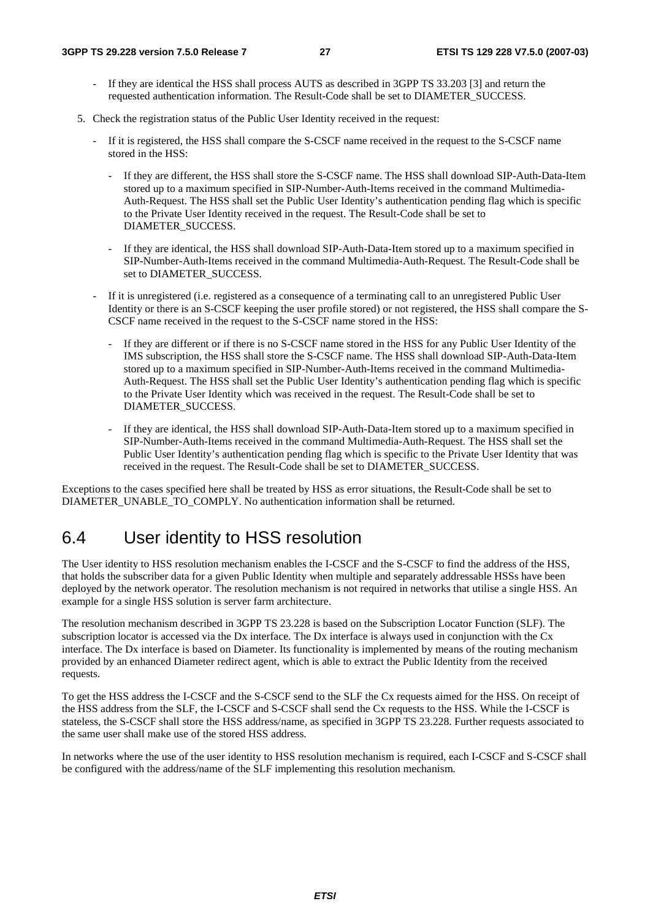- If they are identical the HSS shall process AUTS as described in 3GPP TS 33.203 [3] and return the requested authentication information. The Result-Code shall be set to DIAMETER_SUCCESS.

5. Check the registration status of the Public User Identity received in the request:
   - If it is registered, the HSS shall compare the S-CSCF name received in the request to the S-CSCF name stored in the HSS:
     - If they are different, the HSS shall store the S-CSCF name. The HSS shall download SIP-Auth-Data-Item stored up to a maximum specified in SIP-Number-Auth-Items received in the command Multimedia-Auth-Request. The HSS shall set the Public User Identity's authentication pending flag which is specific to the Private User Identity received in the request. The Result-Code shall be set to DIAMETER_SUCCESS.
     - If they are identical, the HSS shall download SIP-Auth-Data-Item stored up to a maximum specified in SIP-Number-Auth-Items received in the command Multimedia-Auth-Request. The Result-Code shall be set to DIAMETER_SUCCESS.
   - If it is unregistered (i.e. registered as a consequence of a terminating call to an unregistered Public User Identity or there is an S-CSCF keeping the user profile stored) or not registered, the HSS shall compare the S-CSCF name received in the request to the S-CSCF name stored in the HSS:
     - If they are different or if there is no S-CSCF name stored in the HSS for any Public User Identity of the IMS subscription, the HSS shall store the S-CSCF name. The HSS shall download SIP-Auth-Data-Item stored up to a maximum specified in SIP-Number-Auth-Items received in the command Multimedia-Auth-Request. The HSS shall set the Public User Identity's authentication pending flag which is specific to the Private User Identity which was received in the request. The Result-Code shall be set to DIAMETER_SUCCESS.
     - If they are identical, the HSS shall download SIP-Auth-Data-Item stored up to a maximum specified in SIP-Number-Auth-Items received in the command Multimedia-Auth-Request. The HSS shall set the Public User Identity's authentication pending flag which is specific to the Private User Identity that was received in the request. The Result-Code shall be set to DIAMETER_SUCCESS.

Exceptions to the cases specified here shall be treated by HSS as error situations, the Result-Code shall be set to DIAMETER_UNABLE_TO_COMPLY. No authentication information shall be returned.

## 6.4 User identity to HSS resolution

The User identity to HSS resolution mechanism enables the I-CSCF and the S-CSCF to find the address of the HSS, that holds the subscriber data for a given Public Identity when multiple and separately addressable HSSs have been deployed by the network operator. The resolution mechanism is not required in networks that utilise a single HSS. An example for a single HSS solution is server farm architecture.

The resolution mechanism described in 3GPP TS 23.228 is based on the Subscription Locator Function (SLF). The subscription locator is accessed via the Dx interface. The Dx interface is always used in conjunction with the Cx interface. The Dx interface is based on Diameter. Its functionality is implemented by means of the routing mechanism provided by an enhanced Diameter redirect agent, which is able to extract the Public Identity from the received requests.

To get the HSS address the I-CSCF and the S-CSCF send to the SLF the Cx requests aimed for the HSS. On receipt of the HSS address from the SLF, the I-CSCF and S-CSCF shall send the Cx requests to the HSS. While the I-CSCF is stateless, the S-CSCF shall store the HSS address/name, as specified in 3GPP TS 23.228. Further requests associated to the same user shall make use of the stored HSS address.

In networks where the use of the user identity to HSS resolution mechanism is required, each I-CSCF and S-CSCF shall be configured with the address/name of the SLF implementing this resolution mechanism.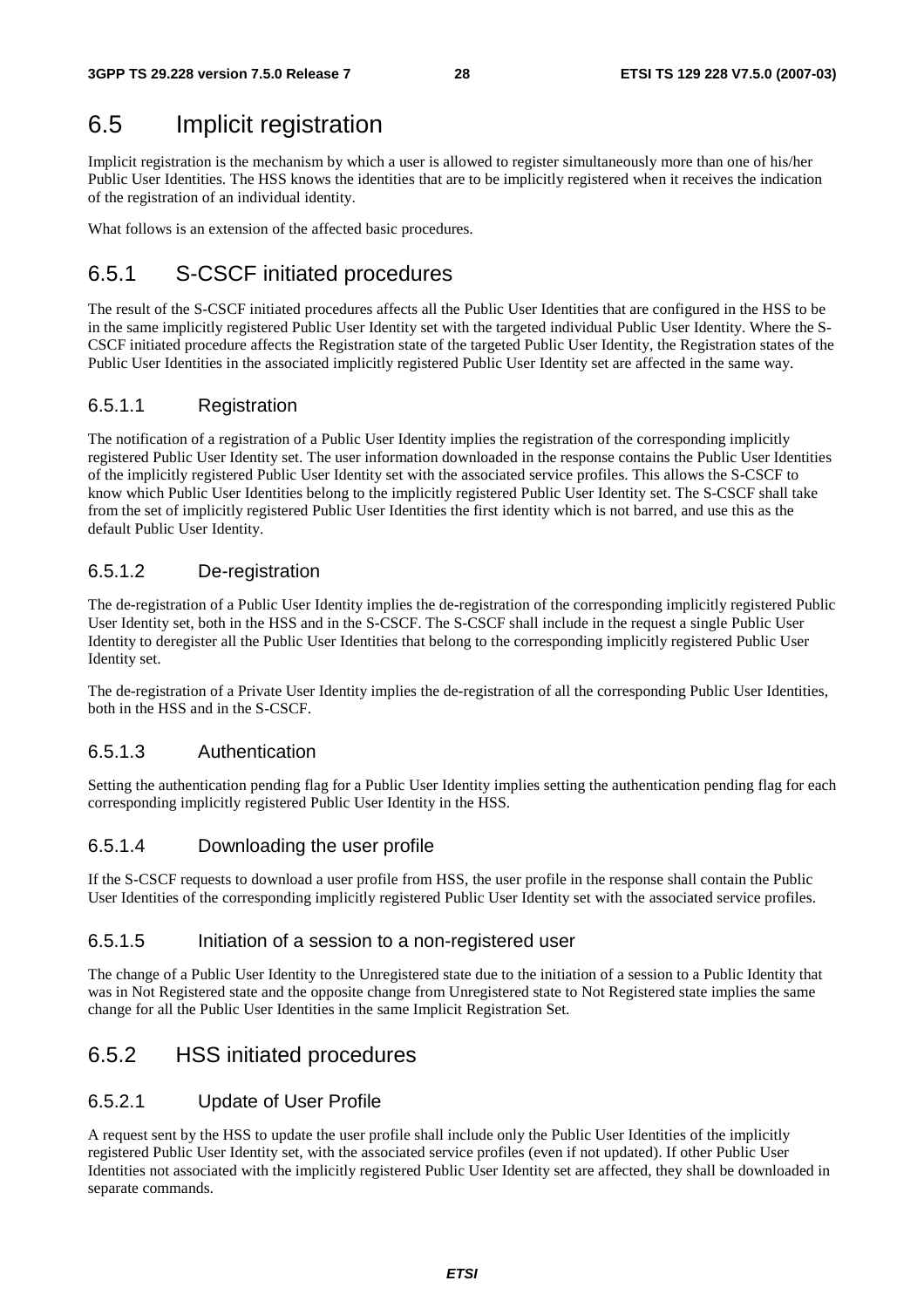## 6.5 Implicit registration

Implicit registration is the mechanism by which a user is allowed to register simultaneously more than one of his/her Public User Identities. The HSS knows the identities that are to be implicitly registered when it receives the indication of the registration of an individual identity.

What follows is an extension of the affected basic procedures.

### 6.5.1 S-CSCF initiated procedures

The result of the S-CSCF initiated procedures affects all the Public User Identities that are configured in the HSS to be in the same implicitly registered Public User Identity set with the targeted individual Public User Identity. Where the S-CSCF initiated procedure affects the Registration state of the targeted Public User Identity, the Registration states of the Public User Identities in the associated implicitly registered Public User Identity set are affected in the same way.

#### 6.5.1.1 Registration

The notification of a registration of a Public User Identity implies the registration of the corresponding implicitly registered Public User Identity set. The user information downloaded in the response contains the Public User Identities of the implicitly registered Public User Identity set with the associated service profiles. This allows the S-CSCF to know which Public User Identities belong to the implicitly registered Public User Identity set. The S-CSCF shall take from the set of implicitly registered Public User Identities the first identity which is not barred, and use this as the default Public User Identity.

#### 6.5.1.2 De-registration

The de-registration of a Public User Identity implies the de-registration of the corresponding implicitly registered Public User Identity set, both in the HSS and in the S-CSCF. The S-CSCF shall include in the request a single Public User Identity to deregister all the Public User Identities that belong to the corresponding implicitly registered Public User Identity set.

The de-registration of a Private User Identity implies the de-registration of all the corresponding Public User Identities, both in the HSS and in the S-CSCF.

#### 6.5.1.3 Authentication

Setting the authentication pending flag for a Public User Identity implies setting the authentication pending flag for each corresponding implicitly registered Public User Identity in the HSS.

#### 6.5.1.4 Downloading the user profile

If the S-CSCF requests to download a user profile from HSS, the user profile in the response shall contain the Public User Identities of the corresponding implicitly registered Public User Identity set with the associated service profiles.

#### 6.5.1.5 Initiation of a session to a non-registered user

The change of a Public User Identity to the Unregistered state due to the initiation of a session to a Public Identity that was in Not Registered state and the opposite change from Unregistered state to Not Registered state implies the same change for all the Public User Identities in the same Implicit Registration Set.

### 6.5.2 HSS initiated procedures

#### 6.5.2.1 Update of User Profile

A request sent by the HSS to update the user profile shall include only the Public User Identities of the implicitly registered Public User Identity set, with the associated service profiles (even if not updated). If other Public User Identities not associated with the implicitly registered Public User Identity set are affected, they shall be downloaded in separate commands.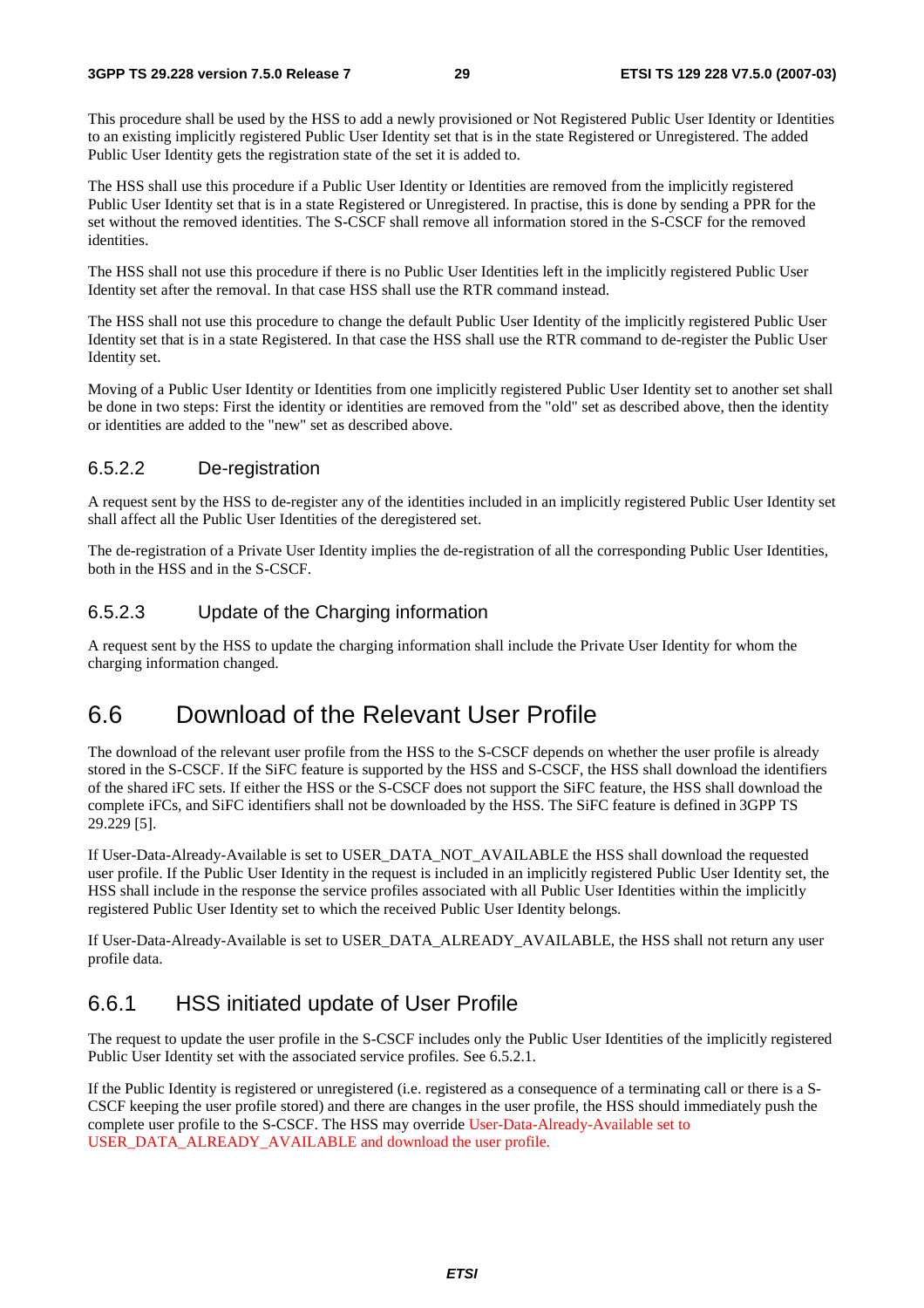This procedure shall be used by the HSS to add a newly provisioned or Not Registered Public User Identity or Identities to an existing implicitly registered Public User Identity set that is in the state Registered or Unregistered. The added Public User Identity gets the registration state of the set it is added to.

The HSS shall use this procedure if a Public User Identity or Identities are removed from the implicitly registered Public User Identity set that is in a state Registered or Unregistered. In practise, this is done by sending a PPR for the set without the removed identities. The S-CSCF shall remove all information stored in the S-CSCF for the removed identities.

The HSS shall not use this procedure if there is no Public User Identities left in the implicitly registered Public User Identity set after the removal. In that case HSS shall use the RTR command instead.

The HSS shall not use this procedure to change the default Public User Identity of the implicitly registered Public User Identity set that is in a state Registered. In that case the HSS shall use the RTR command to de-register the Public User Identity set.

Moving of a Public User Identity or Identities from one implicitly registered Public User Identity set to another set shall be done in two steps: First the identity or identities are removed from the "old" set as described above, then the identity or identities are added to the "new" set as described above.

### 6.5.2.2 De-registration

A request sent by the HSS to de-register any of the identities included in an implicitly registered Public User Identity set shall affect all the Public User Identities of the deregistered set.

The de-registration of a Private User Identity implies the de-registration of all the corresponding Public User Identities, both in the HSS and in the S-CSCF.

### 6.5.2.3 Update of the Charging information

A request sent by the HSS to update the charging information shall include the Private User Identity for whom the charging information changed.

## 6.6 Download of the Relevant User Profile

The download of the relevant user profile from the HSS to the S-CSCF depends on whether the user profile is already stored in the S-CSCF. If the SiFC feature is supported by the HSS and S-CSCF, the HSS shall download the identifiers of the shared iFC sets. If either the HSS or the S-CSCF does not support the SiFC feature, the HSS shall download the complete iFCs, and SiFC identifiers shall not be downloaded by the HSS. The SiFC feature is defined in 3GPP TS 29.229 [5].

If User-Data-Already-Available is set to USER_DATA_NOT_AVAILABLE the HSS shall download the requested user profile. If the Public User Identity in the request is included in an implicitly registered Public User Identity set, the HSS shall include in the response the service profiles associated with all Public User Identities within the implicitly registered Public User Identity set to which the received Public User Identity belongs.

If User-Data-Already-Available is set to USER_DATA_ALREADY_AVAILABLE, the HSS shall not return any user profile data.

### 6.6.1 HSS initiated update of User Profile

The request to update the user profile in the S-CSCF includes only the Public User Identities of the implicitly registered Public User Identity set with the associated service profiles. See 6.5.2.1.

If the Public Identity is registered or unregistered (i.e. registered as a consequence of a terminating call or there is a S-CSCF keeping the user profile stored) and there are changes in the user profile, the HSS should immediately push the complete user profile to the S-CSCF. The HSS may override User-Data-Already-Available set to USER_DATA_ALREADY_AVAILABLE and download the user profile.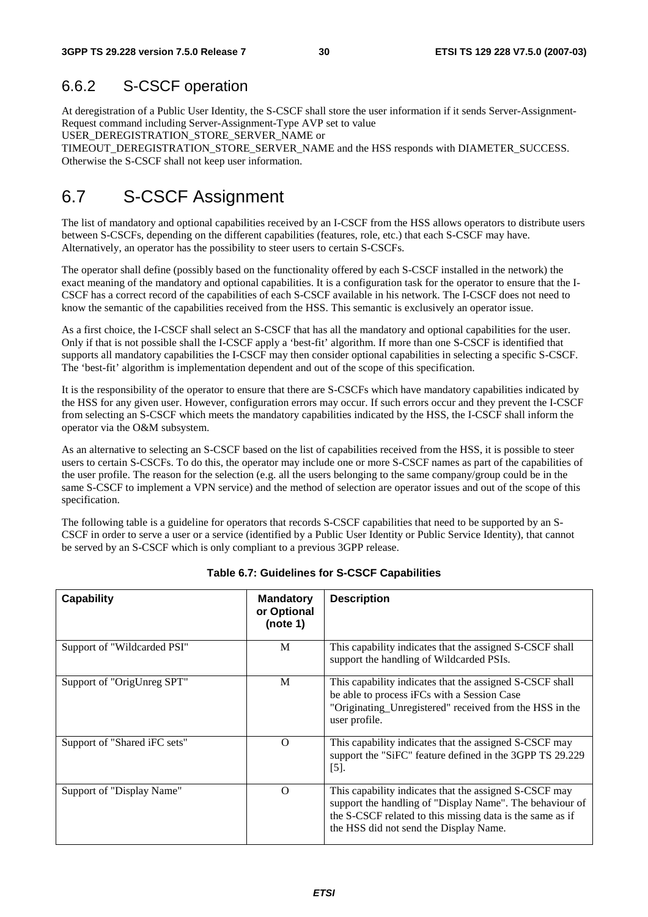### 6.6.2 S-CSCF operation

At deregistration of a Public User Identity, the S-CSCF shall store the user information if it sends Server-Assignment-Request command including Server-Assignment-Type AVP set to value USER_DEREGISTRATION_STORE_SERVER_NAME or TIMEOUT_DEREGISTRATION_STORE_SERVER_NAME and the HSS responds with DIAMETER_SUCCESS. Otherwise the S-CSCF shall not keep user information.

## 6.7 S-CSCF Assignment

The list of mandatory and optional capabilities received by an I-CSCF from the HSS allows operators to distribute users between S-CSCFs, depending on the different capabilities (features, role, etc.) that each S-CSCF may have. Alternatively, an operator has the possibility to steer users to certain S-CSCFs.

The operator shall define (possibly based on the functionality offered by each S-CSCF installed in the network) the exact meaning of the mandatory and optional capabilities. It is a configuration task for the operator to ensure that the I-CSCF has a correct record of the capabilities of each S-CSCF available in his network. The I-CSCF does not need to know the semantic of the capabilities received from the HSS. This semantic is exclusively an operator issue.

As a first choice, the I-CSCF shall select an S-CSCF that has all the mandatory and optional capabilities for the user. Only if that is not possible shall the I-CSCF apply a 'best-fit' algorithm. If more than one S-CSCF is identified that supports all mandatory capabilities the I-CSCF may then consider optional capabilities in selecting a specific S-CSCF. The 'best-fit' algorithm is implementation dependent and out of the scope of this specification.

It is the responsibility of the operator to ensure that there are S-CSCFs which have mandatory capabilities indicated by the HSS for any given user. However, configuration errors may occur. If such errors occur and they prevent the I-CSCF from selecting an S-CSCF which meets the mandatory capabilities indicated by the HSS, the I-CSCF shall inform the operator via the O&M subsystem.

As an alternative to selecting an S-CSCF based on the list of capabilities received from the HSS, it is possible to steer users to certain S-CSCFs. To do this, the operator may include one or more S-CSCF names as part of the capabilities of the user profile. The reason for the selection (e.g. all the users belonging to the same company/group could be in the same S-CSCF to implement a VPN service) and the method of selection are operator issues and out of the scope of this specification.

The following table is a guideline for operators that records S-CSCF capabilities that need to be supported by an S-CSCF in order to serve a user or a service (identified by a Public User Identity or Public Service Identity), that cannot be served by an S-CSCF which is only compliant to a previous 3GPP release.

**Table 6.7: Guidelines for S-CSCF Capabilities**

| Capability | Mandatory or Optional (note 1) | Description |
|---|---|---|
| Support of "Wildcarded PSI" | M | This capability indicates that the assigned S-CSCF shall support the handling of Wildcarded PSIs. |
| Support of "OrigUnreg SPT" | M | This capability indicates that the assigned S-CSCF shall be able to process iFCs with a Session Case "Originating_Unregistered" received from the HSS in the user profile. |
| Support of "Shared iFC sets" | O | This capability indicates that the assigned S-CSCF may support the "SiFC" feature defined in the 3GPP TS 29.229 [5]. |
| Support of "Display Name" | O | This capability indicates that the assigned S-CSCF may support the handling of "Display Name". The behaviour of the S-CSCF related to this missing data is the same as if the HSS did not send the Display Name. |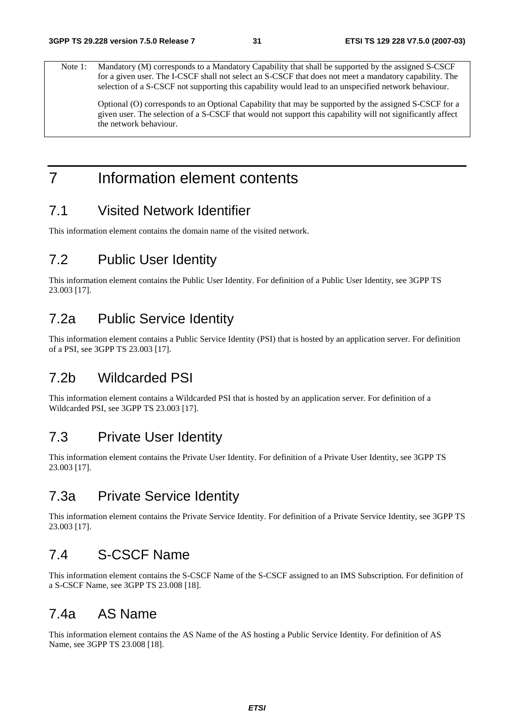Note 1: Mandatory (M) corresponds to a Mandatory Capability that shall be supported by the assigned S-CSCF for a given user. The I-CSCF shall not select an S-CSCF that does not meet a mandatory capability. The selection of a S-CSCF not supporting this capability would lead to an unspecified network behaviour.

Optional (O) corresponds to an Optional Capability that may be supported by the assigned S-CSCF for a given user. The selection of a S-CSCF that would not support this capability will not significantly affect the network behaviour.

# 7 Information element contents

## 7.1 Visited Network Identifier

This information element contains the domain name of the visited network.

## 7.2 Public User Identity

This information element contains the Public User Identity. For definition of a Public User Identity, see 3GPP TS 23.003 [17].

## 7.2a Public Service Identity

This information element contains a Public Service Identity (PSI) that is hosted by an application server. For definition of a PSI, see 3GPP TS 23.003 [17].

## 7.2b Wildcarded PSI

This information element contains a Wildcarded PSI that is hosted by an application server. For definition of a Wildcarded PSI, see 3GPP TS 23.003 [17].

## 7.3 Private User Identity

This information element contains the Private User Identity. For definition of a Private User Identity, see 3GPP TS 23.003 [17].

## 7.3a Private Service Identity

This information element contains the Private Service Identity. For definition of a Private Service Identity, see 3GPP TS 23.003 [17].

## 7.4 S-CSCF Name

This information element contains the S-CSCF Name of the S-CSCF assigned to an IMS Subscription. For definition of a S-CSCF Name, see 3GPP TS 23.008 [18].

## 7.4a AS Name

This information element contains the AS Name of the AS hosting a Public Service Identity. For definition of AS Name, see 3GPP TS 23.008 [18].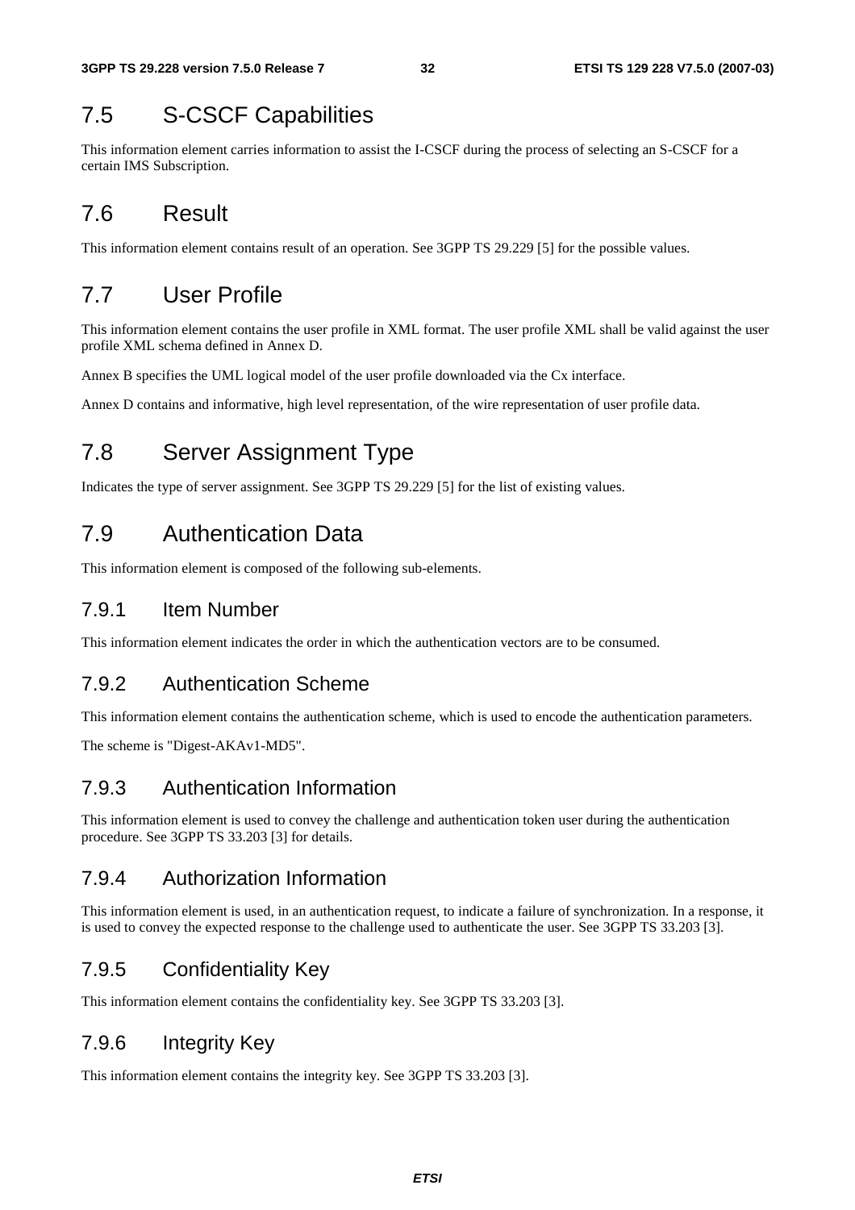## 7.5 S-CSCF Capabilities

This information element carries information to assist the I-CSCF during the process of selecting an S-CSCF for a certain IMS Subscription.

## 7.6 Result

This information element contains result of an operation. See 3GPP TS 29.229 [5] for the possible values.

## 7.7 User Profile

This information element contains the user profile in XML format. The user profile XML shall be valid against the user profile XML schema defined in Annex D.

Annex B specifies the UML logical model of the user profile downloaded via the Cx interface.

Annex D contains and informative, high level representation, of the wire representation of user profile data.

## 7.8 Server Assignment Type

Indicates the type of server assignment. See 3GPP TS 29.229 [5] for the list of existing values.

## 7.9 Authentication Data

This information element is composed of the following sub-elements.

### 7.9.1 Item Number

This information element indicates the order in which the authentication vectors are to be consumed.

### 7.9.2 Authentication Scheme

This information element contains the authentication scheme, which is used to encode the authentication parameters.

The scheme is "Digest-AKAv1-MD5".

### 7.9.3 Authentication Information

This information element is used to convey the challenge and authentication token user during the authentication procedure. See 3GPP TS 33.203 [3] for details.

### 7.9.4 Authorization Information

This information element is used, in an authentication request, to indicate a failure of synchronization. In a response, it is used to convey the expected response to the challenge used to authenticate the user. See 3GPP TS 33.203 [3].

### 7.9.5 Confidentiality Key

This information element contains the confidentiality key. See 3GPP TS 33.203 [3].

### 7.9.6 Integrity Key

This information element contains the integrity key. See 3GPP TS 33.203 [3].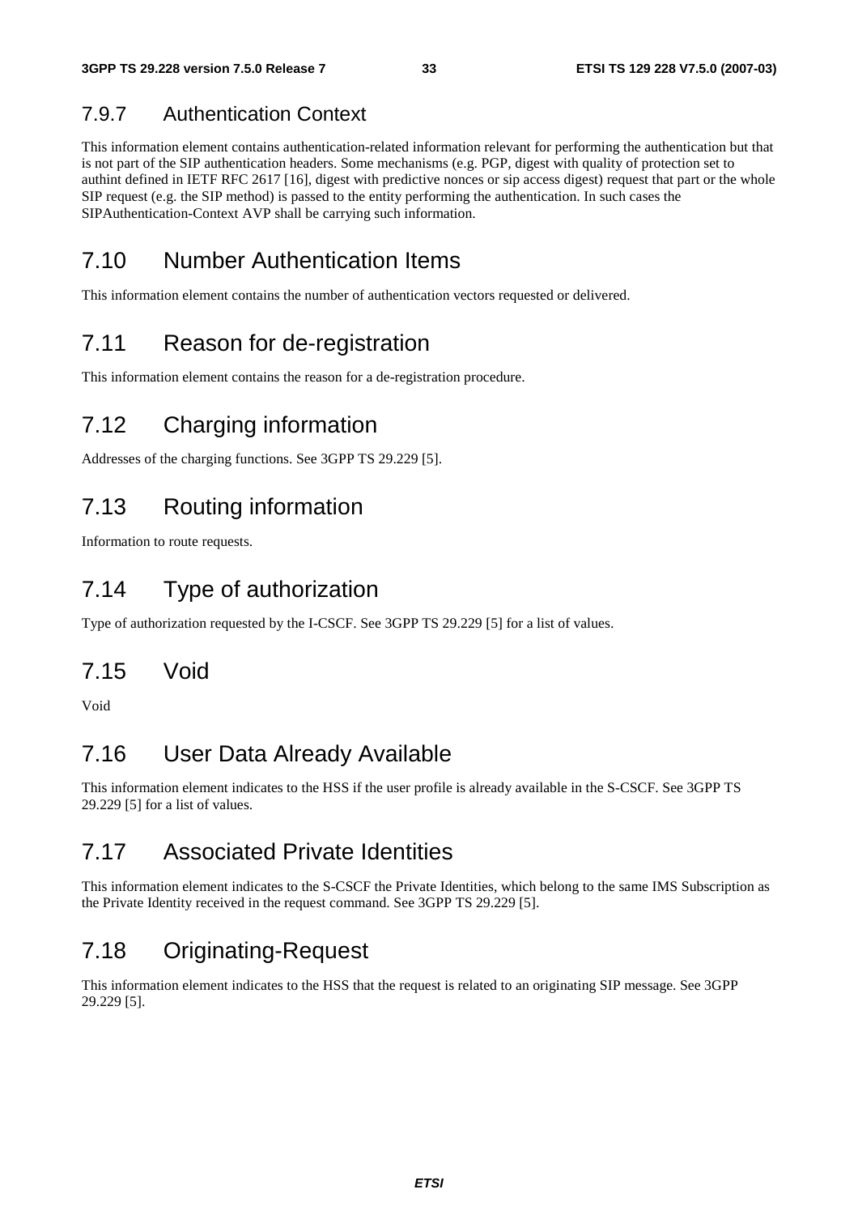### 7.9.7 Authentication Context

This information element contains authentication-related information relevant for performing the authentication but that is not part of the SIP authentication headers. Some mechanisms (e.g. PGP, digest with quality of protection set to authint defined in IETF RFC 2617 [16], digest with predictive nonces or sip access digest) request that part or the whole SIP request (e.g. the SIP method) is passed to the entity performing the authentication. In such cases the SIPAuthentication-Context AVP shall be carrying such information.

## 7.10 Number Authentication Items

This information element contains the number of authentication vectors requested or delivered.

## 7.11 Reason for de-registration

This information element contains the reason for a de-registration procedure.

## 7.12 Charging information

Addresses of the charging functions. See 3GPP TS 29.229 [5].

## 7.13 Routing information

Information to route requests.

## 7.14 Type of authorization

Type of authorization requested by the I-CSCF. See 3GPP TS 29.229 [5] for a list of values.

## 7.15 Void

Void

## 7.16 User Data Already Available

This information element indicates to the HSS if the user profile is already available in the S-CSCF. See 3GPP TS 29.229 [5] for a list of values.

## 7.17 Associated Private Identities

This information element indicates to the S-CSCF the Private Identities, which belong to the same IMS Subscription as the Private Identity received in the request command. See 3GPP TS 29.229 [5].

## 7.18 Originating-Request

This information element indicates to the HSS that the request is related to an originating SIP message. See 3GPP 29.229 [5].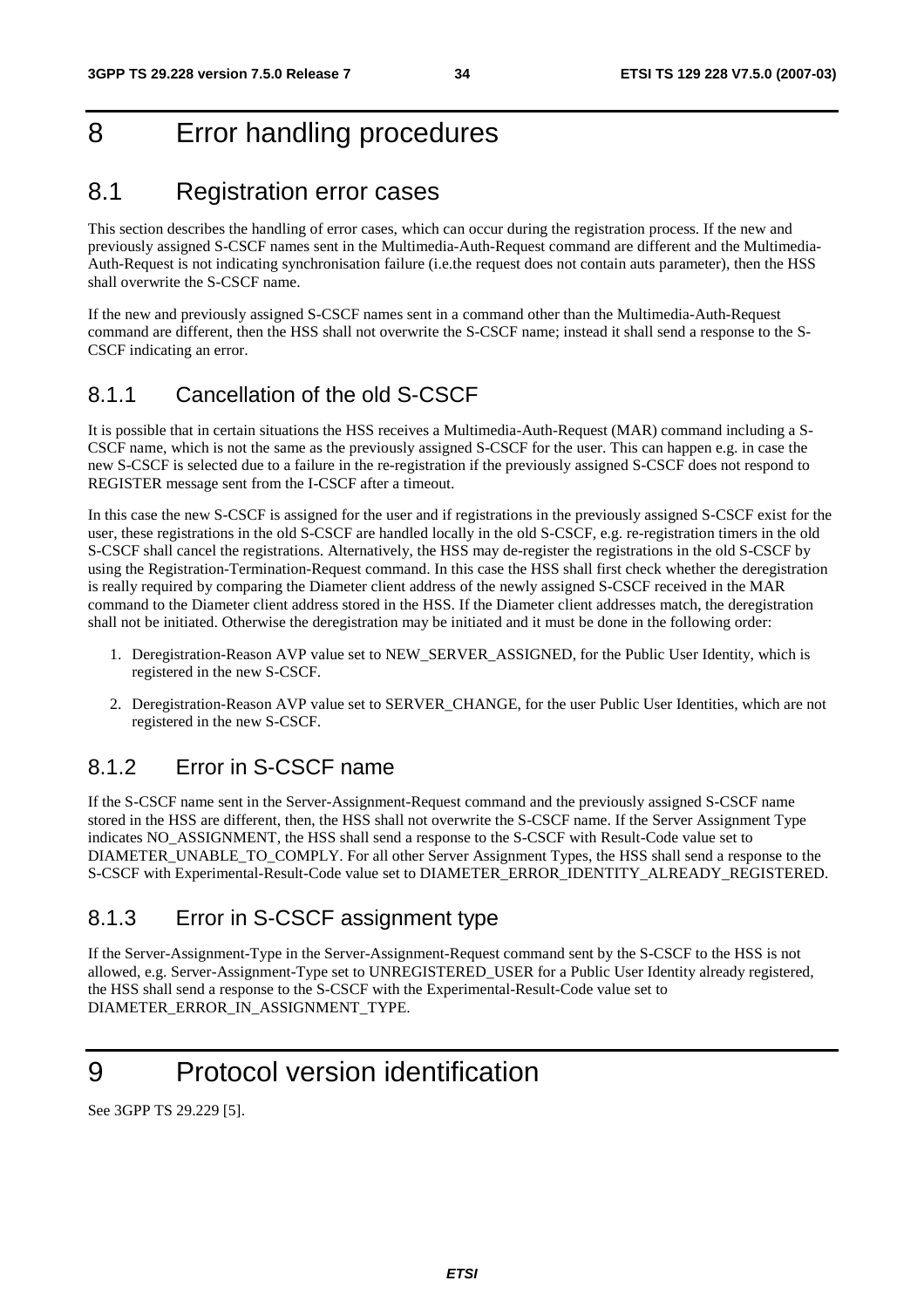# 8 Error handling procedures

## 8.1 Registration error cases

This section describes the handling of error cases, which can occur during the registration process. If the new and previously assigned S-CSCF names sent in the Multimedia-Auth-Request command are different and the Multimedia-Auth-Request is not indicating synchronisation failure (i.e.the request does not contain auts parameter), then the HSS shall overwrite the S-CSCF name.

If the new and previously assigned S-CSCF names sent in a command other than the Multimedia-Auth-Request command are different, then the HSS shall not overwrite the S-CSCF name; instead it shall send a response to the S-CSCF indicating an error.

### 8.1.1 Cancellation of the old S-CSCF

It is possible that in certain situations the HSS receives a Multimedia-Auth-Request (MAR) command including a S-CSCF name, which is not the same as the previously assigned S-CSCF for the user. This can happen e.g. in case the new S-CSCF is selected due to a failure in the re-registration if the previously assigned S-CSCF does not respond to REGISTER message sent from the I-CSCF after a timeout.

In this case the new S-CSCF is assigned for the user and if registrations in the previously assigned S-CSCF exist for the user, these registrations in the old S-CSCF are handled locally in the old S-CSCF, e.g. re-registration timers in the old S-CSCF shall cancel the registrations. Alternatively, the HSS may de-register the registrations in the old S-CSCF by using the Registration-Termination-Request command. In this case the HSS shall first check whether the deregistration is really required by comparing the Diameter client address of the newly assigned S-CSCF received in the MAR command to the Diameter client address stored in the HSS. If the Diameter client addresses match, the deregistration shall not be initiated. Otherwise the deregistration may be initiated and it must be done in the following order:

1. Deregistration-Reason AVP value set to NEW_SERVER_ASSIGNED, for the Public User Identity, which is registered in the new S-CSCF.
2. Deregistration-Reason AVP value set to SERVER_CHANGE, for the user Public User Identities, which are not registered in the new S-CSCF.

### 8.1.2 Error in S-CSCF name

If the S-CSCF name sent in the Server-Assignment-Request command and the previously assigned S-CSCF name stored in the HSS are different, then, the HSS shall not overwrite the S-CSCF name. If the Server Assignment Type indicates NO_ASSIGNMENT, the HSS shall send a response to the S-CSCF with Result-Code value set to DIAMETER_UNABLE_TO_COMPLY. For all other Server Assignment Types, the HSS shall send a response to the S-CSCF with Experimental-Result-Code value set to DIAMETER_ERROR_IDENTITY_ALREADY_REGISTERED.

### 8.1.3 Error in S-CSCF assignment type

If the Server-Assignment-Type in the Server-Assignment-Request command sent by the S-CSCF to the HSS is not allowed, e.g. Server-Assignment-Type set to UNREGISTERED_USER for a Public User Identity already registered, the HSS shall send a response to the S-CSCF with the Experimental-Result-Code value set to DIAMETER_ERROR_IN_ASSIGNMENT_TYPE.

# 9 Protocol version identification

See 3GPP TS 29.229 [5].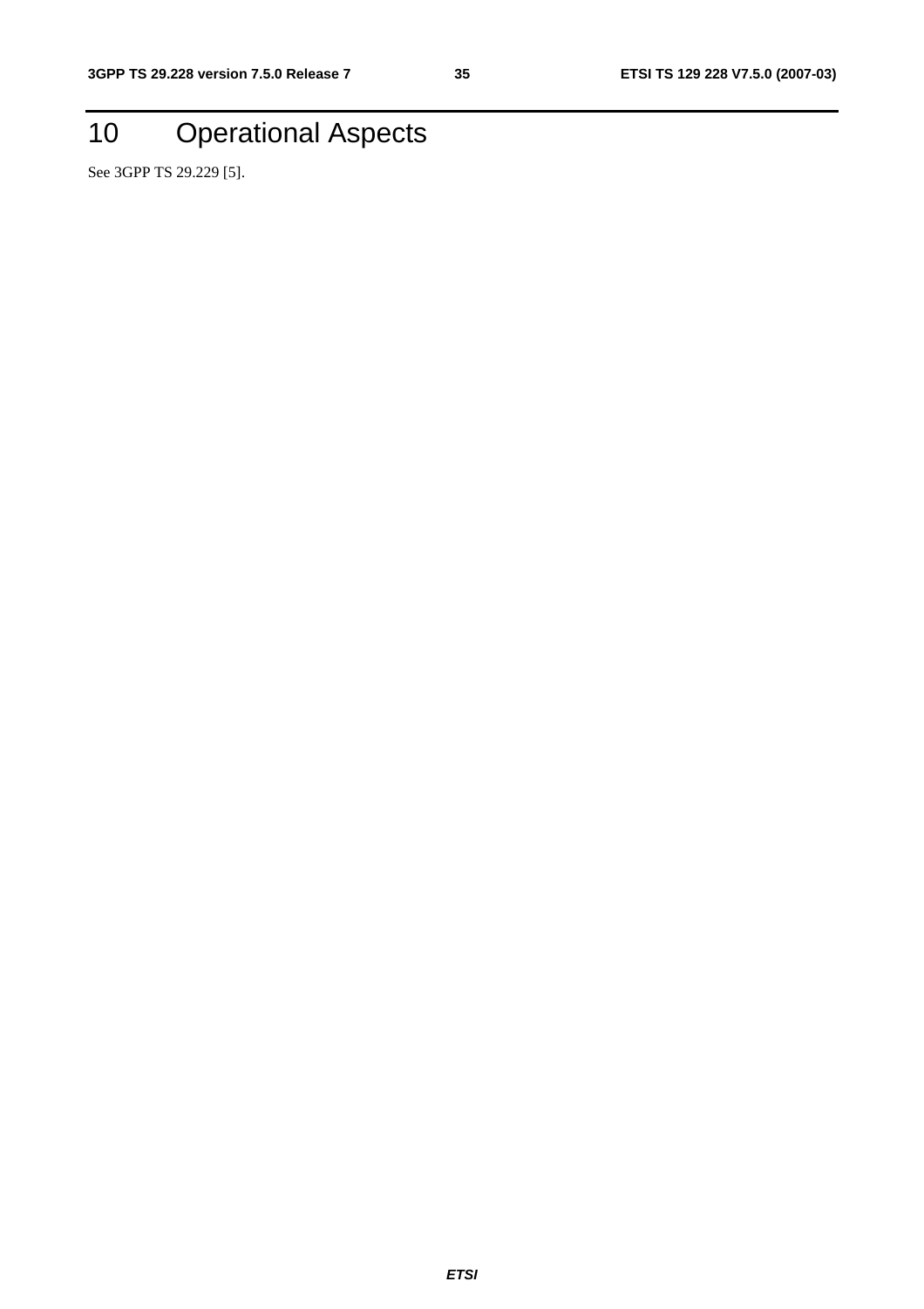# 10 Operational Aspects

See 3GPP TS 29.229 [5].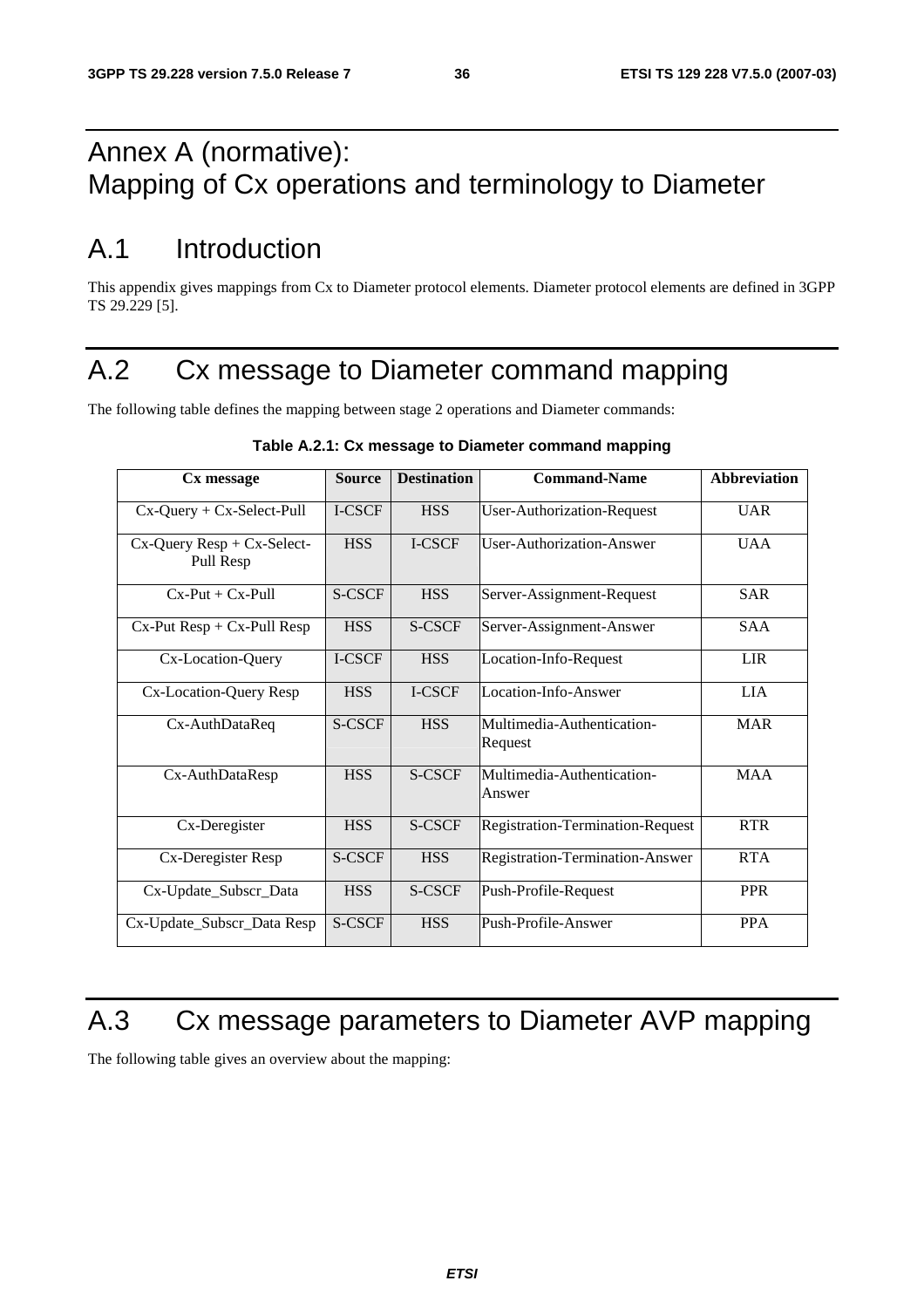# Annex A (normative): Mapping of Cx operations and terminology to Diameter

## A.1 Introduction

This appendix gives mappings from Cx to Diameter protocol elements. Diameter protocol elements are defined in 3GPP TS 29.229 [5].

## A.2 Cx message to Diameter command mapping

The following table defines the mapping between stage 2 operations and Diameter commands:

**Table A.2.1: Cx message to Diameter command mapping**

| Cx message | Source | Destination | Command-Name | Abbreviation |
|---|---|---|---|---|
| Cx-Query + Cx-Select-Pull | I-CSCF | HSS | User-Authorization-Request | UAR |
| Cx-Query Resp + Cx-Select-Pull Resp | HSS | I-CSCF | User-Authorization-Answer | UAA |
| Cx-Put + Cx-Pull | S-CSCF | HSS | Server-Assignment-Request | SAR |
| Cx-Put Resp + Cx-Pull Resp | HSS | S-CSCF | Server-Assignment-Answer | SAA |
| Cx-Location-Query | I-CSCF | HSS | Location-Info-Request | LIR |
| Cx-Location-Query Resp | HSS | I-CSCF | Location-Info-Answer | LIA |
| Cx-AuthDataReq | S-CSCF | HSS | Multimedia-Authentication-Request | MAR |
| Cx-AuthDataResp | HSS | S-CSCF | Multimedia-Authentication-Answer | MAA |
| Cx-Deregister | HSS | S-CSCF | Registration-Termination-Request | RTR |
| Cx-Deregister Resp | S-CSCF | HSS | Registration-Termination-Answer | RTA |
| Cx-Update_Subscr_Data | HSS | S-CSCF | Push-Profile-Request | PPR |
| Cx-Update_Subscr_Data Resp | S-CSCF | HSS | Push-Profile-Answer | PPA |

## A.3 Cx message parameters to Diameter AVP mapping

The following table gives an overview about the mapping: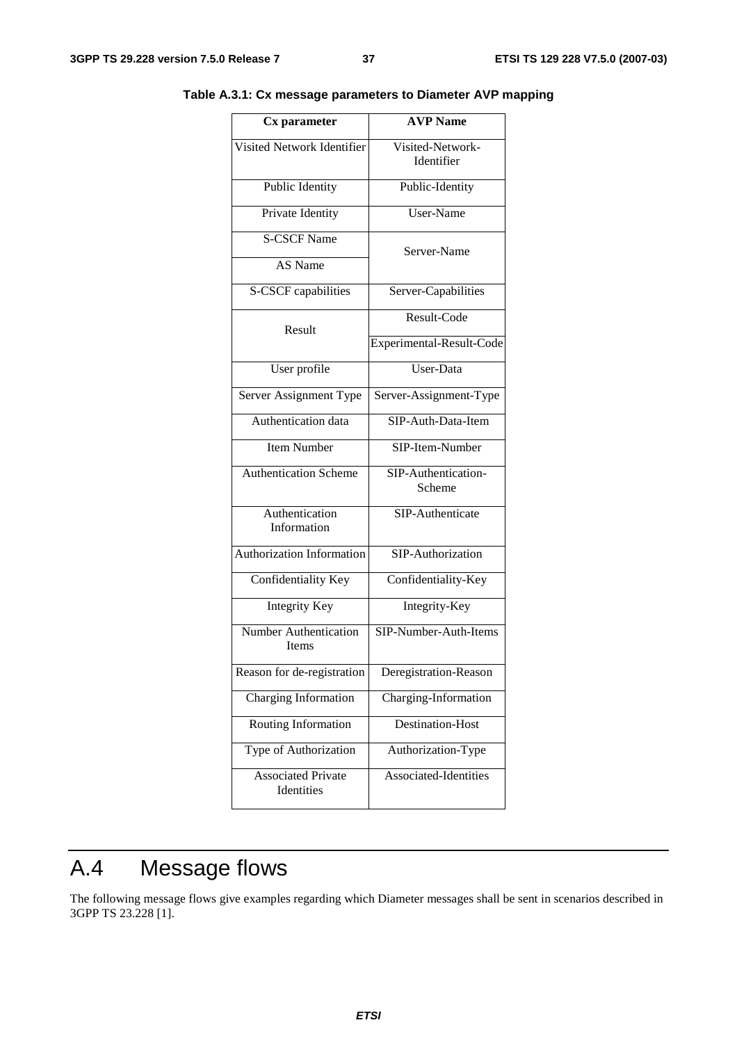**Table A.3.1: Cx message parameters to Diameter AVP mapping**

| Cx parameter | AVP Name |
|---|---|
| Visited Network Identifier | Visited-Network-Identifier |
| Public Identity | Public-Identity |
| Private Identity | User-Name |
| S-CSCF Name | Server-Name |
| AS Name | |
| S-CSCF capabilities | Server-Capabilities |
| Result | Result-Code |
| | Experimental-Result-Code |
| User profile | User-Data |
| Server Assignment Type | Server-Assignment-Type |
| Authentication data | SIP-Auth-Data-Item |
| Item Number | SIP-Item-Number |
| Authentication Scheme | SIP-Authentication-Scheme |
| Authentication Information | SIP-Authenticate |
| Authorization Information | SIP-Authorization |
| Confidentiality Key | Confidentiality-Key |
| Integrity Key | Integrity-Key |
| Number Authentication Items | SIP-Number-Auth-Items |
| Reason for de-registration | Deregistration-Reason |
| Charging Information | Charging-Information |
| Routing Information | Destination-Host |
| Type of Authorization | Authorization-Type |
| Associated Private Identities | Associated-Identities |

# A.4 Message flows

The following message flows give examples regarding which Diameter messages shall be sent in scenarios described in 3GPP TS 23.228 [1].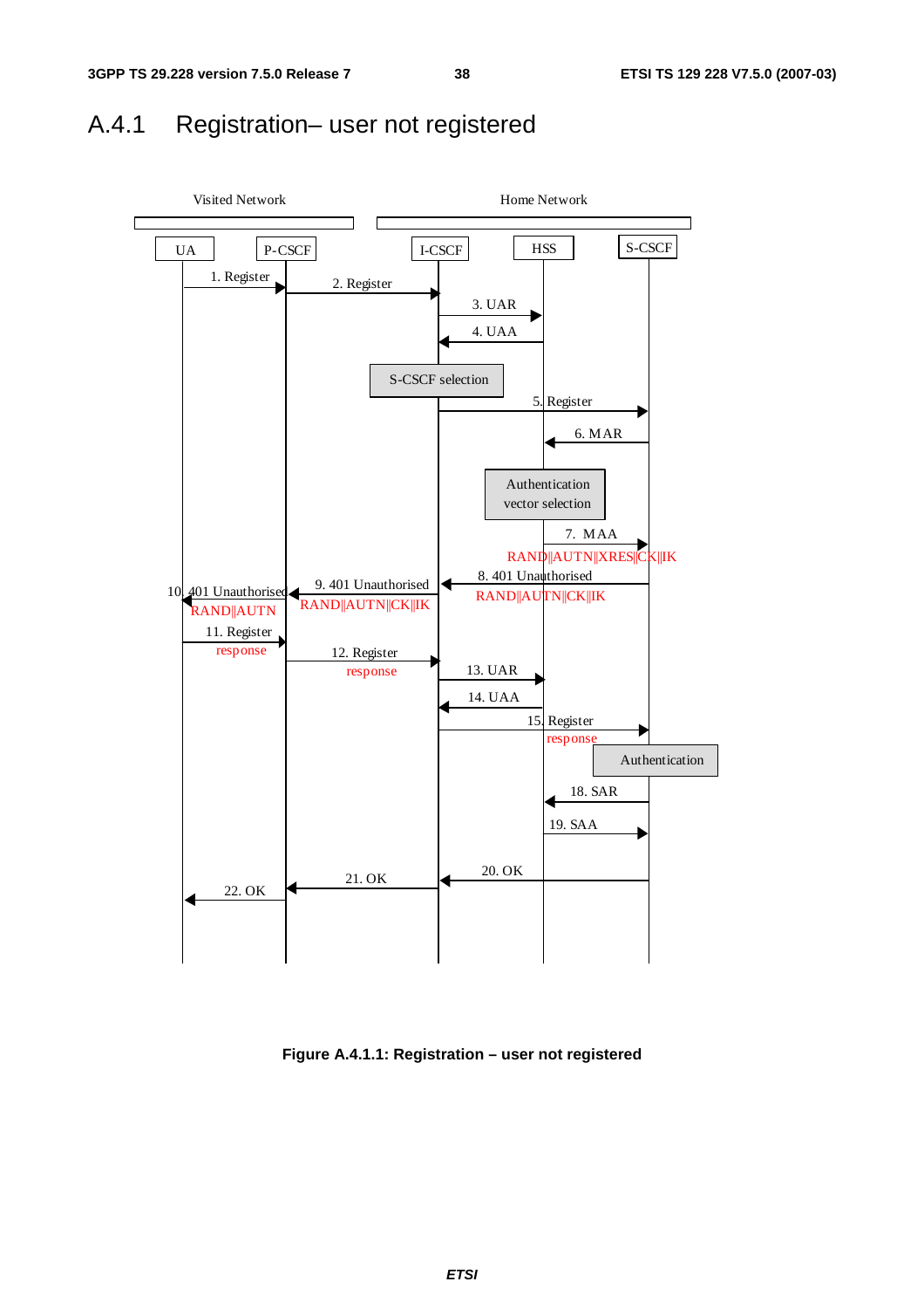## A.4.1 Registration– user not registered

**Figure A.4.1.1: Registration – user not registered**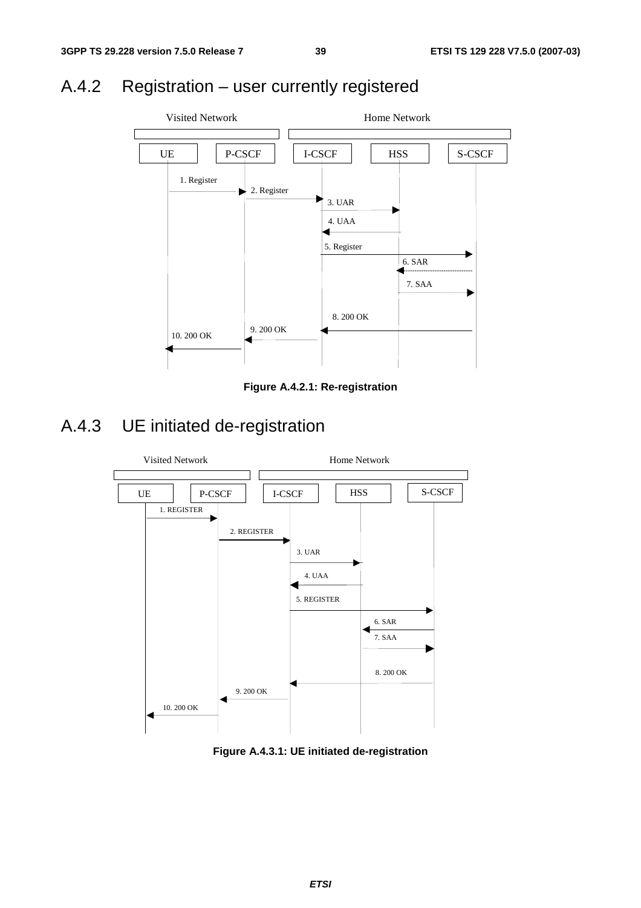## A.4.2 Registration – user currently registered

Figure A.4.2.1: Re-registration

## A.4.3 UE initiated de-registration

Figure A.4.3.1: UE initiated de-registration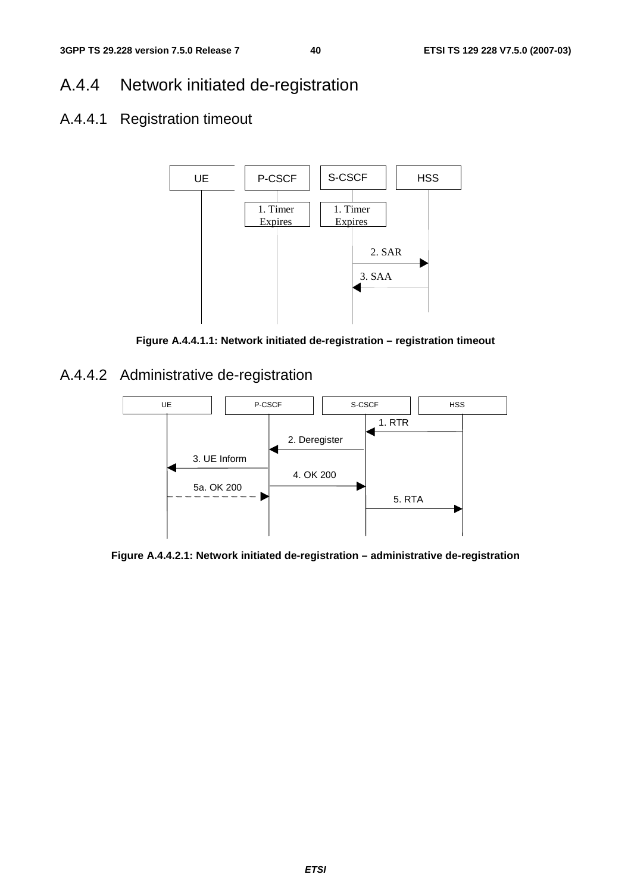## A.4.4 Network initiated de-registration

### A.4.4.1 Registration timeout

**Figure A.4.4.1.1: Network initiated de-registration – registration timeout**

### A.4.4.2 Administrative de-registration

**Figure A.4.4.2.1: Network initiated de-registration – administrative de-registration**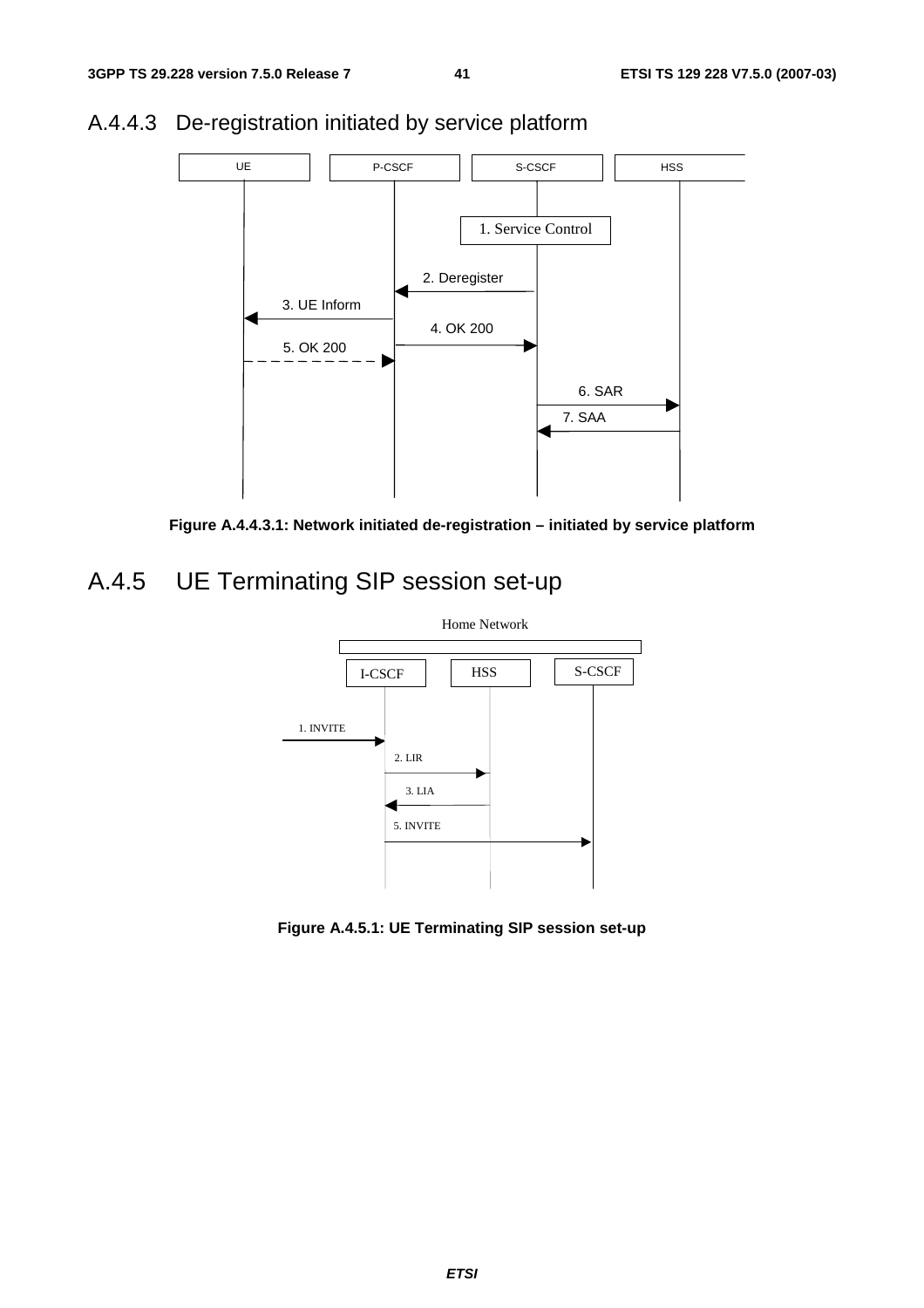### A.4.4.3 De-registration initiated by service platform

**Figure A.4.4.3.1: Network initiated de-registration – initiated by service platform**

## A.4.5 UE Terminating SIP session set-up

**Figure A.4.5.1: UE Terminating SIP session set-up**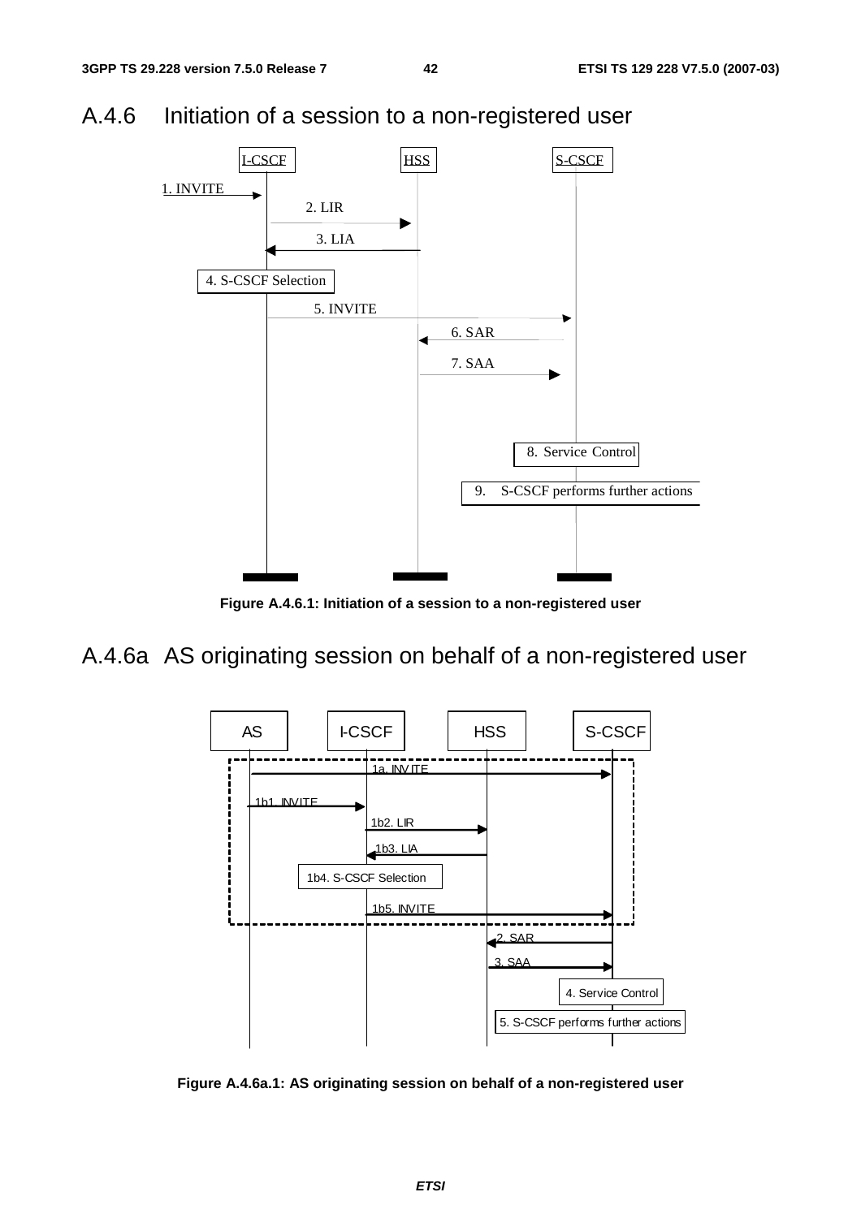## A.4.6 Initiation of a session to a non-registered user

Figure A.4.6.1: Initiation of a session to a non-registered user

## A.4.6a AS originating session on behalf of a non-registered user

Figure A.4.6a.1: AS originating session on behalf of a non-registered user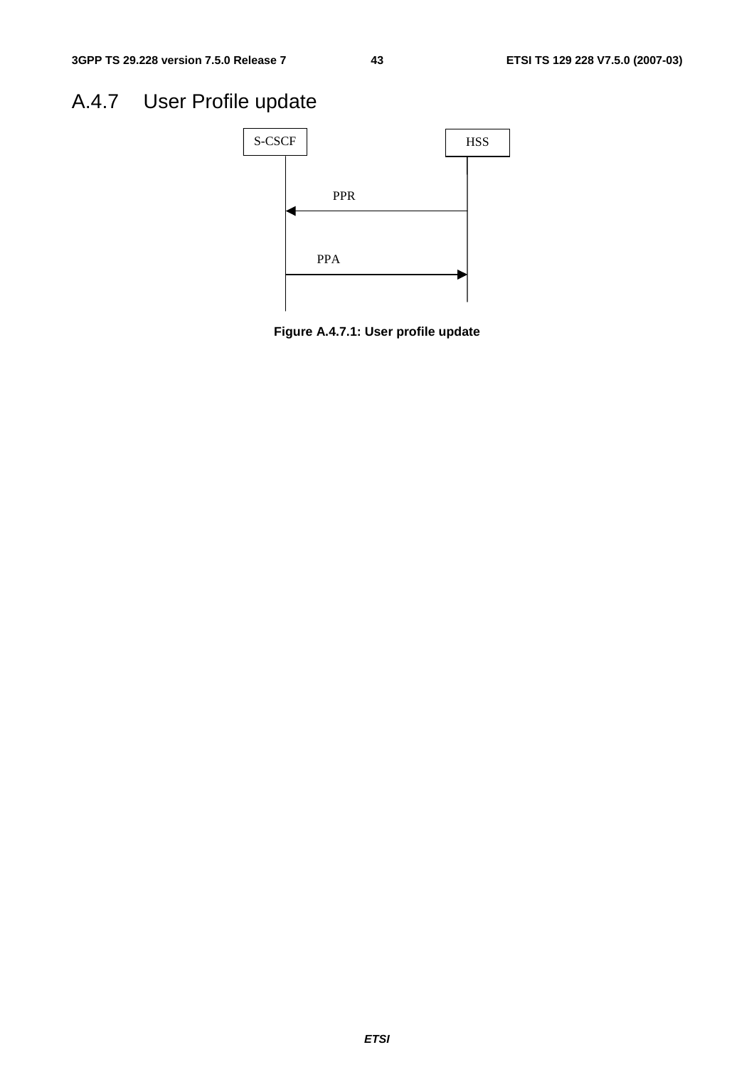# A.4.7 User Profile update

S-CSCF HSS

PPR

PPA

**Figure A.4.7.1: User profile update**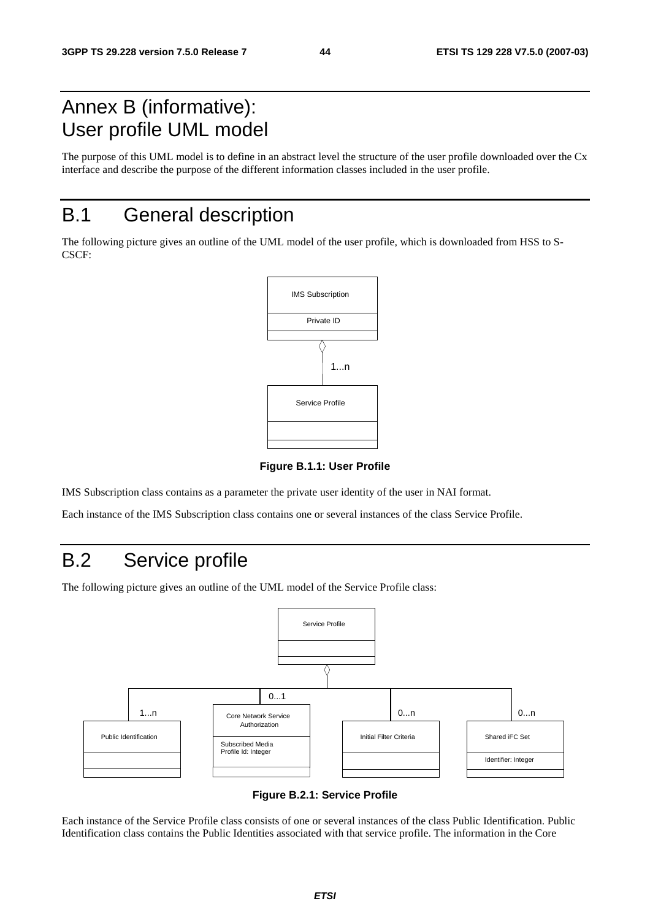# Annex B (informative): User profile UML model

The purpose of this UML model is to define in an abstract level the structure of the user profile downloaded over the Cx interface and describe the purpose of the different information classes included in the user profile.

# B.1 General description

The following picture gives an outline of the UML model of the user profile, which is downloaded from HSS to S-CSCF:

**Figure B.1.1: User Profile**

IMS Subscription class contains as a parameter the private user identity of the user in NAI format.

Each instance of the IMS Subscription class contains one or several instances of the class Service Profile.

# B.2 Service profile

The following picture gives an outline of the UML model of the Service Profile class:

**Figure B.2.1: Service Profile**

Each instance of the Service Profile class consists of one or several instances of the class Public Identification. Public Identification class contains the Public Identities associated with that service profile. The information in the Core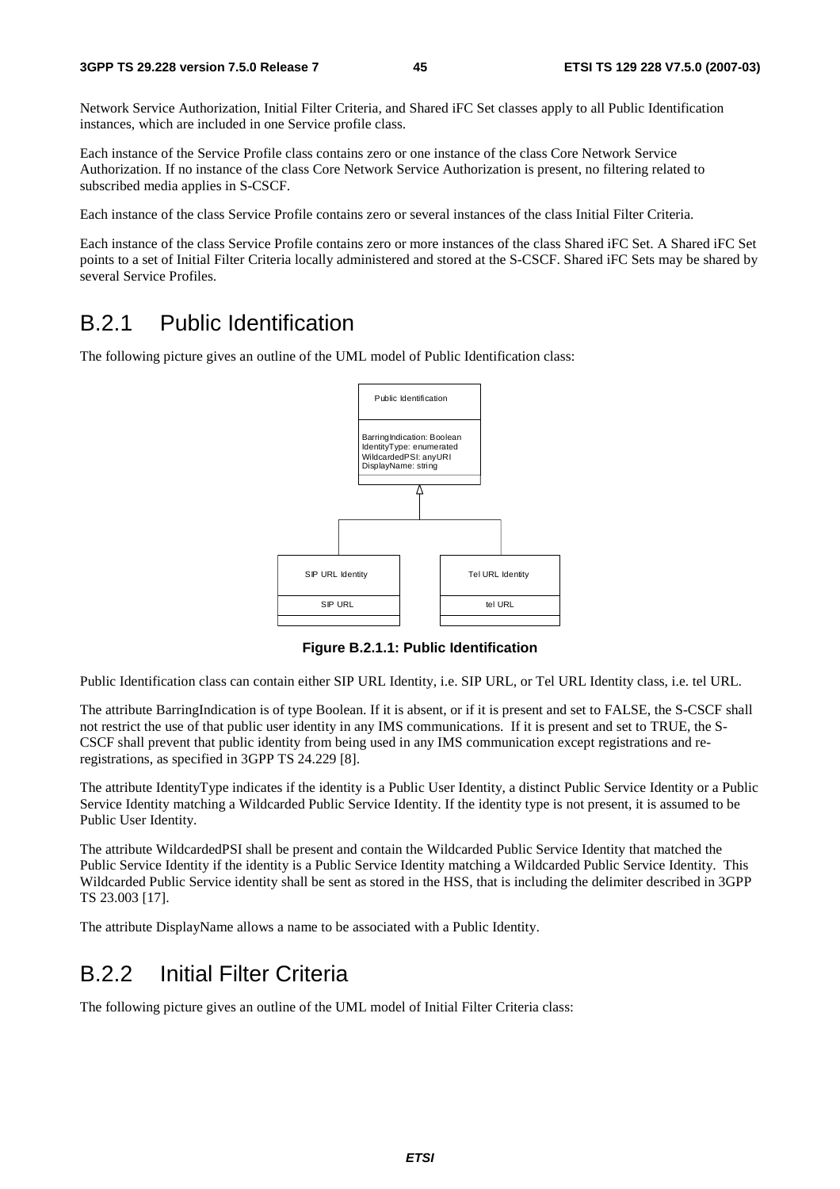Network Service Authorization, Initial Filter Criteria, and Shared iFC Set classes apply to all Public Identification instances, which are included in one Service profile class.

Each instance of the Service Profile class contains zero or one instance of the class Core Network Service Authorization. If no instance of the class Core Network Service Authorization is present, no filtering related to subscribed media applies in S-CSCF.

Each instance of the class Service Profile contains zero or several instances of the class Initial Filter Criteria.

Each instance of the class Service Profile contains zero or more instances of the class Shared iFC Set. A Shared iFC Set points to a set of Initial Filter Criteria locally administered and stored at the S-CSCF. Shared iFC Sets may be shared by several Service Profiles.

## B.2.1 Public Identification

The following picture gives an outline of the UML model of Public Identification class:

Public Identification

BarringIndication: Boolean
IdentityType: enumerated
WildcardedPSI: anyURI
DisplayName: string

SIP URL Identity

SIP URL

Tel URL Identity

tel URL

**Figure B.2.1.1: Public Identification**

Public Identification class can contain either SIP URL Identity, i.e. SIP URL, or Tel URL Identity class, i.e. tel URL.

The attribute BarringIndication is of type Boolean. If it is absent, or if it is present and set to FALSE, the S-CSCF shall not restrict the use of that public user identity in any IMS communications. If it is present and set to TRUE, the S-CSCF shall prevent that public identity from being used in any IMS communication except registrations and re-registrations, as specified in 3GPP TS 24.229 [8].

The attribute IdentityType indicates if the identity is a Public User Identity, a distinct Public Service Identity or a Public Service Identity matching a Wildcarded Public Service Identity. If the identity type is not present, it is assumed to be Public User Identity.

The attribute WildcardedPSI shall be present and contain the Wildcarded Public Service Identity that matched the Public Service Identity if the identity is a Public Service Identity matching a Wildcarded Public Service Identity. This Wildcarded Public Service identity shall be sent as stored in the HSS, that is including the delimiter described in 3GPP TS 23.003 [17].

The attribute DisplayName allows a name to be associated with a Public Identity.

## B.2.2 Initial Filter Criteria

The following picture gives an outline of the UML model of Initial Filter Criteria class: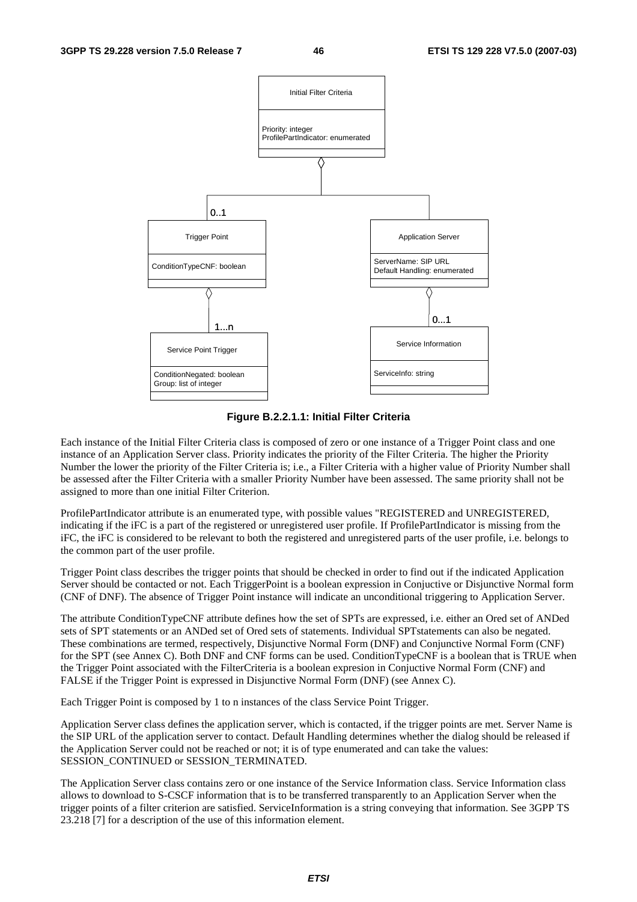**Figure B.2.2.1.1: Initial Filter Criteria**

Each instance of the Initial Filter Criteria class is composed of zero or one instance of a Trigger Point class and one instance of an Application Server class. Priority indicates the priority of the Filter Criteria. The higher the Priority Number the lower the priority of the Filter Criteria is; i.e., a Filter Criteria with a higher value of Priority Number shall be assessed after the Filter Criteria with a smaller Priority Number have been assessed. The same priority shall not be assigned to more than one initial Filter Criterion.

ProfilePartIndicator attribute is an enumerated type, with possible values "REGISTERED and UNREGISTERED, indicating if the iFC is a part of the registered or unregistered user profile. If ProfilePartIndicator is missing from the iFC, the iFC is considered to be relevant to both the registered and unregistered parts of the user profile, i.e. belongs to the common part of the user profile.

Trigger Point class describes the trigger points that should be checked in order to find out if the indicated Application Server should be contacted or not. Each TriggerPoint is a boolean expression in Conjuctive or Disjunctive Normal form (CNF of DNF). The absence of Trigger Point instance will indicate an unconditional triggering to Application Server.

The attribute ConditionTypeCNF attribute defines how the set of SPTs are expressed, i.e. either an Ored set of ANDed sets of SPT statements or an ANDed set of Ored sets of statements. Individual SPTstatements can also be negated. These combinations are termed, respectively, Disjunctive Normal Form (DNF) and Conjunctive Normal Form (CNF) for the SPT (see Annex C). Both DNF and CNF forms can be used. ConditionTypeCNF is a boolean that is TRUE when the Trigger Point associated with the FilterCriteria is a boolean expresion in Conjuctive Normal Form (CNF) and FALSE if the Trigger Point is expressed in Disjunctive Normal Form (DNF) (see Annex C).

Each Trigger Point is composed by 1 to n instances of the class Service Point Trigger.

Application Server class defines the application server, which is contacted, if the trigger points are met. Server Name is the SIP URL of the application server to contact. Default Handling determines whether the dialog should be released if the Application Server could not be reached or not; it is of type enumerated and can take the values: SESSION_CONTINUED or SESSION_TERMINATED.

The Application Server class contains zero or one instance of the Service Information class. Service Information class allows to download to S-CSCF information that is to be transferred transparently to an Application Server when the trigger points of a filter criterion are satisfied. ServiceInformation is a string conveying that information. See 3GPP TS 23.218 [7] for a description of the use of this information element.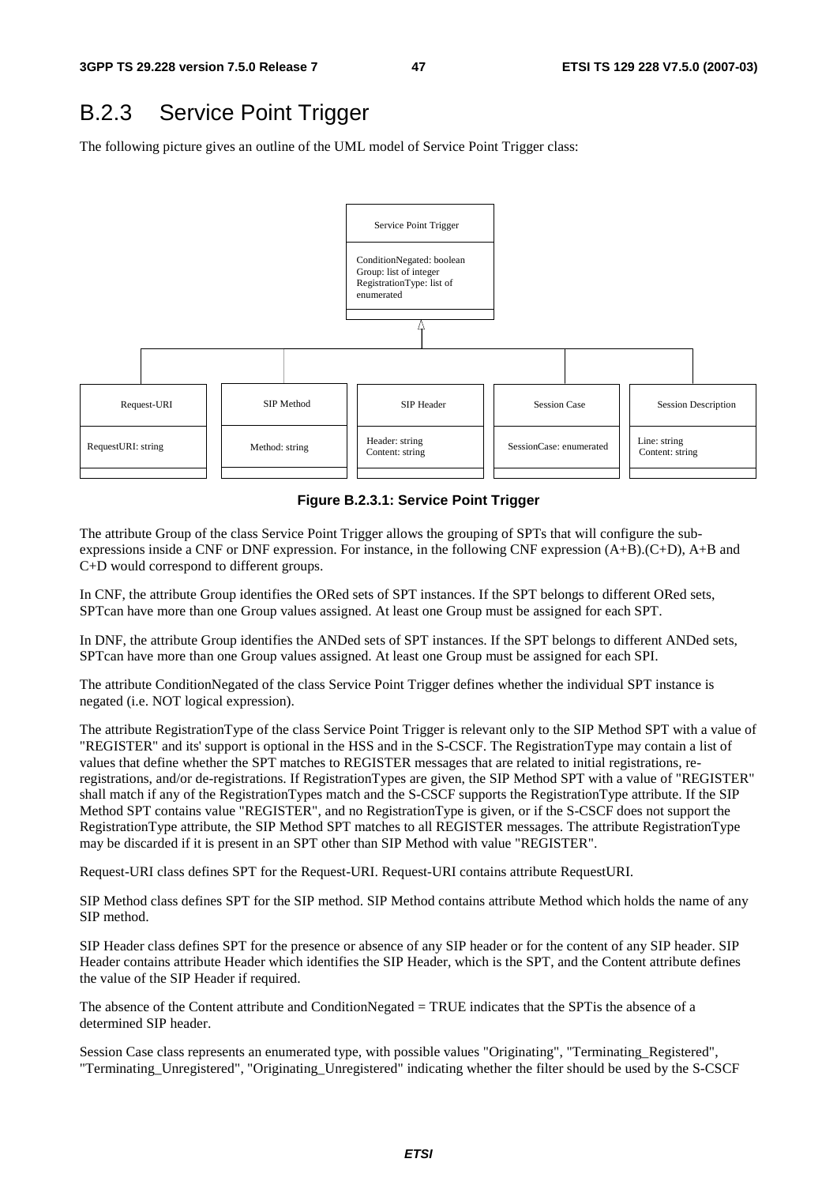## B.2.3 Service Point Trigger

The following picture gives an outline of the UML model of Service Point Trigger class:

**Figure B.2.3.1: Service Point Trigger**

The attribute Group of the class Service Point Trigger allows the grouping of SPTs that will configure the sub-expressions inside a CNF or DNF expression. For instance, in the following CNF expression (A+B).(C+D), A+B and C+D would correspond to different groups.

In CNF, the attribute Group identifies the ORed sets of SPT instances. If the SPT belongs to different ORed sets, SPTcan have more than one Group values assigned. At least one Group must be assigned for each SPT.

In DNF, the attribute Group identifies the ANDed sets of SPT instances. If the SPT belongs to different ANDed sets, SPTcan have more than one Group values assigned. At least one Group must be assigned for each SPI.

The attribute ConditionNegated of the class Service Point Trigger defines whether the individual SPT instance is negated (i.e. NOT logical expression).

The attribute RegistrationType of the class Service Point Trigger is relevant only to the SIP Method SPT with a value of "REGISTER" and its' support is optional in the HSS and in the S-CSCF. The RegistrationType may contain a list of values that define whether the SPT matches to REGISTER messages that are related to initial registrations, re-registrations, and/or de-registrations. If RegistrationTypes are given, the SIP Method SPT with a value of "REGISTER" shall match if any of the RegistrationTypes match and the S-CSCF supports the RegistrationType attribute. If the SIP Method SPT contains value "REGISTER", and no RegistrationType is given, or if the S-CSCF does not support the RegistrationType attribute, the SIP Method SPT matches to all REGISTER messages. The attribute RegistrationType may be discarded if it is present in an SPT other than SIP Method with value "REGISTER".

Request-URI class defines SPT for the Request-URI. Request-URI contains attribute RequestURI.

SIP Method class defines SPT for the SIP method. SIP Method contains attribute Method which holds the name of any SIP method.

SIP Header class defines SPT for the presence or absence of any SIP header or for the content of any SIP header. SIP Header contains attribute Header which identifies the SIP Header, which is the SPT, and the Content attribute defines the value of the SIP Header if required.

The absence of the Content attribute and ConditionNegated = TRUE indicates that the SPTis the absence of a determined SIP header.

Session Case class represents an enumerated type, with possible values "Originating", "Terminating_Registered", "Terminating_Unregistered", "Originating_Unregistered" indicating whether the filter should be used by the S-CSCF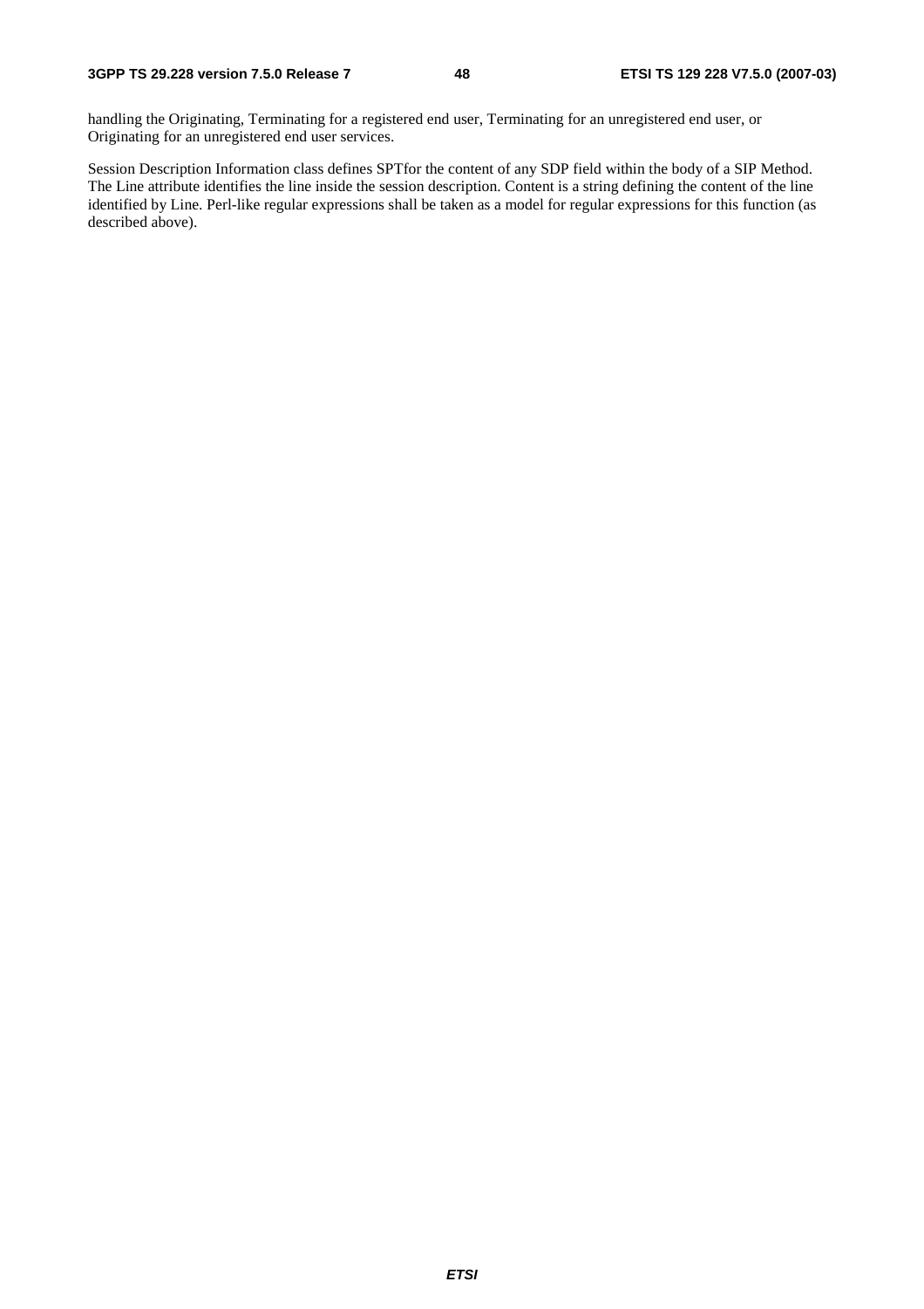handling the Originating, Terminating for a registered end user, Terminating for an unregistered end user, or Originating for an unregistered end user services.

Session Description Information class defines SPTfor the content of any SDP field within the body of a SIP Method. The Line attribute identifies the line inside the session description. Content is a string defining the content of the line identified by Line. Perl-like regular expressions shall be taken as a model for regular expressions for this function (as described above).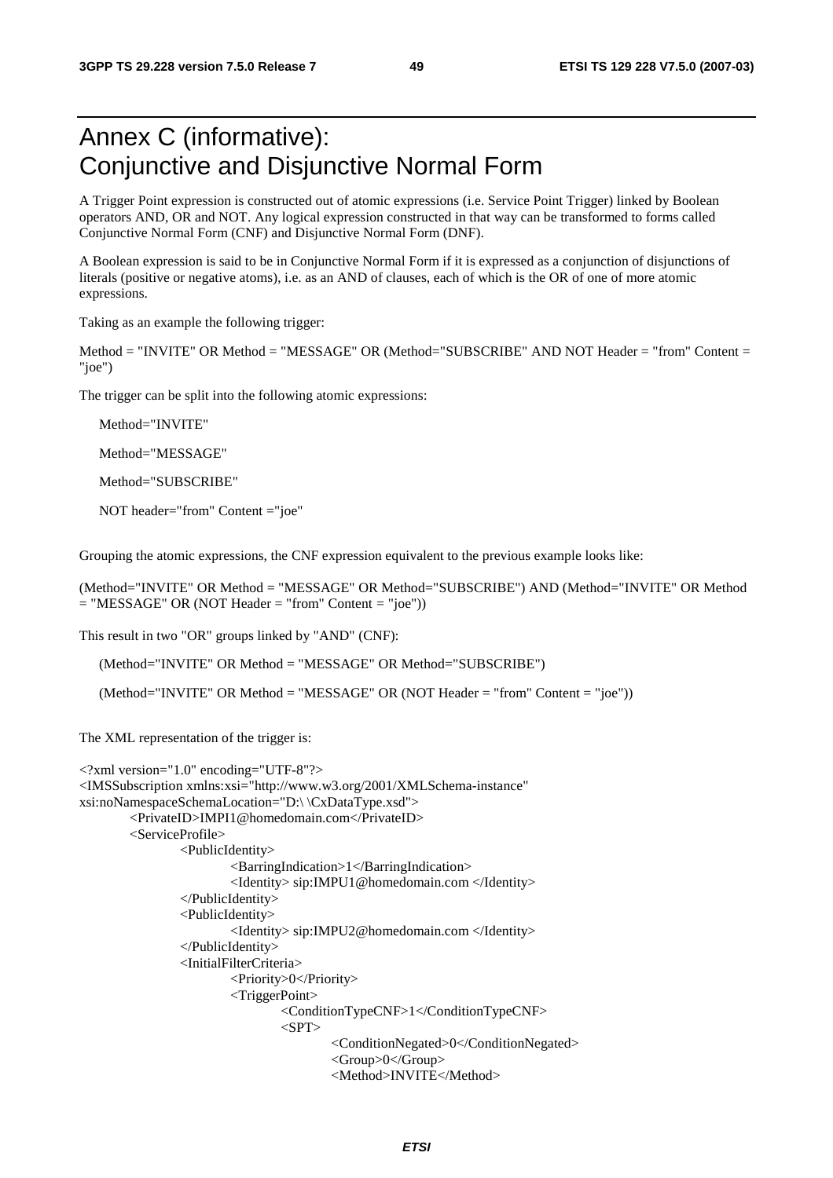# Annex C (informative): Conjunctive and Disjunctive Normal Form

A Trigger Point expression is constructed out of atomic expressions (i.e. Service Point Trigger) linked by Boolean operators AND, OR and NOT. Any logical expression constructed in that way can be transformed to forms called Conjunctive Normal Form (CNF) and Disjunctive Normal Form (DNF).

A Boolean expression is said to be in Conjunctive Normal Form if it is expressed as a conjunction of disjunctions of literals (positive or negative atoms), i.e. as an AND of clauses, each of which is the OR of one of more atomic expressions.

Taking as an example the following trigger:

Method = "INVITE" OR Method = "MESSAGE" OR (Method="SUBSCRIBE" AND NOT Header = "from" Content = "joe")

The trigger can be split into the following atomic expressions:

Method="INVITE"

Method="MESSAGE"

Method="SUBSCRIBE"

NOT header="from" Content ="joe"

Grouping the atomic expressions, the CNF expression equivalent to the previous example looks like:

(Method="INVITE" OR Method = "MESSAGE" OR Method="SUBSCRIBE") AND (Method="INVITE" OR Method = "MESSAGE" OR (NOT Header = "from" Content = "joe"))

This result in two "OR" groups linked by "AND" (CNF):

(Method="INVITE" OR Method = "MESSAGE" OR Method="SUBSCRIBE")

(Method="INVITE" OR Method = "MESSAGE" OR (NOT Header = "from" Content = "joe"))

The XML representation of the trigger is:

```
<?xml version="1.0" encoding="UTF-8"?>
<IMSSubscription xmlns:xsi="http://www.w3.org/2001/XMLSchema-instance"
xsi:noNamespaceSchemaLocation="D:\ \CxDataType.xsd">
	<PrivateID>IMPI1@homedomain.com</PrivateID>
	<ServiceProfile>
		<PublicIdentity>
			<BarringIndication>1</BarringIndication>
			<Identity> sip:IMPU1@homedomain.com </Identity>
		</PublicIdentity>
		<PublicIdentity>
			<Identity> sip:IMPU2@homedomain.com </Identity>
		</PublicIdentity>
		<InitialFilterCriteria>
			<Priority>0</Priority>
			<TriggerPoint>
				<ConditionTypeCNF>1</ConditionTypeCNF>
				<SPT>
					<ConditionNegated>0</ConditionNegated>
					<Group>0</Group>
					<Method>INVITE</Method>
```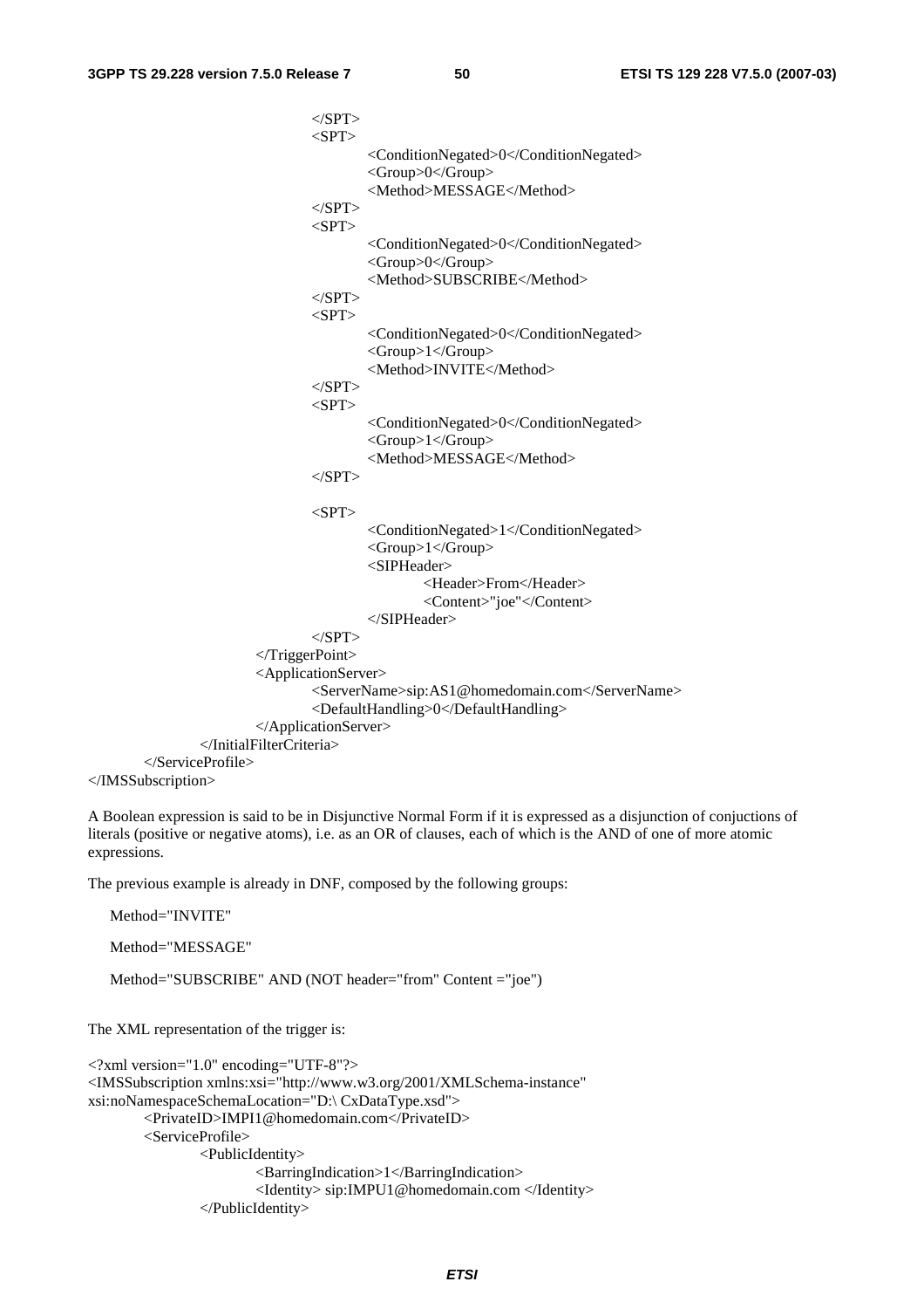```
                                </SPT>
                                <SPT>
                                        <ConditionNegated>0</ConditionNegated>
                                        <Group>0</Group>
                                        <Method>MESSAGE</Method>
                                </SPT>
                                <SPT>
                                        <ConditionNegated>0</ConditionNegated>
                                        <Group>0</Group>
                                        <Method>SUBSCRIBE</Method>
                                </SPT>
                                <SPT>
                                        <ConditionNegated>0</ConditionNegated>
                                        <Group>1</Group>
                                        <Method>INVITE</Method>
                                </SPT>
                                <SPT>
                                        <ConditionNegated>0</ConditionNegated>
                                        <Group>1</Group>
                                        <Method>MESSAGE</Method>
                                </SPT>

                                <SPT>
                                        <ConditionNegated>1</ConditionNegated>
                                        <Group>1</Group>
                                        <SIPHeader>
                                                <Header>From</Header>
                                                <Content>"joe"</Content>
                                        </SIPHeader>
                                </SPT>
                        </TriggerPoint>
                        <ApplicationServer>
                                <ServerName>sip:AS1@homedomain.com</ServerName>
                                <DefaultHandling>0</DefaultHandling>
                        </ApplicationServer>
                </InitialFilterCriteria>
        </ServiceProfile>
</IMSSubscription>
```

A Boolean expression is said to be in Disjunctive Normal Form if it is expressed as a disjunction of conjuctions of literals (positive or negative atoms), i.e. as an OR of clauses, each of which is the AND of one of more atomic expressions.

The previous example is already in DNF, composed by the following groups:

Method="INVITE"

Method="MESSAGE"

Method="SUBSCRIBE" AND (NOT header="from" Content ="joe")

The XML representation of the trigger is:

```
<?xml version="1.0" encoding="UTF-8"?>
<IMSSubscription xmlns:xsi="http://www.w3.org/2001/XMLSchema-instance"
xsi:noNamespaceSchemaLocation="D:\ CxDataType.xsd">
        <PrivateID>IMPI1@homedomain.com</PrivateID>
        <ServiceProfile>
                <PublicIdentity>
                        <BarringIndication>1</BarringIndication>
                        <Identity> sip:IMPU1@homedomain.com </Identity>
                </PublicIdentity>
```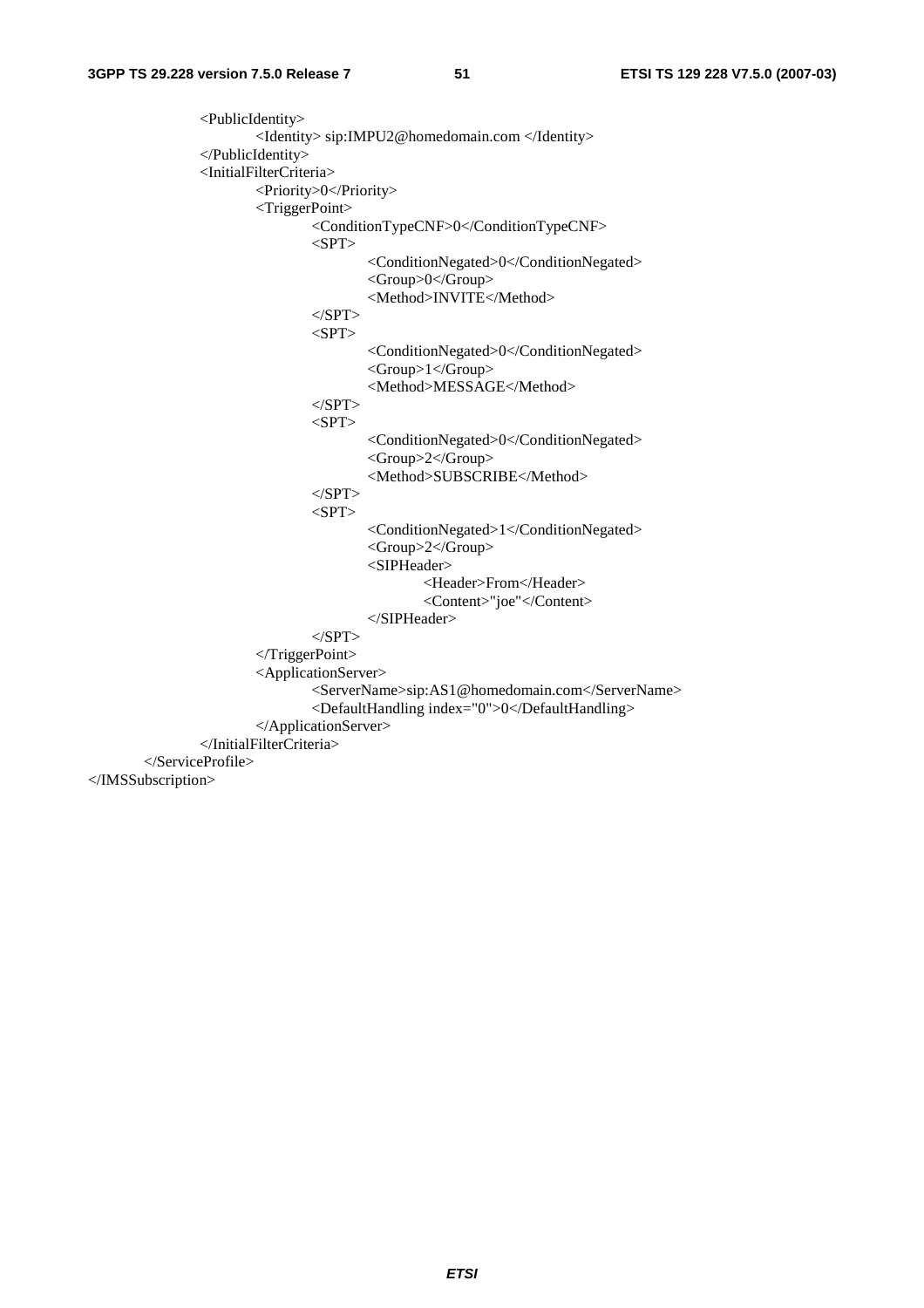```
            <PublicIdentity>
                <Identity> sip:IMPU2@homedomain.com </Identity>
            </PublicIdentity>
            <InitialFilterCriteria>
                <Priority>0</Priority>
                <TriggerPoint>
                    <ConditionTypeCNF>0</ConditionTypeCNF>
                    <SPT>
                        <ConditionNegated>0</ConditionNegated>
                        <Group>0</Group>
                        <Method>INVITE</Method>
                    </SPT>
                    <SPT>
                        <ConditionNegated>0</ConditionNegated>
                        <Group>1</Group>
                        <Method>MESSAGE</Method>
                    </SPT>
                    <SPT>
                        <ConditionNegated>0</ConditionNegated>
                        <Group>2</Group>
                        <Method>SUBSCRIBE</Method>
                    </SPT>
                    <SPT>
                        <ConditionNegated>1</ConditionNegated>
                        <Group>2</Group>
                        <SIPHeader>
                            <Header>From</Header>
                            <Content>"joe"</Content>
                        </SIPHeader>
                    </SPT>
                </TriggerPoint>
                <ApplicationServer>
                    <ServerName>sip:AS1@homedomain.com</ServerName>
                    <DefaultHandling index="0">0</DefaultHandling>
                </ApplicationServer>
            </InitialFilterCriteria>
        </ServiceProfile>
</IMSSubscription>
```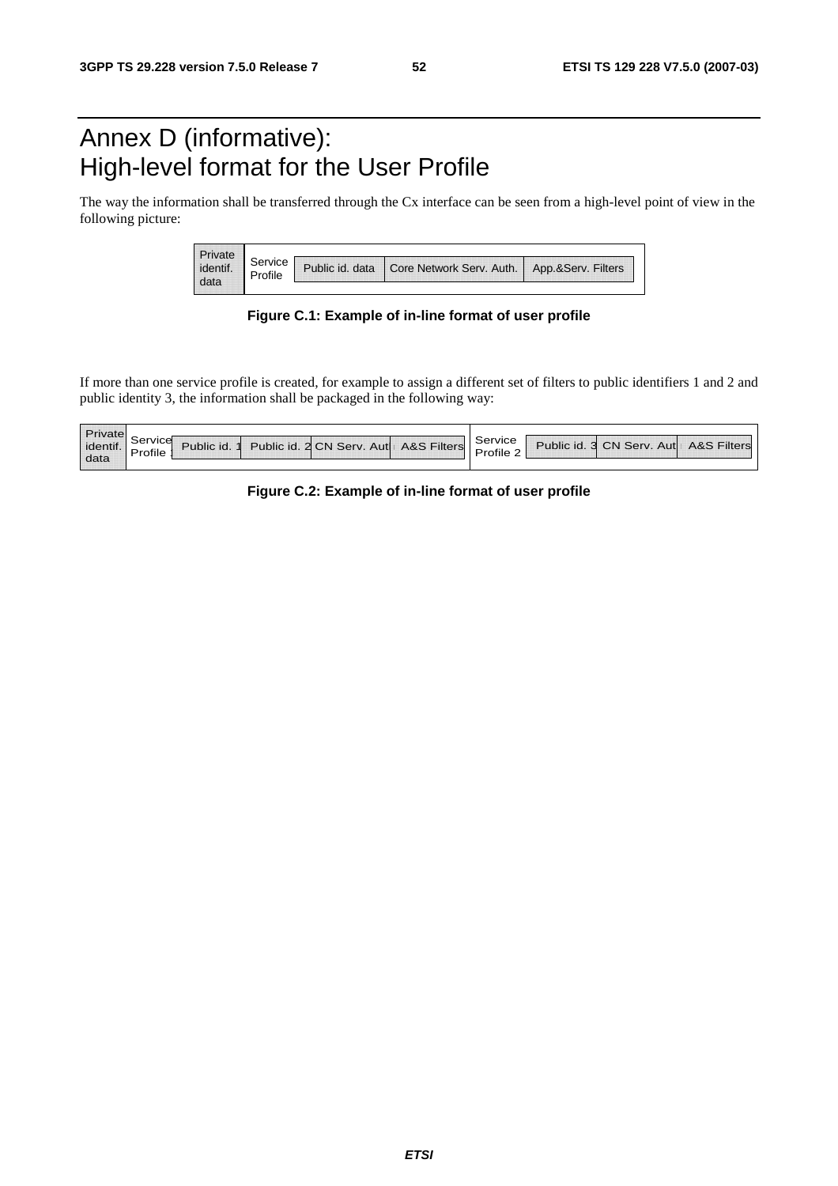# Annex D (informative): High-level format for the User Profile

The way the information shall be transferred through the Cx interface can be seen from a high-level point of view in the following picture:

| Private identif. data | Service Profile | Public id. data | Core Network Serv. Auth. | App.&Serv. Filters |
|---|---|---|---|---|

**Figure C.1: Example of in-line format of user profile**

If more than one service profile is created, for example to assign a different set of filters to public identifiers 1 and 2 and public identity 3, the information shall be packaged in the following way:

| Private identif. data | Service Profile 1 | Public id. 1 | Public id. 2 | CN Serv. Auth | A&S Filters | Service Profile 2 | Public id. 3 | CN Serv. Auth | A&S Filters |
|---|---|---|---|---|---|---|---|---|---|

**Figure C.2: Example of in-line format of user profile**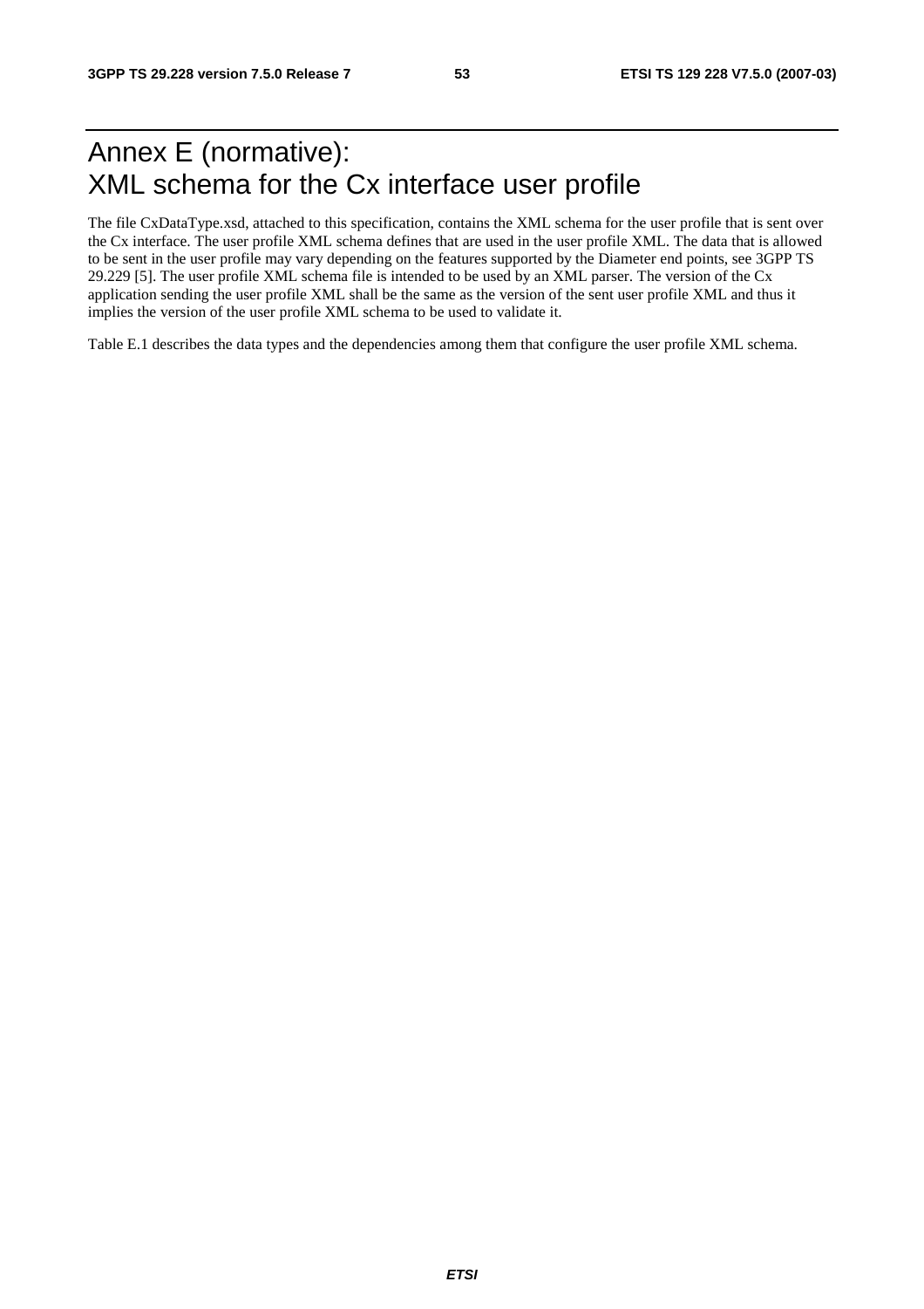# Annex E (normative): XML schema for the Cx interface user profile

The file CxDataType.xsd, attached to this specification, contains the XML schema for the user profile that is sent over the Cx interface. The user profile XML schema defines that are used in the user profile XML. The data that is allowed to be sent in the user profile may vary depending on the features supported by the Diameter end points, see 3GPP TS 29.229 [5]. The user profile XML schema file is intended to be used by an XML parser. The version of the Cx application sending the user profile XML shall be the same as the version of the sent user profile XML and thus it implies the version of the user profile XML schema to be used to validate it.

Table E.1 describes the data types and the dependencies among them that configure the user profile XML schema.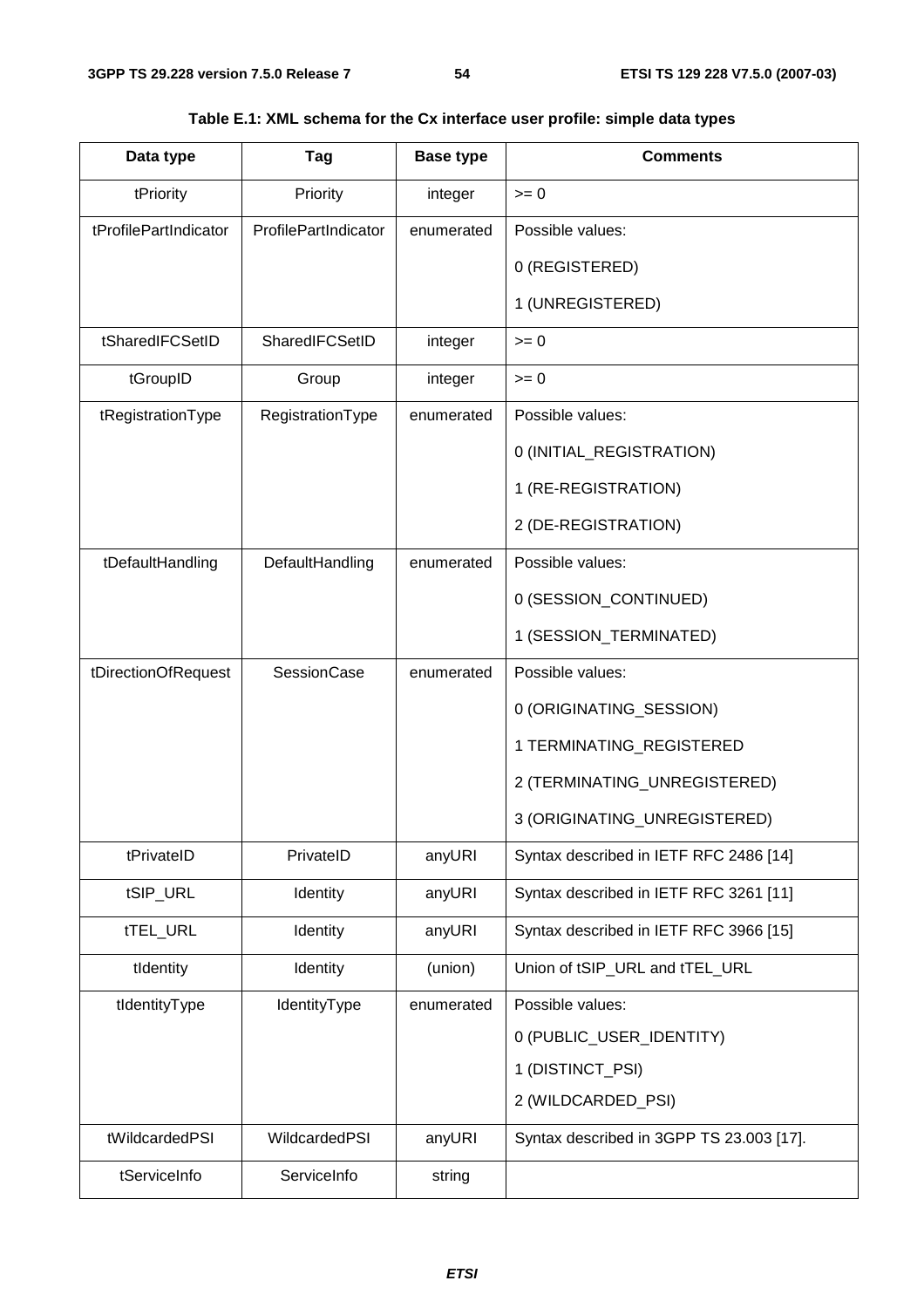**Table E.1: XML schema for the Cx interface user profile: simple data types**

| Data type | Tag | Base type | Comments |
|---|---|---|---|
| tPriority | Priority | integer | >= 0 |
| tProfilePartIndicator | ProfilePartIndicator | enumerated | Possible values:<br>0 (REGISTERED)<br>1 (UNREGISTERED) |
| tSharedIFCSetID | SharedIFCSetID | integer | >= 0 |
| tGroupID | Group | integer | >= 0 |
| tRegistrationType | RegistrationType | enumerated | Possible values:<br>0 (INITIAL_REGISTRATION)<br>1 (RE-REGISTRATION)<br>2 (DE-REGISTRATION) |
| tDefaultHandling | DefaultHandling | enumerated | Possible values:<br>0 (SESSION_CONTINUED)<br>1 (SESSION_TERMINATED) |
| tDirectionOfRequest | SessionCase | enumerated | Possible values:<br>0 (ORIGINATING_SESSION)<br>1 TERMINATING_REGISTERED<br>2 (TERMINATING_UNREGISTERED)<br>3 (ORIGINATING_UNREGISTERED) |
| tPrivateID | PrivateID | anyURI | Syntax described in IETF RFC 2486 [14] |
| tSIP_URL | Identity | anyURI | Syntax described in IETF RFC 3261 [11] |
| tTEL_URL | Identity | anyURI | Syntax described in IETF RFC 3966 [15] |
| tIdentity | Identity | (union) | Union of tSIP_URL and tTEL_URL |
| tIdentityType | IdentityType | enumerated | Possible values:<br>0 (PUBLIC_USER_IDENTITY)<br>1 (DISTINCT_PSI)<br>2 (WILDCARDED_PSI) |
| tWildcardedPSI | WildcardedPSI | anyURI | Syntax described in 3GPP TS 23.003 [17]. |
| tServiceInfo | ServiceInfo | string | |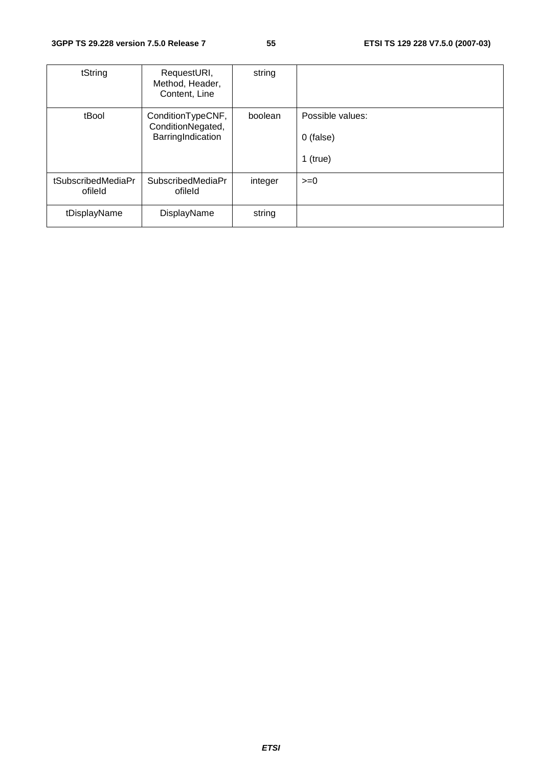| tString | RequestURI, Method, Header, Content, Line | string | |
|---|---|---|---|
| tBool | ConditionTypeCNF, ConditionNegated, BarringIndication | boolean | Possible values:<br><br>0 (false)<br><br>1 (true) |
| tSubscribedMediaProfileId | SubscribedMediaProfileId | integer | >=0 |
| tDisplayName | DisplayName | string | |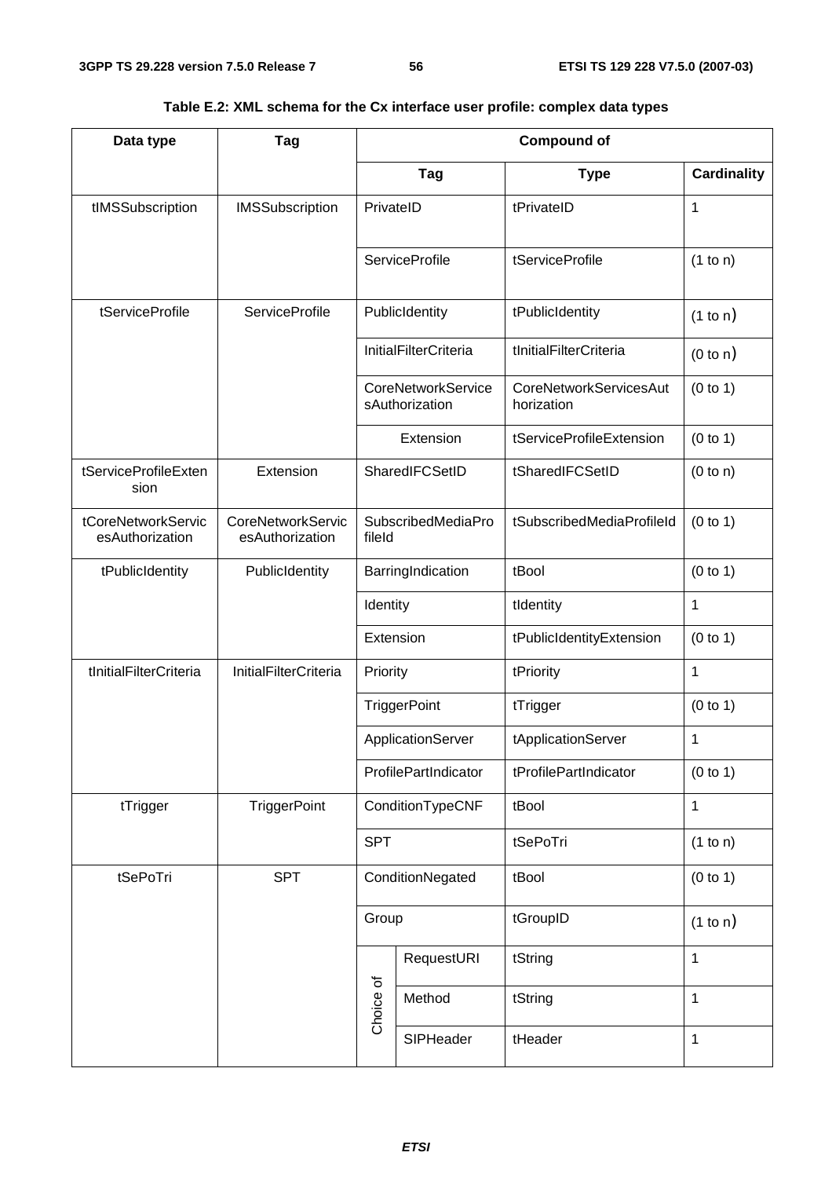**Table E.2: XML schema for the Cx interface user profile: complex data types**

| Data type | Tag | Compound of | | |
|---|---|---|---|---|
| | | Tag | Type | Cardinality |
| tIMSSubscription | IMSSubscription | PrivateID | tPrivateID | 1 |
| | | ServiceProfile | tServiceProfile | (1 to n) |
| tServiceProfile | ServiceProfile | PublicIdentity | tPublicIdentity | (1 to n) |
| | | InitialFilterCriteria | tInitialFilterCriteria | (0 to n) |
| | | CoreNetworkServicesAuthorization | CoreNetworkServicesAuthorization | (0 to 1) |
| | | Extension | tServiceProfileExtension | (0 to 1) |
| tServiceProfileExtension | Extension | SharedIFCSetID | tSharedIFCSetID | (0 to n) |
| tCoreNetworkServicesAuthorization | CoreNetworkServicesAuthorization | SubscribedMediaProfileId | tSubscribedMediaProfileId | (0 to 1) |
| tPublicIdentity | PublicIdentity | BarringIndication | tBool | (0 to 1) |
| | | Identity | tIdentity | 1 |
| | | Extension | tPublicIdentityExtension | (0 to 1) |
| tInitialFilterCriteria | InitialFilterCriteria | Priority | tPriority | 1 |
| | | TriggerPoint | tTrigger | (0 to 1) |
| | | ApplicationServer | tApplicationServer | 1 |
| | | ProfilePartIndicator | tProfilePartIndicator | (0 to 1) |
| tTrigger | TriggerPoint | ConditionTypeCNF | tBool | 1 |
| | | SPT | tSePoTri | (1 to n) |
| tSePoTri | SPT | ConditionNegated | tBool | (0 to 1) |
| | | Group | tGroupID | (1 to n) |
| | | Choice of: RequestURI | tString | 1 |
| | | Choice of: Method | tString | 1 |
| | | Choice of: SIPHeader | tHeader | 1 |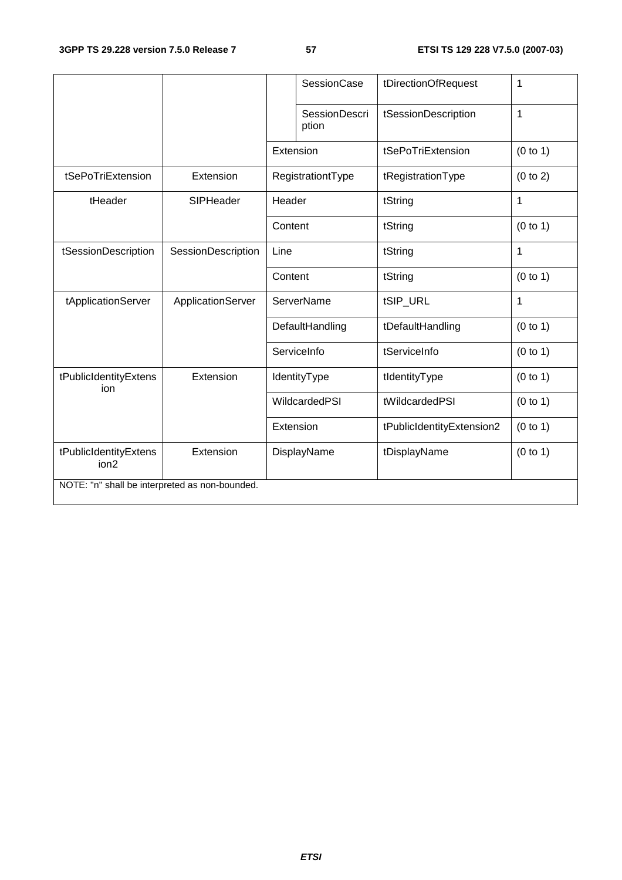| | | | | | |
|---|---|---|---|---|---|
| | | | SessionCase | tDirectionOfRequest | 1 |
| | | | SessionDescription | tSessionDescription | 1 |
| | | Extension | | tSePoTriExtension | (0 to 1) |
| tSePoTriExtension | Extension | RegistrationtType | | tRegistrationType | (0 to 2) |
| tHeader | SIPHeader | Header | | tString | 1 |
| | | Content | | tString | (0 to 1) |
| tSessionDescription | SessionDescription | Line | | tString | 1 |
| | | Content | | tString | (0 to 1) |
| tApplicationServer | ApplicationServer | ServerName | | tSIP_URL | 1 |
| | | DefaultHandling | | tDefaultHandling | (0 to 1) |
| | | ServiceInfo | | tServiceInfo | (0 to 1) |
| tPublicIdentityExtension | Extension | IdentityType | | tIdentityType | (0 to 1) |
| | | WildcardedPSI | | tWildcardedPSI | (0 to 1) |
| | | Extension | | tPublicIdentityExtension2 | (0 to 1) |
| tPublicIdentityExtension2 | Extension | DisplayName | | tDisplayName | (0 to 1) |
| NOTE: "n" shall be interpreted as non-bounded. | | | | | |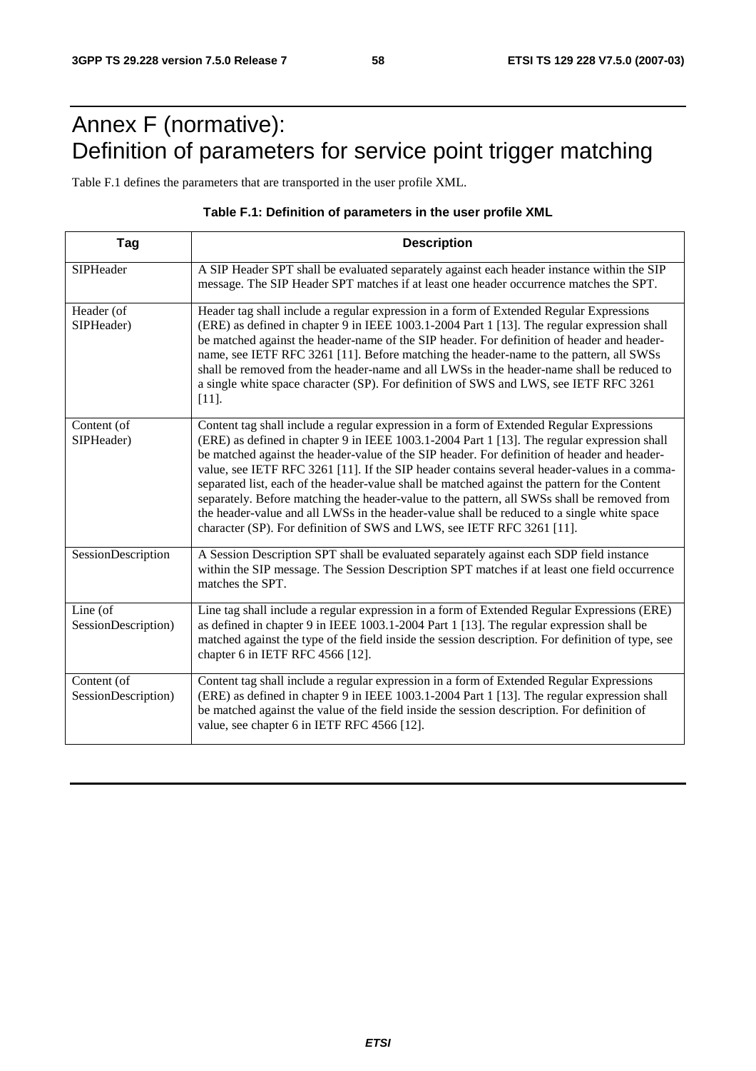# Annex F (normative): Definition of parameters for service point trigger matching

Table F.1 defines the parameters that are transported in the user profile XML.

**Table F.1: Definition of parameters in the user profile XML**

| Tag | Description |
| --- | --- |
| SIPHeader | A SIP Header SPT shall be evaluated separately against each header instance within the SIP message. The SIP Header SPT matches if at least one header occurrence matches the SPT. |
| Header (of SIPHeader) | Header tag shall include a regular expression in a form of Extended Regular Expressions (ERE) as defined in chapter 9 in IEEE 1003.1-2004 Part 1 [13]. The regular expression shall be matched against the header-name of the SIP header. For definition of header and header-name, see IETF RFC 3261 [11]. Before matching the header-name to the pattern, all SWSs shall be removed from the header-name and all LWSs in the header-name shall be reduced to a single white space character (SP). For definition of SWS and LWS, see IETF RFC 3261 [11]. |
| Content (of SIPHeader) | Content tag shall include a regular expression in a form of Extended Regular Expressions (ERE) as defined in chapter 9 in IEEE 1003.1-2004 Part 1 [13]. The regular expression shall be matched against the header-value of the SIP header. For definition of header and header-value, see IETF RFC 3261 [11]. If the SIP header contains several header-values in a comma-separated list, each of the header-value shall be matched against the pattern for the Content separately. Before matching the header-value to the pattern, all SWSs shall be removed from the header-value and all LWSs in the header-value shall be reduced to a single white space character (SP). For definition of SWS and LWS, see IETF RFC 3261 [11]. |
| SessionDescription | A Session Description SPT shall be evaluated separately against each SDP field instance within the SIP message. The Session Description SPT matches if at least one field occurrence matches the SPT. |
| Line (of SessionDescription) | Line tag shall include a regular expression in a form of Extended Regular Expressions (ERE) as defined in chapter 9 in IEEE 1003.1-2004 Part 1 [13]. The regular expression shall be matched against the type of the field inside the session description. For definition of type, see chapter 6 in IETF RFC 4566 [12]. |
| Content (of SessionDescription) | Content tag shall include a regular expression in a form of Extended Regular Expressions (ERE) as defined in chapter 9 in IEEE 1003.1-2004 Part 1 [13]. The regular expression shall be matched against the value of the field inside the session description. For definition of value, see chapter 6 in IETF RFC 4566 [12]. |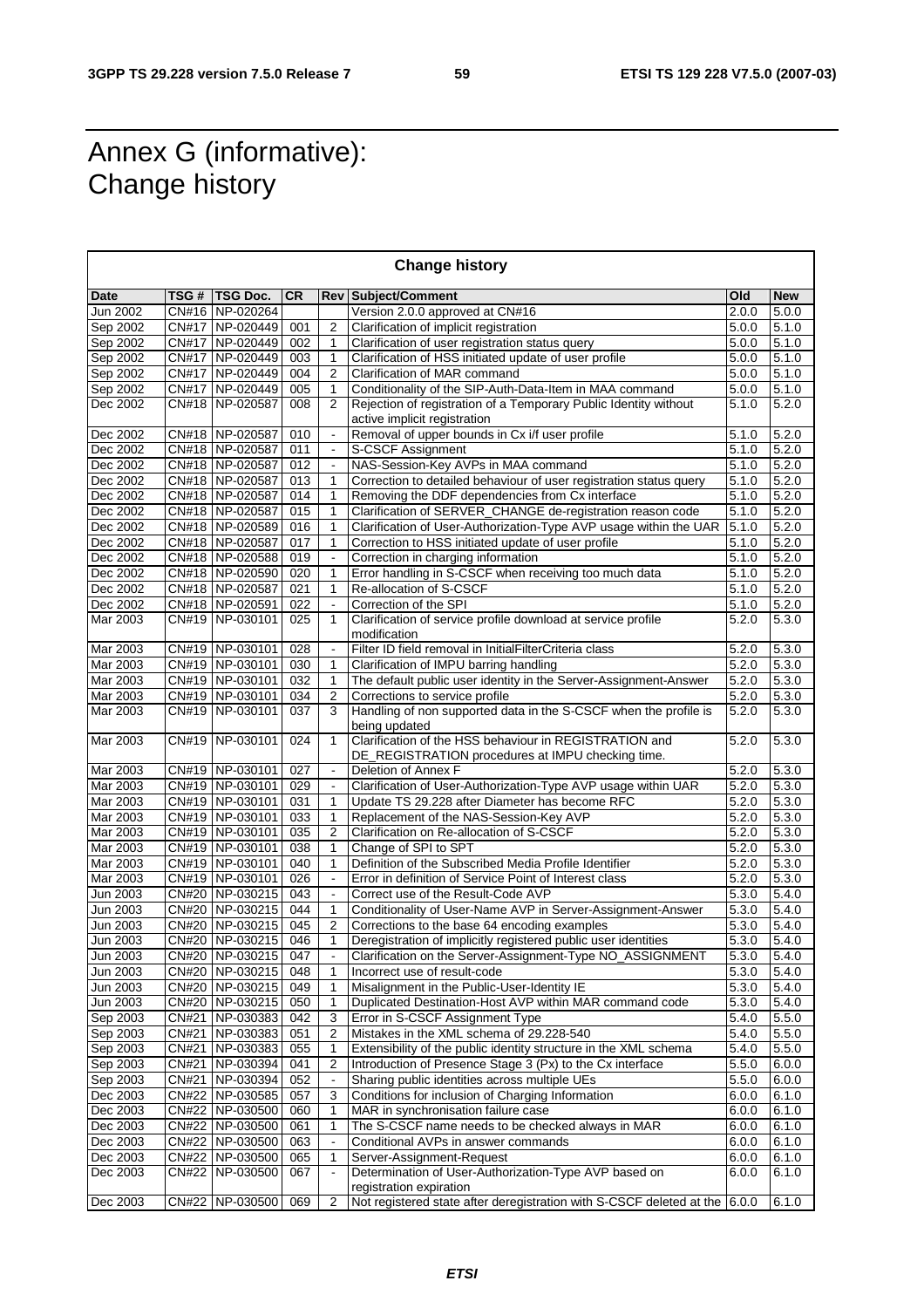# Annex G (informative): Change history

| Change history | | | | | | | |
|---|---|---|---|---|---|---|---|
| **Date** | **TSG #** | **TSG Doc.** | **CR** | **Rev** | **Subject/Comment** | **Old** | **New** |
| Jun 2002 | CN#16 | NP-020264 | | | Version 2.0.0 approved at CN#16 | 2.0.0 | 5.0.0 |
| Sep 2002 | CN#17 | NP-020449 | 001 | 2 | Clarification of implicit registration | 5.0.0 | 5.1.0 |
| Sep 2002 | CN#17 | NP-020449 | 002 | 1 | Clarification of user registration status query | 5.0.0 | 5.1.0 |
| Sep 2002 | CN#17 | NP-020449 | 003 | 1 | Clarification of HSS initiated update of user profile | 5.0.0 | 5.1.0 |
| Sep 2002 | CN#17 | NP-020449 | 004 | 2 | Clarification of MAR command | 5.0.0 | 5.1.0 |
| Sep 2002 | CN#17 | NP-020449 | 005 | 1 | Conditionality of the SIP-Auth-Data-Item in MAA command | 5.0.0 | 5.1.0 |
| Dec 2002 | CN#18 | NP-020587 | 008 | 2 | Rejection of registration of a Temporary Public Identity without active implicit registration | 5.1.0 | 5.2.0 |
| Dec 2002 | CN#18 | NP-020587 | 010 | - | Removal of upper bounds in Cx i/f user profile | 5.1.0 | 5.2.0 |
| Dec 2002 | CN#18 | NP-020587 | 011 | - | S-CSCF Assignment | 5.1.0 | 5.2.0 |
| Dec 2002 | CN#18 | NP-020587 | 012 | - | NAS-Session-Key AVPs in MAA command | 5.1.0 | 5.2.0 |
| Dec 2002 | CN#18 | NP-020587 | 013 | 1 | Correction to detailed behaviour of user registration status query | 5.1.0 | 5.2.0 |
| Dec 2002 | CN#18 | NP-020587 | 014 | 1 | Removing the DDF dependencies from Cx interface | 5.1.0 | 5.2.0 |
| Dec 2002 | CN#18 | NP-020587 | 015 | 1 | Clarification of SERVER_CHANGE de-registration reason code | 5.1.0 | 5.2.0 |
| Dec 2002 | CN#18 | NP-020589 | 016 | 1 | Clarification of User-Authorization-Type AVP usage within the UAR | 5.1.0 | 5.2.0 |
| Dec 2002 | CN#18 | NP-020587 | 017 | 1 | Correction to HSS initiated update of user profile | 5.1.0 | 5.2.0 |
| Dec 2002 | CN#18 | NP-020588 | 019 | - | Correction in charging information | 5.1.0 | 5.2.0 |
| Dec 2002 | CN#18 | NP-020590 | 020 | 1 | Error handling in S-CSCF when receiving too much data | 5.1.0 | 5.2.0 |
| Dec 2002 | CN#18 | NP-020587 | 021 | 1 | Re-allocation of S-CSCF | 5.1.0 | 5.2.0 |
| Dec 2002 | CN#18 | NP-020591 | 022 | - | Correction of the SPI | 5.1.0 | 5.2.0 |
| Mar 2003 | CN#19 | NP-030101 | 025 | 1 | Clarification of service profile download at service profile modification | 5.2.0 | 5.3.0 |
| Mar 2003 | CN#19 | NP-030101 | 028 | - | Filter ID field removal in InitialFilterCriteria class | 5.2.0 | 5.3.0 |
| Mar 2003 | CN#19 | NP-030101 | 030 | 1 | Clarification of IMPU barring handling | 5.2.0 | 5.3.0 |
| Mar 2003 | CN#19 | NP-030101 | 032 | 1 | The default public user identity in the Server-Assignment-Answer | 5.2.0 | 5.3.0 |
| Mar 2003 | CN#19 | NP-030101 | 034 | 2 | Corrections to service profile | 5.2.0 | 5.3.0 |
| Mar 2003 | CN#19 | NP-030101 | 037 | 3 | Handling of non supported data in the S-CSCF when the profile is being updated | 5.2.0 | 5.3.0 |
| Mar 2003 | CN#19 | NP-030101 | 024 | 1 | Clarification of the HSS behaviour in REGISTRATION and DE_REGISTRATION procedures at IMPU checking time. | 5.2.0 | 5.3.0 |
| Mar 2003 | CN#19 | NP-030101 | 027 | - | Deletion of Annex F | 5.2.0 | 5.3.0 |
| Mar 2003 | CN#19 | NP-030101 | 029 | - | Clarification of User-Authorization-Type AVP usage within UAR | 5.2.0 | 5.3.0 |
| Mar 2003 | CN#19 | NP-030101 | 031 | 1 | Update TS 29.228 after Diameter has become RFC | 5.2.0 | 5.3.0 |
| Mar 2003 | CN#19 | NP-030101 | 033 | 1 | Replacement of the NAS-Session-Key AVP | 5.2.0 | 5.3.0 |
| Mar 2003 | CN#19 | NP-030101 | 035 | 2 | Clarification on Re-allocation of S-CSCF | 5.2.0 | 5.3.0 |
| Mar 2003 | CN#19 | NP-030101 | 038 | 1 | Change of SPI to SPT | 5.2.0 | 5.3.0 |
| Mar 2003 | CN#19 | NP-030101 | 040 | 1 | Definition of the Subscribed Media Profile Identifier | 5.2.0 | 5.3.0 |
| Mar 2003 | CN#19 | NP-030101 | 026 | - | Error in definition of Service Point of Interest class | 5.2.0 | 5.3.0 |
| Jun 2003 | CN#20 | NP-030215 | 043 | - | Correct use of the Result-Code AVP | 5.3.0 | 5.4.0 |
| Jun 2003 | CN#20 | NP-030215 | 044 | 1 | Conditionality of User-Name AVP in Server-Assignment-Answer | 5.3.0 | 5.4.0 |
| Jun 2003 | CN#20 | NP-030215 | 045 | 2 | Corrections to the base 64 encoding examples | 5.3.0 | 5.4.0 |
| Jun 2003 | CN#20 | NP-030215 | 046 | 1 | Deregistration of implicitly registered public user identities | 5.3.0 | 5.4.0 |
| Jun 2003 | CN#20 | NP-030215 | 047 | - | Clarification on the Server-Assignment-Type NO_ASSIGNMENT | 5.3.0 | 5.4.0 |
| Jun 2003 | CN#20 | NP-030215 | 048 | 1 | Incorrect use of result-code | 5.3.0 | 5.4.0 |
| Jun 2003 | CN#20 | NP-030215 | 049 | 1 | Misalignment in the Public-User-Identity IE | 5.3.0 | 5.4.0 |
| Jun 2003 | CN#20 | NP-030215 | 050 | 1 | Duplicated Destination-Host AVP within MAR command code | 5.3.0 | 5.4.0 |
| Sep 2003 | CN#21 | NP-030383 | 042 | 3 | Error in S-CSCF Assignment Type | 5.4.0 | 5.5.0 |
| Sep 2003 | CN#21 | NP-030383 | 051 | 2 | Mistakes in the XML schema of 29.228-540 | 5.4.0 | 5.5.0 |
| Sep 2003 | CN#21 | NP-030383 | 055 | 1 | Extensibility of the public identity structure in the XML schema | 5.4.0 | 5.5.0 |
| Sep 2003 | CN#21 | NP-030394 | 041 | 2 | Introduction of Presence Stage 3 (Px) to the Cx interface | 5.5.0 | 6.0.0 |
| Sep 2003 | CN#21 | NP-030394 | 052 | - | Sharing public identities across multiple UEs | 5.5.0 | 6.0.0 |
| Dec 2003 | CN#22 | NP-030585 | 057 | 3 | Conditions for inclusion of Charging Information | 6.0.0 | 6.1.0 |
| Dec 2003 | CN#22 | NP-030500 | 060 | 1 | MAR in synchronisation failure case | 6.0.0 | 6.1.0 |
| Dec 2003 | CN#22 | NP-030500 | 061 | 1 | The S-CSCF name needs to be checked always in MAR | 6.0.0 | 6.1.0 |
| Dec 2003 | CN#22 | NP-030500 | 063 | - | Conditional AVPs in answer commands | 6.0.0 | 6.1.0 |
| Dec 2003 | CN#22 | NP-030500 | 065 | 1 | Server-Assignment-Request | 6.0.0 | 6.1.0 |
| Dec 2003 | CN#22 | NP-030500 | 067 | - | Determination of User-Authorization-Type AVP based on registration expiration | 6.0.0 | 6.1.0 |
| Dec 2003 | CN#22 | NP-030500 | 069 | 2 | Not registered state after deregistration with S-CSCF deleted at the | 6.0.0 | 6.1.0 |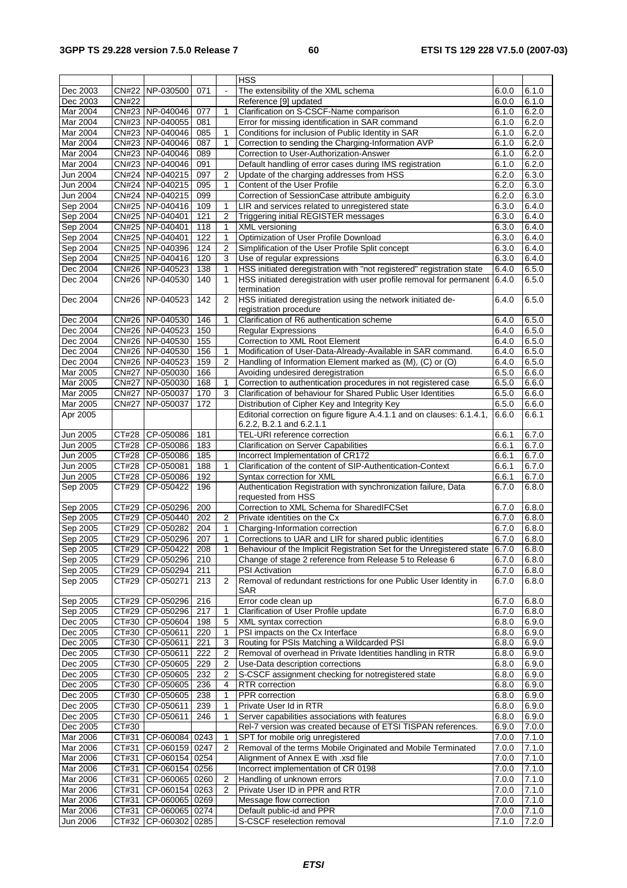| | | | | | HSS | | |
|---|---|---|---|---|---|---|---|
| Dec 2003 | CN#22 | NP-030500 | 071 | - | The extensibility of the XML schema | 6.0.0 | 6.1.0 |
| Dec 2003 | CN#22 | | | | Reference [9] updated | 6.0.0 | 6.1.0 |
| Mar 2004 | CN#23 | NP-040046 | 077 | 1 | Clarification on S-CSCF-Name comparison | 6.1.0 | 6.2.0 |
| Mar 2004 | CN#23 | NP-040055 | 081 | | Error for missing identification in SAR command | 6.1.0 | 6.2.0 |
| Mar 2004 | CN#23 | NP-040046 | 085 | 1 | Conditions for inclusion of Public Identity in SAR | 6.1.0 | 6.2.0 |
| Mar 2004 | CN#23 | NP-040046 | 087 | 1 | Correction to sending the Charging-Information AVP | 6.1.0 | 6.2.0 |
| Mar 2004 | CN#23 | NP-040046 | 089 | | Correction to User-Authorization-Answer | 6.1.0 | 6.2.0 |
| Mar 2004 | CN#23 | NP-040046 | 091 | | Default handling of error cases during IMS registration | 6.1.0 | 6.2.0 |
| Jun 2004 | CN#24 | NP-040215 | 097 | 2 | Update of the charging addresses from HSS | 6.2.0 | 6.3.0 |
| Jun 2004 | CN#24 | NP-040215 | 095 | 1 | Content of the User Profile | 6.2.0 | 6.3.0 |
| Jun 2004 | CN#24 | NP-040215 | 099 | | Correction of SessionCase attribute ambiguity | 6.2.0 | 6.3.0 |
| Sep 2004 | CN#25 | NP-040416 | 109 | 1 | LIR and services related to unregistered state | 6.3.0 | 6.4.0 |
| Sep 2004 | CN#25 | NP-040401 | 121 | 2 | Triggering initial REGISTER messages | 6.3.0 | 6.4.0 |
| Sep 2004 | CN#25 | NP-040401 | 118 | 1 | XML versioning | 6.3.0 | 6.4.0 |
| Sep 2004 | CN#25 | NP-040401 | 122 | 1 | Optimization of User Profile Download | 6.3.0 | 6.4.0 |
| Sep 2004 | CN#25 | NP-040396 | 124 | 2 | Simplification of the User Profile Split concept | 6.3.0 | 6.4.0 |
| Sep 2004 | CN#25 | NP-040416 | 120 | 3 | Use of regular expressions | 6.3.0 | 6.4.0 |
| Dec 2004 | CN#26 | NP-040523 | 138 | 1 | HSS initiated deregistration with "not registered" registration state | 6.4.0 | 6.5.0 |
| Dec 2004 | CN#26 | NP-040530 | 140 | 1 | HSS initiated deregistration with user profile removal for permanent termination | 6.4.0 | 6.5.0 |
| Dec 2004 | CN#26 | NP-040523 | 142 | 2 | HSS initiated deregistration using the network initiated de-registration procedure | 6.4.0 | 6.5.0 |
| Dec 2004 | CN#26 | NP-040530 | 146 | 1 | Clarification of R6 authentication scheme | 6.4.0 | 6.5.0 |
| Dec 2004 | CN#26 | NP-040523 | 150 | | Regular Expressions | 6.4.0 | 6.5.0 |
| Dec 2004 | CN#26 | NP-040530 | 155 | | Correction to XML Root Element | 6.4.0 | 6.5.0 |
| Dec 2004 | CN#26 | NP-040530 | 156 | 1 | Modification of User-Data-Already-Available in SAR command. | 6.4.0 | 6.5.0 |
| Dec 2004 | CN#26 | NP-040523 | 159 | 2 | Handling of Information Element marked as (M), (C) or (O) | 6.4.0 | 6.5.0 |
| Mar 2005 | CN#27 | NP-050030 | 166 | | Avoiding undesired deregistration | 6.5.0 | 6.6.0 |
| Mar 2005 | CN#27 | NP-050030 | 168 | 1 | Correction to authentication procedures in not registered case | 6.5.0 | 6.6.0 |
| Mar 2005 | CN#27 | NP-050037 | 170 | 3 | Clarification of behaviour for Shared Public User Identities | 6.5.0 | 6.6.0 |
| Mar 2005 | CN#27 | NP-050037 | 172 | | Distribution of Cipher Key and Integrity Key | 6.5.0 | 6.6.0 |
| Apr 2005 | | | | | Editorial correction on figure figure A.4.1.1 and on clauses: 6.1.4.1, 6.2.2, B.2.1 and 6.2.1.1 | 6.6.0 | 6.6.1 |
| Jun 2005 | CT#28 | CP-050086 | 181 | | TEL-URI reference correction | 6.6.1 | 6.7.0 |
| Jun 2005 | CT#28 | CP-050086 | 183 | | Clarification on Server Capabilities | 6.6.1 | 6.7.0 |
| Jun 2005 | CT#28 | CP-050086 | 185 | | Incorrect Implementation of CR172 | 6.6.1 | 6.7.0 |
| Jun 2005 | CT#28 | CP-050081 | 188 | 1 | Clarification of the content of SIP-Authentication-Context | 6.6.1 | 6.7.0 |
| Jun 2005 | CT#28 | CP-050086 | 192 | | Syntax correction for XML | 6.6.1 | 6.7.0 |
| Sep 2005 | CT#29 | CP-050422 | 196 | | Authentication Registration with synchronization failure, Data requested from HSS | 6.7.0 | 6.8.0 |
| Sep 2005 | CT#29 | CP-050296 | 200 | | Correction to XML Schema for SharedIFCSet | 6.7.0 | 6.8.0 |
| Sep 2005 | CT#29 | CP-050440 | 202 | 2 | Private identities on the Cx | 6.7.0 | 6.8.0 |
| Sep 2005 | CT#29 | CP-050282 | 204 | 1 | Charging-Information correction | 6.7.0 | 6.8.0 |
| Sep 2005 | CT#29 | CP-050296 | 207 | 1 | Corrections to UAR and LIR for shared public identities | 6.7.0 | 6.8.0 |
| Sep 2005 | CT#29 | CP-050422 | 208 | 1 | Behaviour of the Implicit Registration Set for the Unregistered state | 6.7.0 | 6.8.0 |
| Sep 2005 | CT#29 | CP-050296 | 210 | | Change of stage 2 reference from Release 5 to Release 6 | 6.7.0 | 6.8.0 |
| Sep 2005 | CT#29 | CP-050294 | 211 | | PSI Activation | 6.7.0 | 6.8.0 |
| Sep 2005 | CT#29 | CP-050271 | 213 | 2 | Removal of redundant restrictions for one Public User Identity in SAR | 6.7.0 | 6.8.0 |
| Sep 2005 | CT#29 | CP-050296 | 216 | | Error code clean up | 6.7.0 | 6.8.0 |
| Sep 2005 | CT#29 | CP-050296 | 217 | 1 | Clarification of User Profile update | 6.7.0 | 6.8.0 |
| Dec 2005 | CT#30 | CP-050604 | 198 | 5 | XML syntax correction | 6.8.0 | 6.9.0 |
| Dec 2005 | CT#30 | CP-050611 | 220 | 1 | PSI impacts on the Cx Interface | 6.8.0 | 6.9.0 |
| Dec 2005 | CT#30 | CP-050611 | 221 | 3 | Routing for PSIs Matching a Wildcarded PSI | 6.8.0 | 6.9.0 |
| Dec 2005 | CT#30 | CP-050611 | 222 | 2 | Removal of overhead in Private Identities handling in RTR | 6.8.0 | 6.9.0 |
| Dec 2005 | CT#30 | CP-050605 | 229 | 2 | Use-Data description corrections | 6.8.0 | 6.9.0 |
| Dec 2005 | CT#30 | CP-050605 | 232 | 2 | S-CSCF assignment checking for notregistered state | 6.8.0 | 6.9.0 |
| Dec 2005 | CT#30 | CP-050605 | 236 | 4 | RTR correction | 6.8.0 | 6.9.0 |
| Dec 2005 | CT#30 | CP-050605 | 238 | 1 | PPR correction | 6.8.0 | 6.9.0 |
| Dec 2005 | CT#30 | CP-050611 | 239 | 1 | Private User Id in RTR | 6.8.0 | 6.9.0 |
| Dec 2005 | CT#30 | CP-050611 | 246 | 1 | Server capabilities associations with features | 6.8.0 | 6.9.0 |
| Dec 2005 | CT#30 | | | | Rel-7 version was created because of ETSI TISPAN references. | 6.9.0 | 7.0.0 |
| Mar 2006 | CT#31 | CP-060084 | 0243 | 1 | SPT for mobile orig unregistered | 7.0.0 | 7.1.0 |
| Mar 2006 | CT#31 | CP-060159 | 0247 | 2 | Removal of the terms Mobile Originated and Mobile Terminated | 7.0.0 | 7.1.0 |
| Mar 2006 | CT#31 | CP-060154 | 0254 | | Alignment of Annex E with .xsd file | 7.0.0 | 7.1.0 |
| Mar 2006 | CT#31 | CP-060154 | 0256 | | Incorrect implementation of CR 0198 | 7.0.0 | 7.1.0 |
| Mar 2006 | CT#31 | CP-060065 | 0260 | 2 | Handling of unknown errors | 7.0.0 | 7.1.0 |
| Mar 2006 | CT#31 | CP-060154 | 0263 | 2 | Private User ID in PPR and RTR | 7.0.0 | 7.1.0 |
| Mar 2006 | CT#31 | CP-060065 | 0269 | | Message flow correction | 7.0.0 | 7.1.0 |
| Mar 2006 | CT#31 | CP-060065 | 0274 | | Default public-id and PPR | 7.0.0 | 7.1.0 |
| Jun 2006 | CT#32 | CP-060302 | 0285 | | S-CSCF reselection removal | 7.1.0 | 7.2.0 |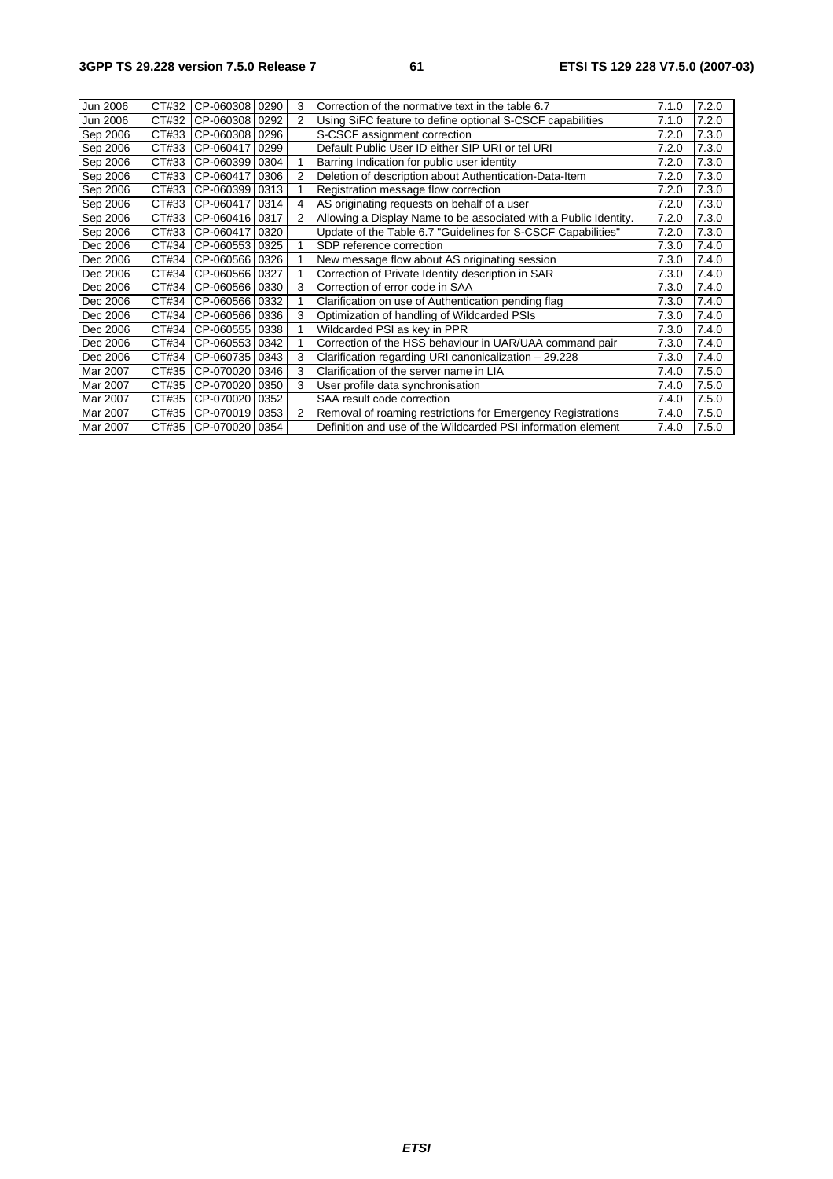| | | | | | | | |
|---|---|---|---|---|---|---|---|
| Jun 2006 | CT#32 | CP-060308 | 0290 | 3 | Correction of the normative text in the table 6.7 | 7.1.0 | 7.2.0 |
| Jun 2006 | CT#32 | CP-060308 | 0292 | 2 | Using SiFC feature to define optional S-CSCF capabilities | 7.1.0 | 7.2.0 |
| Sep 2006 | CT#33 | CP-060308 | 0296 | | S-CSCF assignment correction | 7.2.0 | 7.3.0 |
| Sep 2006 | CT#33 | CP-060417 | 0299 | | Default Public User ID either SIP URI or tel URI | 7.2.0 | 7.3.0 |
| Sep 2006 | CT#33 | CP-060399 | 0304 | 1 | Barring Indication for public user identity | 7.2.0 | 7.3.0 |
| Sep 2006 | CT#33 | CP-060417 | 0306 | 2 | Deletion of description about Authentication-Data-Item | 7.2.0 | 7.3.0 |
| Sep 2006 | CT#33 | CP-060399 | 0313 | 1 | Registration message flow correction | 7.2.0 | 7.3.0 |
| Sep 2006 | CT#33 | CP-060417 | 0314 | 4 | AS originating requests on behalf of a user | 7.2.0 | 7.3.0 |
| Sep 2006 | CT#33 | CP-060416 | 0317 | 2 | Allowing a Display Name to be associated with a Public Identity. | 7.2.0 | 7.3.0 |
| Sep 2006 | CT#33 | CP-060417 | 0320 | | Update of the Table 6.7 "Guidelines for S-CSCF Capabilities" | 7.2.0 | 7.3.0 |
| Dec 2006 | CT#34 | CP-060553 | 0325 | 1 | SDP reference correction | 7.3.0 | 7.4.0 |
| Dec 2006 | CT#34 | CP-060566 | 0326 | 1 | New message flow about AS originating session | 7.3.0 | 7.4.0 |
| Dec 2006 | CT#34 | CP-060566 | 0327 | 1 | Correction of Private Identity description in SAR | 7.3.0 | 7.4.0 |
| Dec 2006 | CT#34 | CP-060566 | 0330 | 3 | Correction of error code in SAA | 7.3.0 | 7.4.0 |
| Dec 2006 | CT#34 | CP-060566 | 0332 | 1 | Clarification on use of Authentication pending flag | 7.3.0 | 7.4.0 |
| Dec 2006 | CT#34 | CP-060566 | 0336 | 3 | Optimization of handling of Wildcarded PSIs | 7.3.0 | 7.4.0 |
| Dec 2006 | CT#34 | CP-060555 | 0338 | 1 | Wildcarded PSI as key in PPR | 7.3.0 | 7.4.0 |
| Dec 2006 | CT#34 | CP-060553 | 0342 | 1 | Correction of the HSS behaviour in UAR/UAA command pair | 7.3.0 | 7.4.0 |
| Dec 2006 | CT#34 | CP-060735 | 0343 | 3 | Clarification regarding URI canonicalization – 29.228 | 7.3.0 | 7.4.0 |
| Mar 2007 | CT#35 | CP-070020 | 0346 | 3 | Clarification of the server name in LIA | 7.4.0 | 7.5.0 |
| Mar 2007 | CT#35 | CP-070020 | 0350 | 3 | User profile data synchronisation | 7.4.0 | 7.5.0 |
| Mar 2007 | CT#35 | CP-070020 | 0352 | | SAA result code correction | 7.4.0 | 7.5.0 |
| Mar 2007 | CT#35 | CP-070019 | 0353 | 2 | Removal of roaming restrictions for Emergency Registrations | 7.4.0 | 7.5.0 |
| Mar 2007 | CT#35 | CP-070020 | 0354 | | Definition and use of the Wildcarded PSI information element | 7.4.0 | 7.5.0 |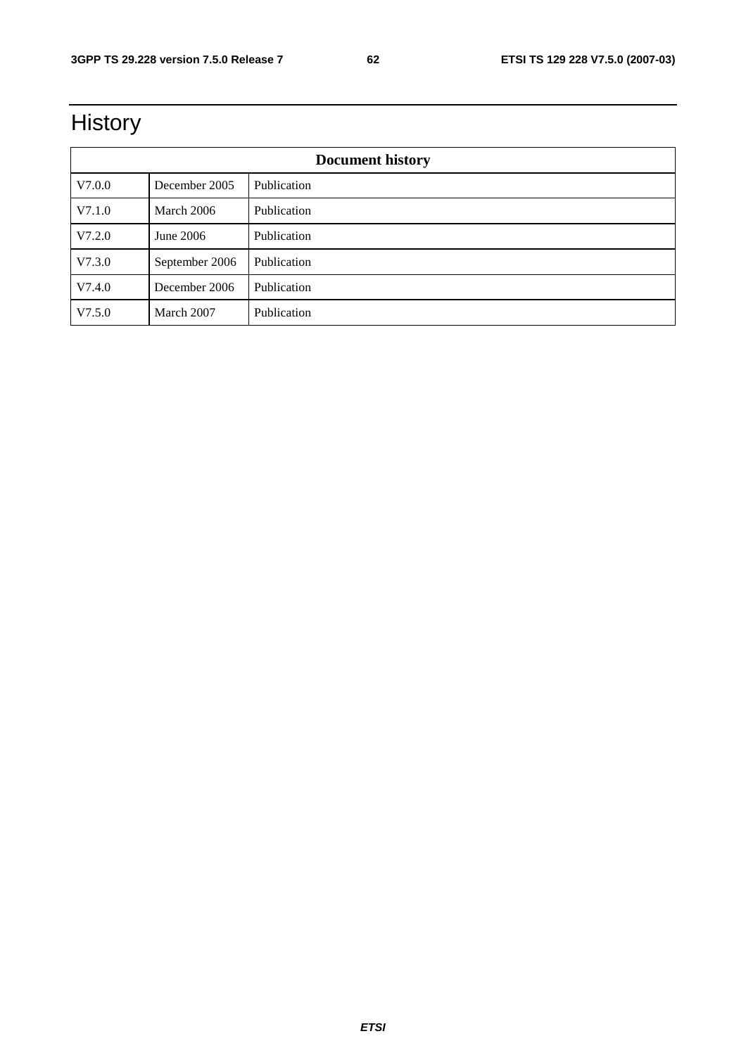# History

| Document history | | |
|---|---|---|
| V7.0.0 | December 2005 | Publication |
| V7.1.0 | March 2006 | Publication |
| V7.2.0 | June 2006 | Publication |
| V7.3.0 | September 2006 | Publication |
| V7.4.0 | December 2006 | Publication |
| V7.5.0 | March 2007 | Publication |